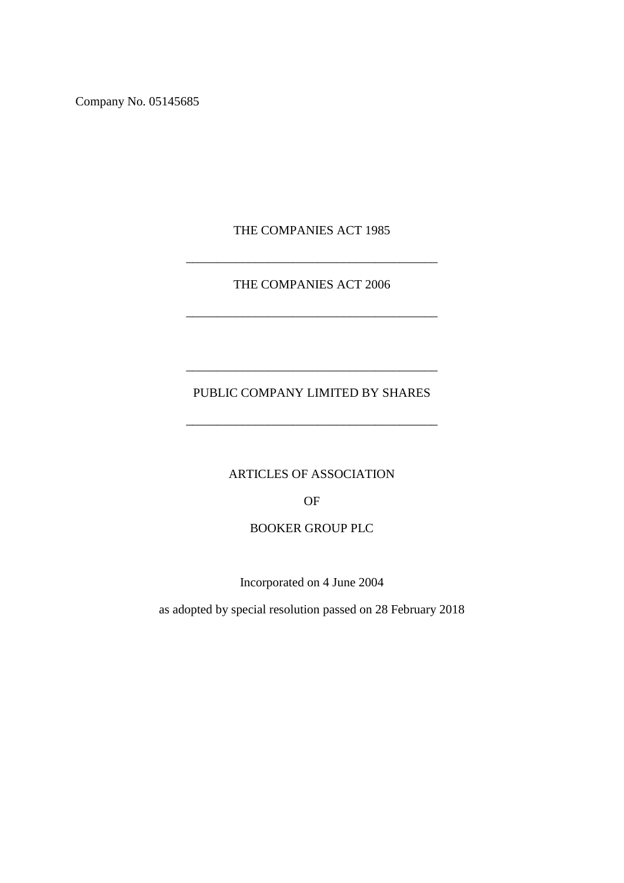Company No. 05145685

THE COMPANIES ACT 1985

---

THE COMPANIES ACT 2006

---

---

PUBLIC COMPANY LIMITED BY SHARES

---

ARTICLES OF ASSOCIATION

OF

BOOKER GROUP PLC

Incorporated on 4 June 2004

as adopted by special resolution passed on 28 February 2018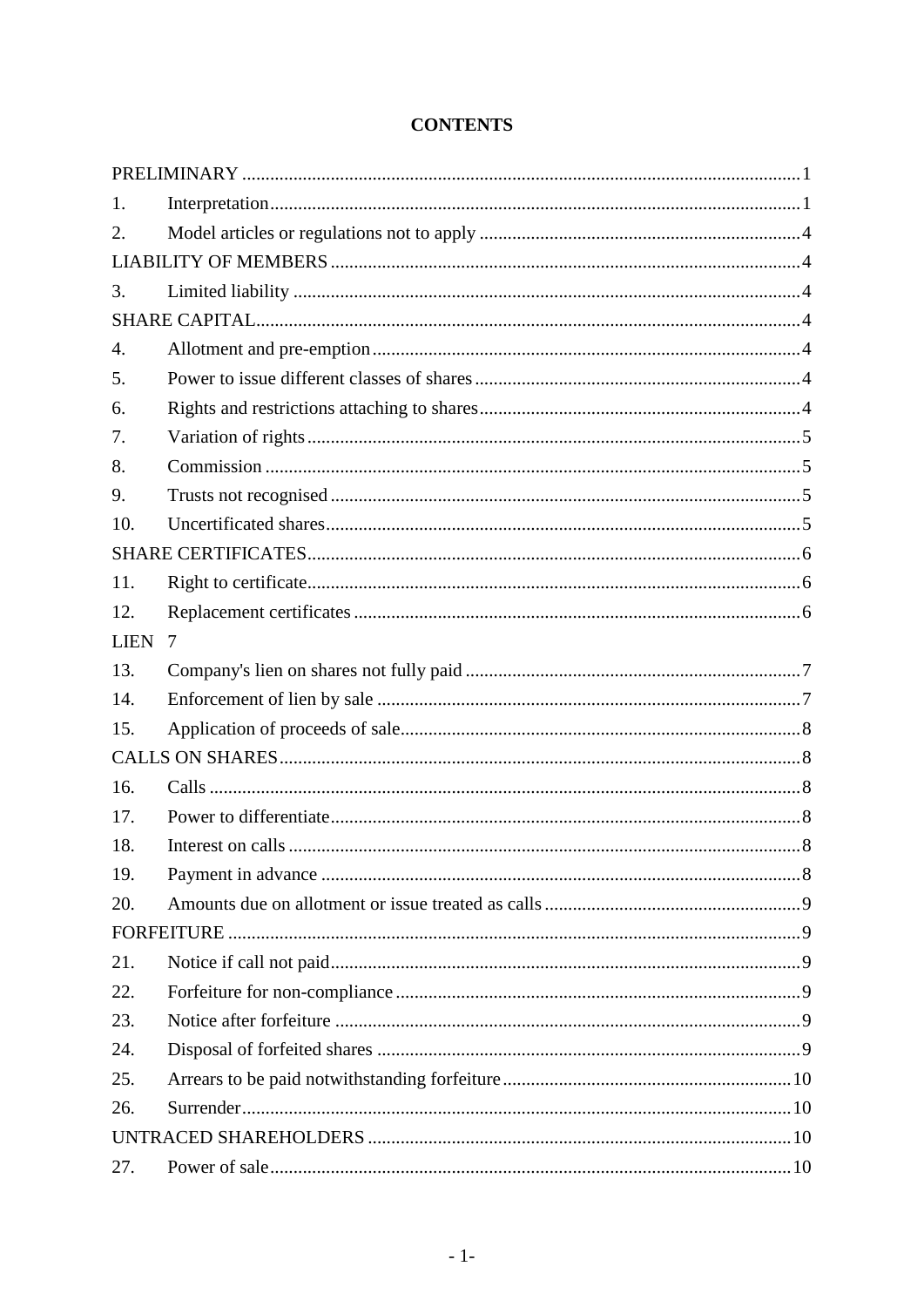# CONTENTS

| | | |
|---|---|---|
| PRELIMINARY | | 1 |
| 1. | Interpretation | 1 |
| 2. | Model articles or regulations not to apply | 4 |
| LIABILITY OF MEMBERS | | 4 |
| 3. | Limited liability | 4 |
| SHARE CAPITAL | | 4 |
| 4. | Allotment and pre-emption | 4 |
| 5. | Power to issue different classes of shares | 4 |
| 6. | Rights and restrictions attaching to shares | 4 |
| 7. | Variation of rights | 5 |
| 8. | Commission | 5 |
| 9. | Trusts not recognised | 5 |
| 10. | Uncertificated shares | 5 |
| SHARE CERTIFICATES | | 6 |
| 11. | Right to certificate | 6 |
| 12. | Replacement certificates | 6 |
| LIEN | | 7 |
| 13. | Company's lien on shares not fully paid | 7 |
| 14. | Enforcement of lien by sale | 7 |
| 15. | Application of proceeds of sale | 8 |
| CALLS ON SHARES | | 8 |
| 16. | Calls | 8 |
| 17. | Power to differentiate | 8 |
| 18. | Interest on calls | 8 |
| 19. | Payment in advance | 8 |
| 20. | Amounts due on allotment or issue treated as calls | 9 |
| FORFEITURE | | 9 |
| 21. | Notice if call not paid | 9 |
| 22. | Forfeiture for non-compliance | 9 |
| 23. | Notice after forfeiture | 9 |
| 24. | Disposal of forfeited shares | 9 |
| 25. | Arrears to be paid notwithstanding forfeiture | 10 |
| 26. | Surrender | 10 |
| UNTRACED SHAREHOLDERS | | 10 |
| 27. | Power of sale | 10 |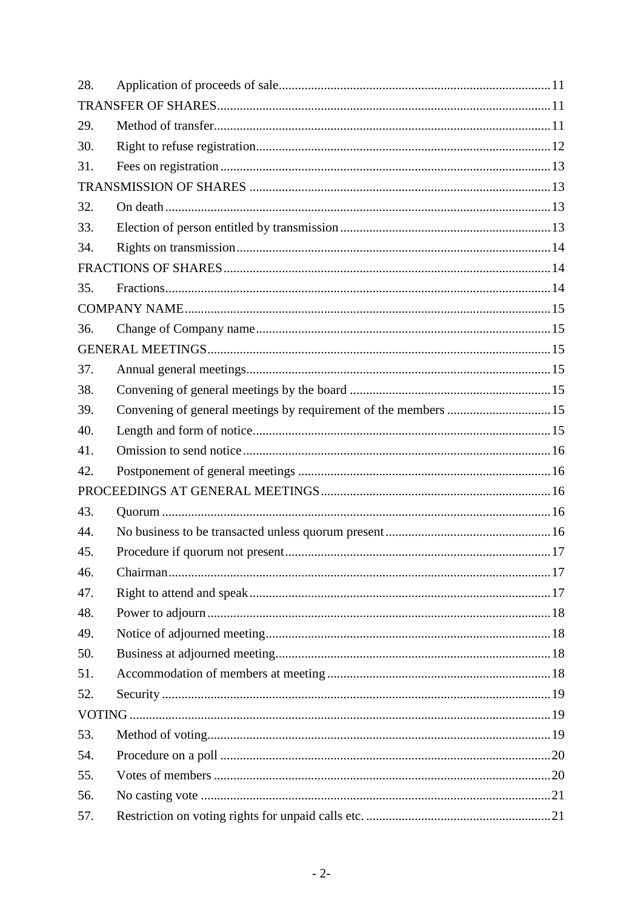| | | |
|---|---|---|
| 28. | Application of proceeds of sale | 11 |
| TRANSFER OF SHARES | | 11 |
| 29. | Method of transfer | 11 |
| 30. | Right to refuse registration | 12 |
| 31. | Fees on registration | 13 |
| TRANSMISSION OF SHARES | | 13 |
| 32. | On death | 13 |
| 33. | Election of person entitled by transmission | 13 |
| 34. | Rights on transmission | 14 |
| FRACTIONS OF SHARES | | 14 |
| 35. | Fractions | 14 |
| COMPANY NAME | | 15 |
| 36. | Change of Company name | 15 |
| GENERAL MEETINGS | | 15 |
| 37. | Annual general meetings | 15 |
| 38. | Convening of general meetings by the board | 15 |
| 39. | Convening of general meetings by requirement of the members | 15 |
| 40. | Length and form of notice | 15 |
| 41. | Omission to send notice | 16 |
| 42. | Postponement of general meetings | 16 |
| PROCEEDINGS AT GENERAL MEETINGS | | 16 |
| 43. | Quorum | 16 |
| 44. | No business to be transacted unless quorum present | 16 |
| 45. | Procedure if quorum not present | 17 |
| 46. | Chairman | 17 |
| 47. | Right to attend and speak | 17 |
| 48. | Power to adjourn | 18 |
| 49. | Notice of adjourned meeting | 18 |
| 50. | Business at adjourned meeting | 18 |
| 51. | Accommodation of members at meeting | 18 |
| 52. | Security | 19 |
| VOTING | | 19 |
| 53. | Method of voting | 19 |
| 54. | Procedure on a poll | 20 |
| 55. | Votes of members | 20 |
| 56. | No casting vote | 21 |
| 57. | Restriction on voting rights for unpaid calls etc. | 21 |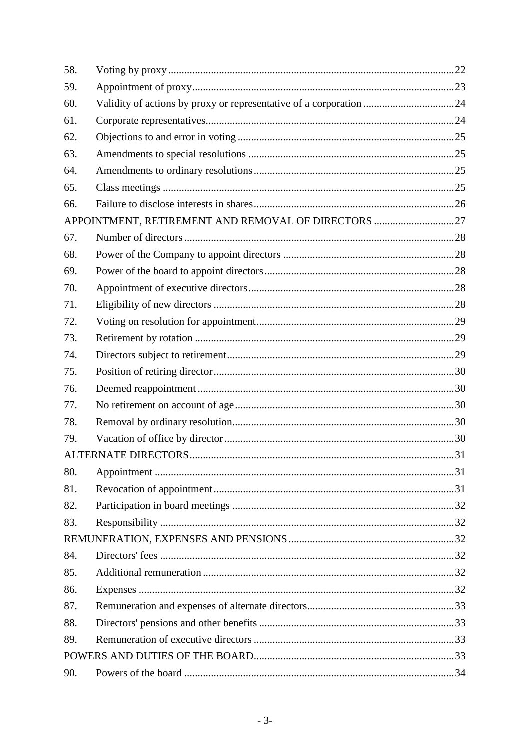| | | |
|---|---|---|
| 58. | Voting by proxy | 22 |
| 59. | Appointment of proxy | 23 |
| 60. | Validity of actions by proxy or representative of a corporation | 24 |
| 61. | Corporate representatives | 24 |
| 62. | Objections to and error in voting | 25 |
| 63. | Amendments to special resolutions | 25 |
| 64. | Amendments to ordinary resolutions | 25 |
| 65. | Class meetings | 25 |
| 66. | Failure to disclose interests in shares | 26 |
| APPOINTMENT, RETIREMENT AND REMOVAL OF DIRECTORS | | 27 |
| 67. | Number of directors | 28 |
| 68. | Power of the Company to appoint directors | 28 |
| 69. | Power of the board to appoint directors | 28 |
| 70. | Appointment of executive directors | 28 |
| 71. | Eligibility of new directors | 28 |
| 72. | Voting on resolution for appointment | 29 |
| 73. | Retirement by rotation | 29 |
| 74. | Directors subject to retirement | 29 |
| 75. | Position of retiring director | 30 |
| 76. | Deemed reappointment | 30 |
| 77. | No retirement on account of age | 30 |
| 78. | Removal by ordinary resolution | 30 |
| 79. | Vacation of office by director | 30 |
| ALTERNATE DIRECTORS | | 31 |
| 80. | Appointment | 31 |
| 81. | Revocation of appointment | 31 |
| 82. | Participation in board meetings | 32 |
| 83. | Responsibility | 32 |
| REMUNERATION, EXPENSES AND PENSIONS | | 32 |
| 84. | Directors' fees | 32 |
| 85. | Additional remuneration | 32 |
| 86. | Expenses | 32 |
| 87. | Remuneration and expenses of alternate directors | 33 |
| 88. | Directors' pensions and other benefits | 33 |
| 89. | Remuneration of executive directors | 33 |
| POWERS AND DUTIES OF THE BOARD | | 33 |
| 90. | Powers of the board | 34 |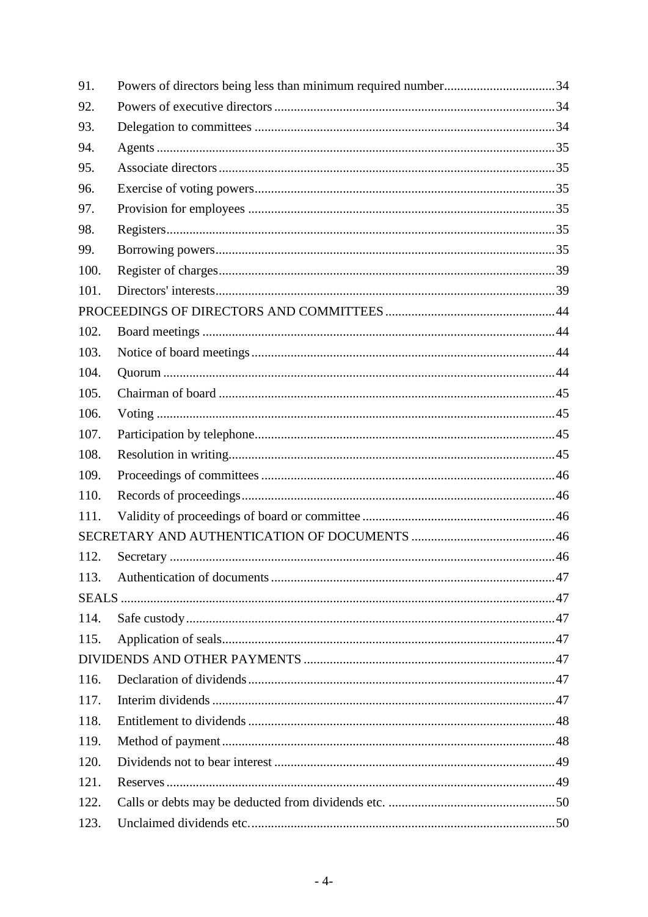| | | |
|---|---|---|
| 91. | Powers of directors being less than minimum required number | 34 |
| 92. | Powers of executive directors | 34 |
| 93. | Delegation to committees | 34 |
| 94. | Agents | 35 |
| 95. | Associate directors | 35 |
| 96. | Exercise of voting powers | 35 |
| 97. | Provision for employees | 35 |
| 98. | Registers | 35 |
| 99. | Borrowing powers | 35 |
| 100. | Register of charges | 39 |
| 101. | Directors' interests | 39 |
| PROCEEDINGS OF DIRECTORS AND COMMITTEES | | 44 |
| 102. | Board meetings | 44 |
| 103. | Notice of board meetings | 44 |
| 104. | Quorum | 44 |
| 105. | Chairman of board | 45 |
| 106. | Voting | 45 |
| 107. | Participation by telephone | 45 |
| 108. | Resolution in writing | 45 |
| 109. | Proceedings of committees | 46 |
| 110. | Records of proceedings | 46 |
| 111. | Validity of proceedings of board or committee | 46 |
| SECRETARY AND AUTHENTICATION OF DOCUMENTS | | 46 |
| 112. | Secretary | 46 |
| 113. | Authentication of documents | 47 |
| SEALS | | 47 |
| 114. | Safe custody | 47 |
| 115. | Application of seals | 47 |
| DIVIDENDS AND OTHER PAYMENTS | | 47 |
| 116. | Declaration of dividends | 47 |
| 117. | Interim dividends | 47 |
| 118. | Entitlement to dividends | 48 |
| 119. | Method of payment | 48 |
| 120. | Dividends not to bear interest | 49 |
| 121. | Reserves | 49 |
| 122. | Calls or debts may be deducted from dividends etc. | 50 |
| 123. | Unclaimed dividends etc. | 50 |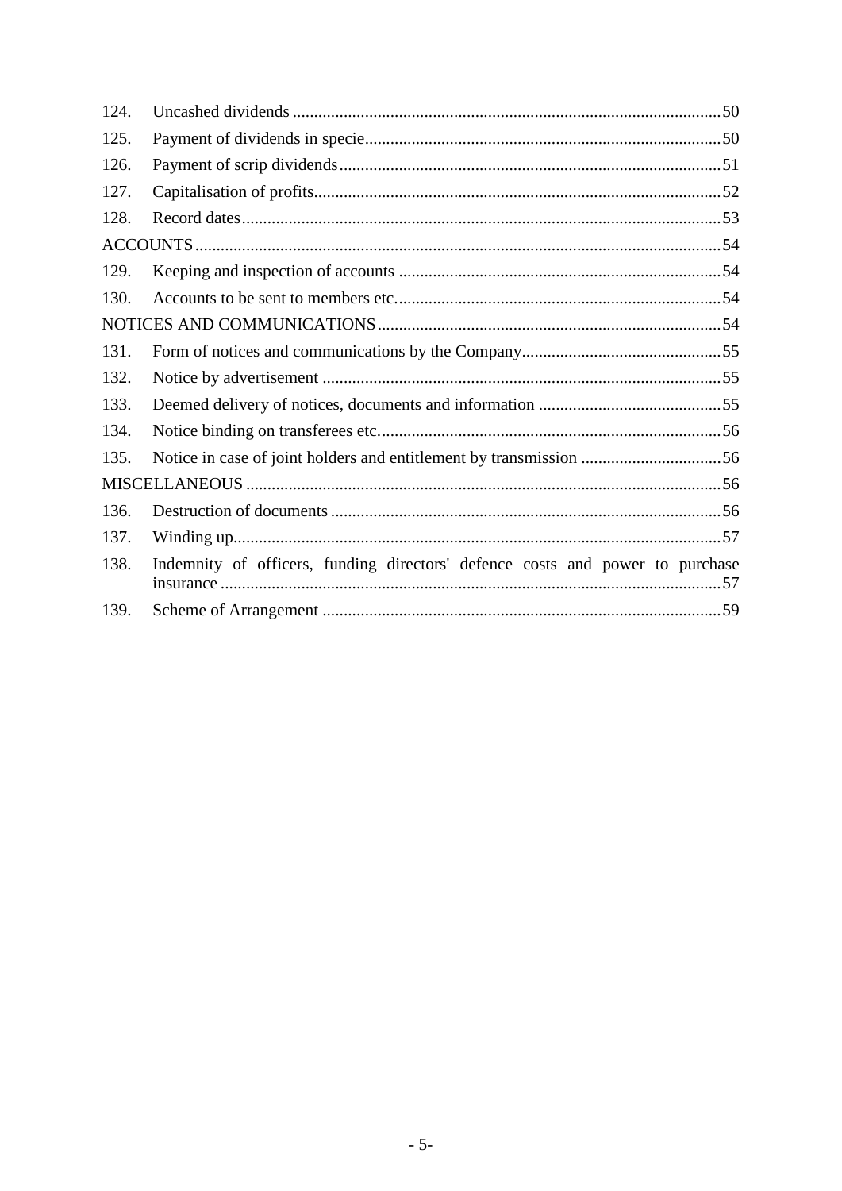| | | |
|---|---|---|
| 124. | Uncashed dividends | 50 |
| 125. | Payment of dividends in specie | 50 |
| 126. | Payment of scrip dividends | 51 |
| 127. | Capitalisation of profits | 52 |
| 128. | Record dates | 53 |
| ACCOUNTS | | 54 |
| 129. | Keeping and inspection of accounts | 54 |
| 130. | Accounts to be sent to members etc. | 54 |
| NOTICES AND COMMUNICATIONS | | 54 |
| 131. | Form of notices and communications by the Company | 55 |
| 132. | Notice by advertisement | 55 |
| 133. | Deemed delivery of notices, documents and information | 55 |
| 134. | Notice binding on transferees etc. | 56 |
| 135. | Notice in case of joint holders and entitlement by transmission | 56 |
| MISCELLANEOUS | | 56 |
| 136. | Destruction of documents | 56 |
| 137. | Winding up | 57 |
| 138. | Indemnity of officers, funding directors' defence costs and power to purchase insurance | 57 |
| 139. | Scheme of Arrangement | 59 |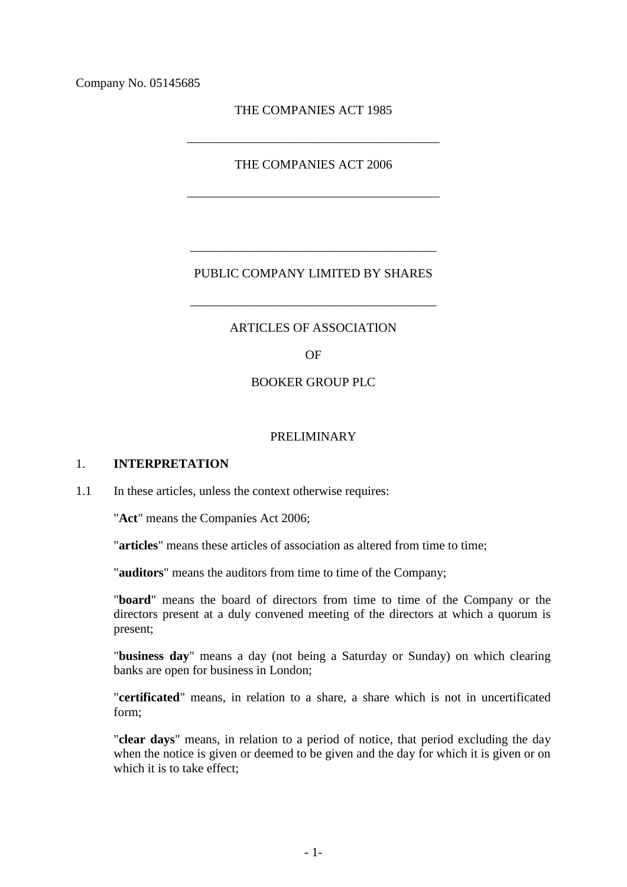Company No. 05145685

THE COMPANIES ACT 1985

---

THE COMPANIES ACT 2006

---

---

PUBLIC COMPANY LIMITED BY SHARES

---

ARTICLES OF ASSOCIATION

OF

BOOKER GROUP PLC

PRELIMINARY

## 1. INTERPRETATION

1.1 In these articles, unless the context otherwise requires:

"**Act**" means the Companies Act 2006;

"**articles**" means these articles of association as altered from time to time;

"**auditors**" means the auditors from time to time of the Company;

"**board**" means the board of directors from time to time of the Company or the directors present at a duly convened meeting of the directors at which a quorum is present;

"**business day**" means a day (not being a Saturday or Sunday) on which clearing banks are open for business in London;

"**certificated**" means, in relation to a share, a share which is not in uncertificated form;

"**clear days**" means, in relation to a period of notice, that period excluding the day when the notice is given or deemed to be given and the day for which it is given or on which it is to take effect;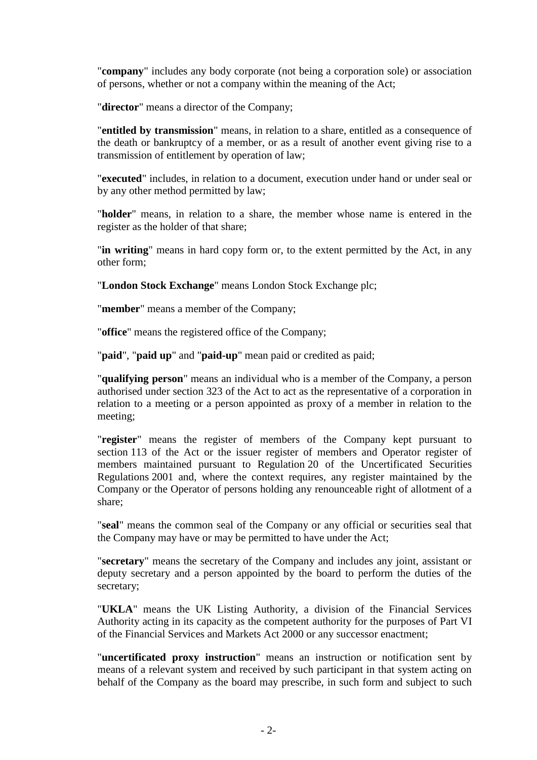"**company**" includes any body corporate (not being a corporation sole) or association of persons, whether or not a company within the meaning of the Act;

"**director**" means a director of the Company;

"**entitled by transmission**" means, in relation to a share, entitled as a consequence of the death or bankruptcy of a member, or as a result of another event giving rise to a transmission of entitlement by operation of law;

"**executed**" includes, in relation to a document, execution under hand or under seal or by any other method permitted by law;

"**holder**" means, in relation to a share, the member whose name is entered in the register as the holder of that share;

"**in writing**" means in hard copy form or, to the extent permitted by the Act, in any other form;

"**London Stock Exchange**" means London Stock Exchange plc;

"**member**" means a member of the Company;

"**office**" means the registered office of the Company;

"**paid**", "**paid up**" and "**paid-up**" mean paid or credited as paid;

"**qualifying person**" means an individual who is a member of the Company, a person authorised under section 323 of the Act to act as the representative of a corporation in relation to a meeting or a person appointed as proxy of a member in relation to the meeting;

"**register**" means the register of members of the Company kept pursuant to section 113 of the Act or the issuer register of members and Operator register of members maintained pursuant to Regulation 20 of the Uncertificated Securities Regulations 2001 and, where the context requires, any register maintained by the Company or the Operator of persons holding any renounceable right of allotment of a share;

"**seal**" means the common seal of the Company or any official or securities seal that the Company may have or may be permitted to have under the Act;

"**secretary**" means the secretary of the Company and includes any joint, assistant or deputy secretary and a person appointed by the board to perform the duties of the secretary;

"**UKLA**" means the UK Listing Authority, a division of the Financial Services Authority acting in its capacity as the competent authority for the purposes of Part VI of the Financial Services and Markets Act 2000 or any successor enactment;

"**uncertificated proxy instruction**" means an instruction or notification sent by means of a relevant system and received by such participant in that system acting on behalf of the Company as the board may prescribe, in such form and subject to such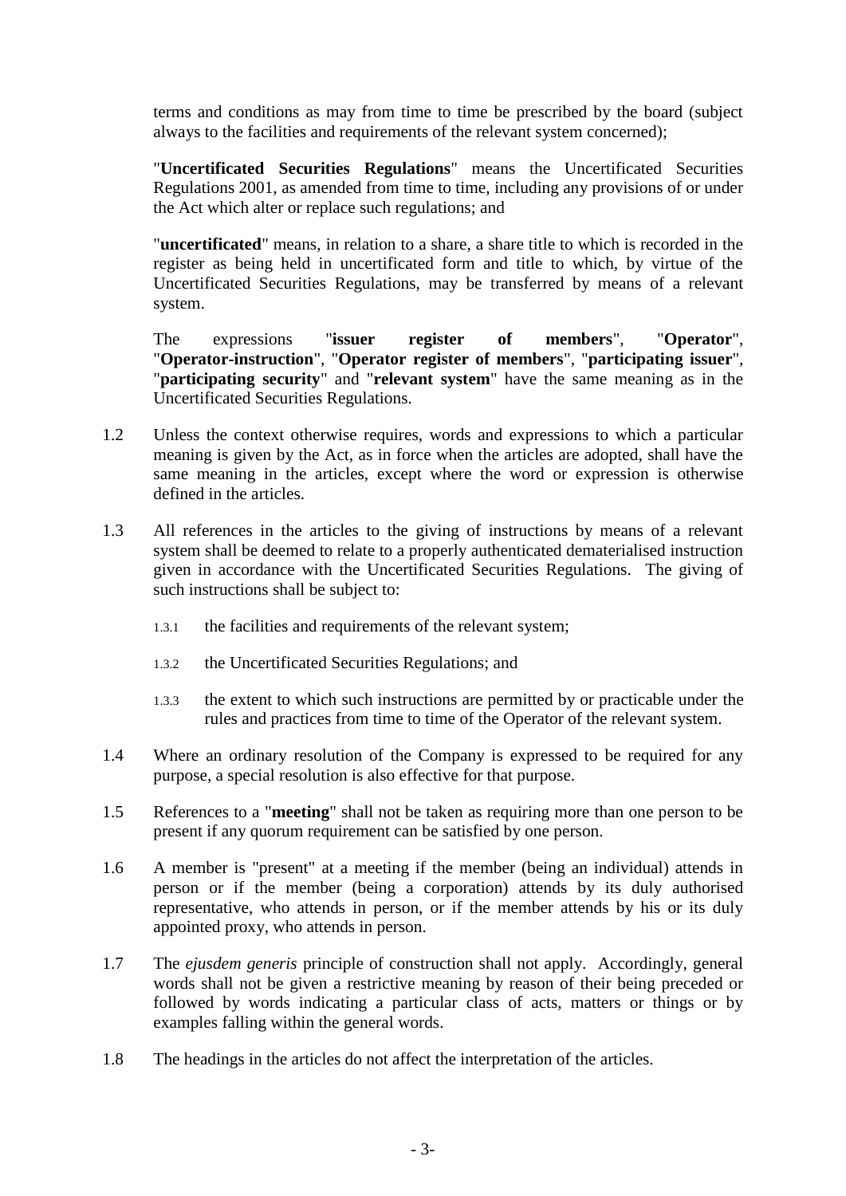terms and conditions as may from time to time be prescribed by the board (subject always to the facilities and requirements of the relevant system concerned);

"**Uncertificated Securities Regulations**" means the Uncertificated Securities Regulations 2001, as amended from time to time, including any provisions of or under the Act which alter or replace such regulations; and

"**uncertificated**" means, in relation to a share, a share title to which is recorded in the register as being held in uncertificated form and title to which, by virtue of the Uncertificated Securities Regulations, may be transferred by means of a relevant system.

The expressions "**issuer register of members**", "**Operator**", "**Operator-instruction**", "**Operator register of members**", "**participating issuer**", "**participating security**" and "**relevant system**" have the same meaning as in the Uncertificated Securities Regulations.

1.2 Unless the context otherwise requires, words and expressions to which a particular meaning is given by the Act, as in force when the articles are adopted, shall have the same meaning in the articles, except where the word or expression is otherwise defined in the articles.

1.3 All references in the articles to the giving of instructions by means of a relevant system shall be deemed to relate to a properly authenticated dematerialised instruction given in accordance with the Uncertificated Securities Regulations. The giving of such instructions shall be subject to:

1.3.1 the facilities and requirements of the relevant system;

1.3.2 the Uncertificated Securities Regulations; and

1.3.3 the extent to which such instructions are permitted by or practicable under the rules and practices from time to time of the Operator of the relevant system.

1.4 Where an ordinary resolution of the Company is expressed to be required for any purpose, a special resolution is also effective for that purpose.

1.5 References to a "**meeting**" shall not be taken as requiring more than one person to be present if any quorum requirement can be satisfied by one person.

1.6 A member is "present" at a meeting if the member (being an individual) attends in person or if the member (being a corporation) attends by its duly authorised representative, who attends in person, or if the member attends by his or its duly appointed proxy, who attends in person.

1.7 The *ejusdem generis* principle of construction shall not apply. Accordingly, general words shall not be given a restrictive meaning by reason of their being preceded or followed by words indicating a particular class of acts, matters or things or by examples falling within the general words.

1.8 The headings in the articles do not affect the interpretation of the articles.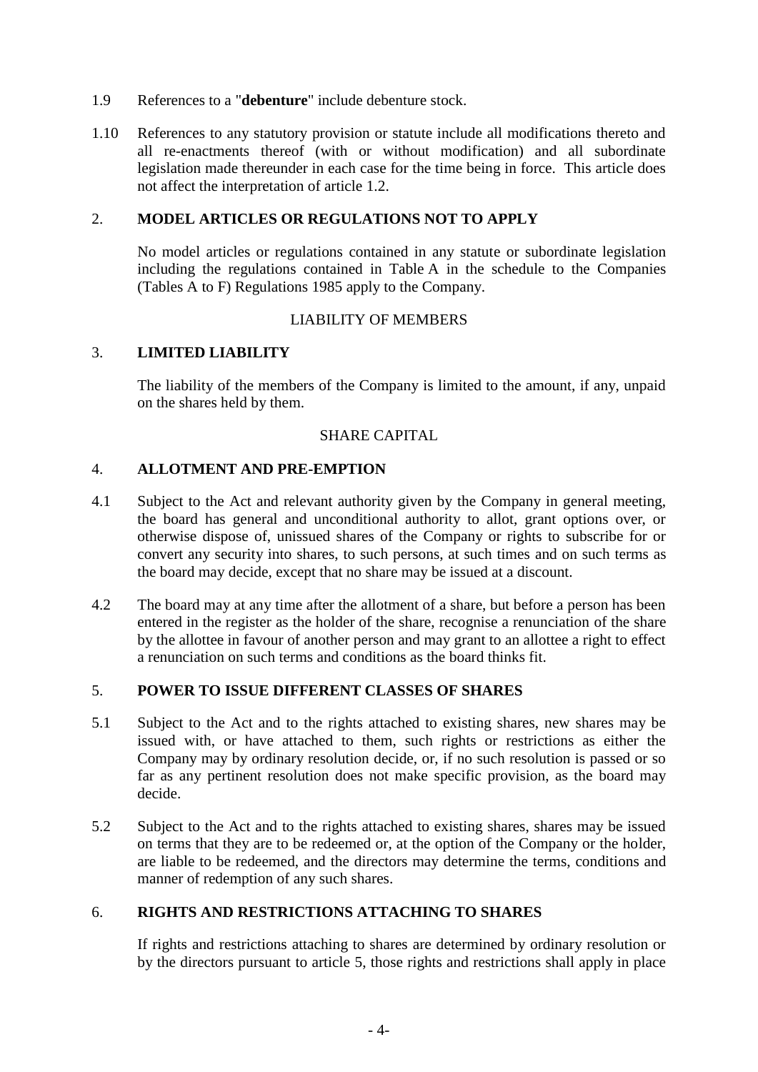1.9 References to a "**debenture**" include debenture stock.

1.10 References to any statutory provision or statute include all modifications thereto and all re-enactments thereof (with or without modification) and all subordinate legislation made thereunder in each case for the time being in force. This article does not affect the interpretation of article 1.2.

## 2. MODEL ARTICLES OR REGULATIONS NOT TO APPLY

No model articles or regulations contained in any statute or subordinate legislation including the regulations contained in Table A in the schedule to the Companies (Tables A to F) Regulations 1985 apply to the Company.

LIABILITY OF MEMBERS

## 3. LIMITED LIABILITY

The liability of the members of the Company is limited to the amount, if any, unpaid on the shares held by them.

SHARE CAPITAL

## 4. ALLOTMENT AND PRE-EMPTION

4.1 Subject to the Act and relevant authority given by the Company in general meeting, the board has general and unconditional authority to allot, grant options over, or otherwise dispose of, unissued shares of the Company or rights to subscribe for or convert any security into shares, to such persons, at such times and on such terms as the board may decide, except that no share may be issued at a discount.

4.2 The board may at any time after the allotment of a share, but before a person has been entered in the register as the holder of the share, recognise a renunciation of the share by the allottee in favour of another person and may grant to an allottee a right to effect a renunciation on such terms and conditions as the board thinks fit.

## 5. POWER TO ISSUE DIFFERENT CLASSES OF SHARES

5.1 Subject to the Act and to the rights attached to existing shares, new shares may be issued with, or have attached to them, such rights or restrictions as either the Company may by ordinary resolution decide, or, if no such resolution is passed or so far as any pertinent resolution does not make specific provision, as the board may decide.

5.2 Subject to the Act and to the rights attached to existing shares, shares may be issued on terms that they are to be redeemed or, at the option of the Company or the holder, are liable to be redeemed, and the directors may determine the terms, conditions and manner of redemption of any such shares.

## 6. RIGHTS AND RESTRICTIONS ATTACHING TO SHARES

If rights and restrictions attaching to shares are determined by ordinary resolution or by the directors pursuant to article 5, those rights and restrictions shall apply in place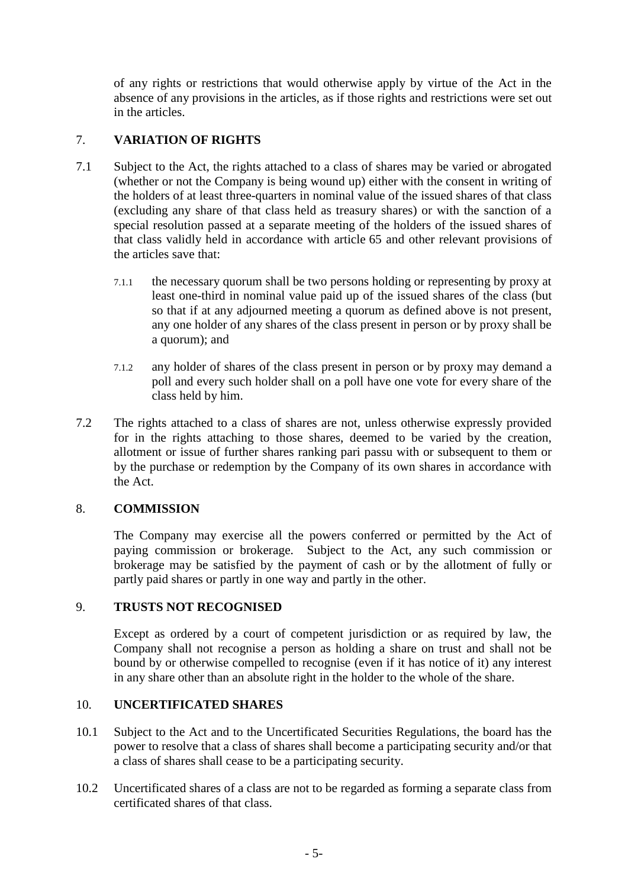of any rights or restrictions that would otherwise apply by virtue of the Act in the absence of any provisions in the articles, as if those rights and restrictions were set out in the articles.

## 7. VARIATION OF RIGHTS

7.1 Subject to the Act, the rights attached to a class of shares may be varied or abrogated (whether or not the Company is being wound up) either with the consent in writing of the holders of at least three-quarters in nominal value of the issued shares of that class (excluding any share of that class held as treasury shares) or with the sanction of a special resolution passed at a separate meeting of the holders of the issued shares of that class validly held in accordance with article 65 and other relevant provisions of the articles save that:

7.1.1 the necessary quorum shall be two persons holding or representing by proxy at least one-third in nominal value paid up of the issued shares of the class (but so that if at any adjourned meeting a quorum as defined above is not present, any one holder of any shares of the class present in person or by proxy shall be a quorum); and

7.1.2 any holder of shares of the class present in person or by proxy may demand a poll and every such holder shall on a poll have one vote for every share of the class held by him.

7.2 The rights attached to a class of shares are not, unless otherwise expressly provided for in the rights attaching to those shares, deemed to be varied by the creation, allotment or issue of further shares ranking pari passu with or subsequent to them or by the purchase or redemption by the Company of its own shares in accordance with the Act.

## 8. COMMISSION

The Company may exercise all the powers conferred or permitted by the Act of paying commission or brokerage. Subject to the Act, any such commission or brokerage may be satisfied by the payment of cash or by the allotment of fully or partly paid shares or partly in one way and partly in the other.

## 9. TRUSTS NOT RECOGNISED

Except as ordered by a court of competent jurisdiction or as required by law, the Company shall not recognise a person as holding a share on trust and shall not be bound by or otherwise compelled to recognise (even if it has notice of it) any interest in any share other than an absolute right in the holder to the whole of the share.

## 10. UNCERTIFICATED SHARES

10.1 Subject to the Act and to the Uncertificated Securities Regulations, the board has the power to resolve that a class of shares shall become a participating security and/or that a class of shares shall cease to be a participating security.

10.2 Uncertificated shares of a class are not to be regarded as forming a separate class from certificated shares of that class.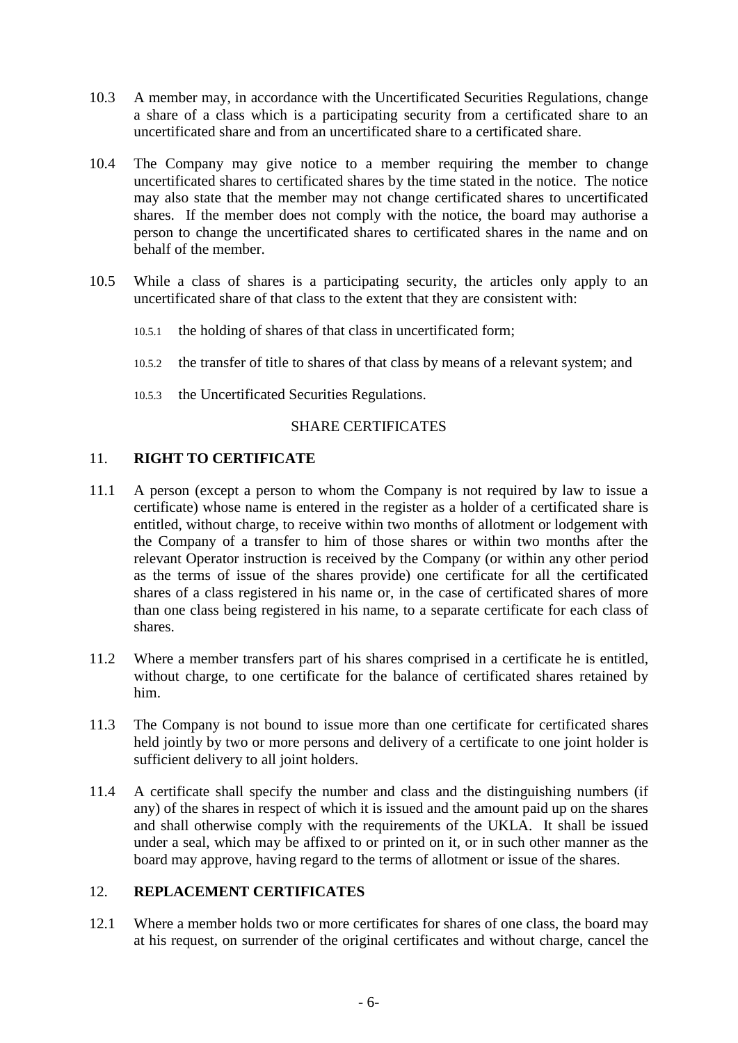10.3 A member may, in accordance with the Uncertificated Securities Regulations, change a share of a class which is a participating security from a certificated share to an uncertificated share and from an uncertificated share to a certificated share.

10.4 The Company may give notice to a member requiring the member to change uncertificated shares to certificated shares by the time stated in the notice. The notice may also state that the member may not change certificated shares to uncertificated shares. If the member does not comply with the notice, the board may authorise a person to change the uncertificated shares to certificated shares in the name and on behalf of the member.

10.5 While a class of shares is a participating security, the articles only apply to an uncertificated share of that class to the extent that they are consistent with:

10.5.1 the holding of shares of that class in uncertificated form;

10.5.2 the transfer of title to shares of that class by means of a relevant system; and

10.5.3 the Uncertificated Securities Regulations.

SHARE CERTIFICATES

## 11. RIGHT TO CERTIFICATE

11.1 A person (except a person to whom the Company is not required by law to issue a certificate) whose name is entered in the register as a holder of a certificated share is entitled, without charge, to receive within two months of allotment or lodgement with the Company of a transfer to him of those shares or within two months after the relevant Operator instruction is received by the Company (or within any other period as the terms of issue of the shares provide) one certificate for all the certificated shares of a class registered in his name or, in the case of certificated shares of more than one class being registered in his name, to a separate certificate for each class of shares.

11.2 Where a member transfers part of his shares comprised in a certificate he is entitled, without charge, to one certificate for the balance of certificated shares retained by him.

11.3 The Company is not bound to issue more than one certificate for certificated shares held jointly by two or more persons and delivery of a certificate to one joint holder is sufficient delivery to all joint holders.

11.4 A certificate shall specify the number and class and the distinguishing numbers (if any) of the shares in respect of which it is issued and the amount paid up on the shares and shall otherwise comply with the requirements of the UKLA. It shall be issued under a seal, which may be affixed to or printed on it, or in such other manner as the board may approve, having regard to the terms of allotment or issue of the shares.

## 12. REPLACEMENT CERTIFICATES

12.1 Where a member holds two or more certificates for shares of one class, the board may at his request, on surrender of the original certificates and without charge, cancel the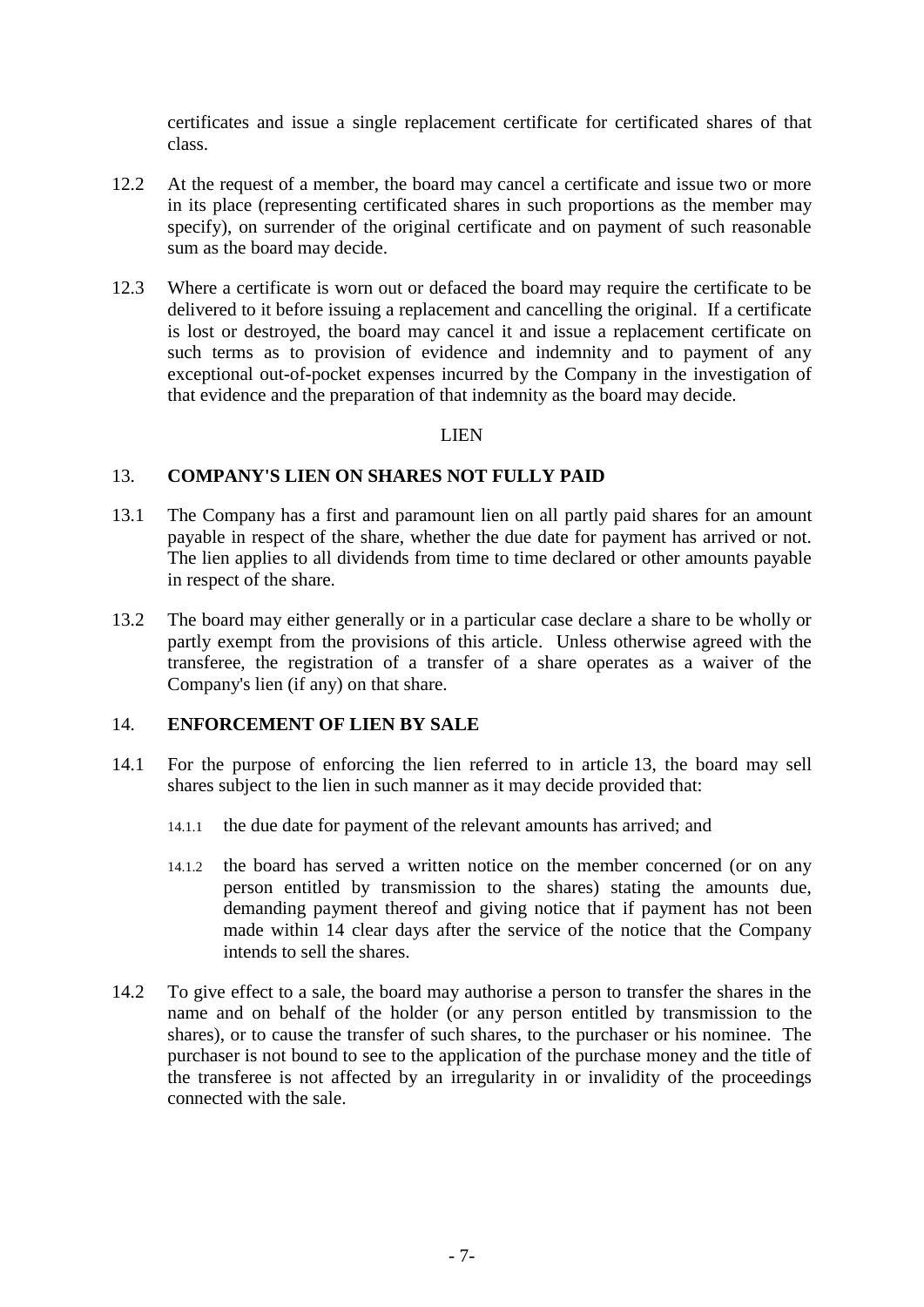certificates and issue a single replacement certificate for certificated shares of that class.

12.2 At the request of a member, the board may cancel a certificate and issue two or more in its place (representing certificated shares in such proportions as the member may specify), on surrender of the original certificate and on payment of such reasonable sum as the board may decide.

12.3 Where a certificate is worn out or defaced the board may require the certificate to be delivered to it before issuing a replacement and cancelling the original. If a certificate is lost or destroyed, the board may cancel it and issue a replacement certificate on such terms as to provision of evidence and indemnity and to payment of any exceptional out-of-pocket expenses incurred by the Company in the investigation of that evidence and the preparation of that indemnity as the board may decide.

LIEN

## 13. COMPANY'S LIEN ON SHARES NOT FULLY PAID

13.1 The Company has a first and paramount lien on all partly paid shares for an amount payable in respect of the share, whether the due date for payment has arrived or not. The lien applies to all dividends from time to time declared or other amounts payable in respect of the share.

13.2 The board may either generally or in a particular case declare a share to be wholly or partly exempt from the provisions of this article. Unless otherwise agreed with the transferee, the registration of a transfer of a share operates as a waiver of the Company's lien (if any) on that share.

## 14. ENFORCEMENT OF LIEN BY SALE

14.1 For the purpose of enforcing the lien referred to in article 13, the board may sell shares subject to the lien in such manner as it may decide provided that:

14.1.1 the due date for payment of the relevant amounts has arrived; and

14.1.2 the board has served a written notice on the member concerned (or on any person entitled by transmission to the shares) stating the amounts due, demanding payment thereof and giving notice that if payment has not been made within 14 clear days after the service of the notice that the Company intends to sell the shares.

14.2 To give effect to a sale, the board may authorise a person to transfer the shares in the name and on behalf of the holder (or any person entitled by transmission to the shares), or to cause the transfer of such shares, to the purchaser or his nominee. The purchaser is not bound to see to the application of the purchase money and the title of the transferee is not affected by an irregularity in or invalidity of the proceedings connected with the sale.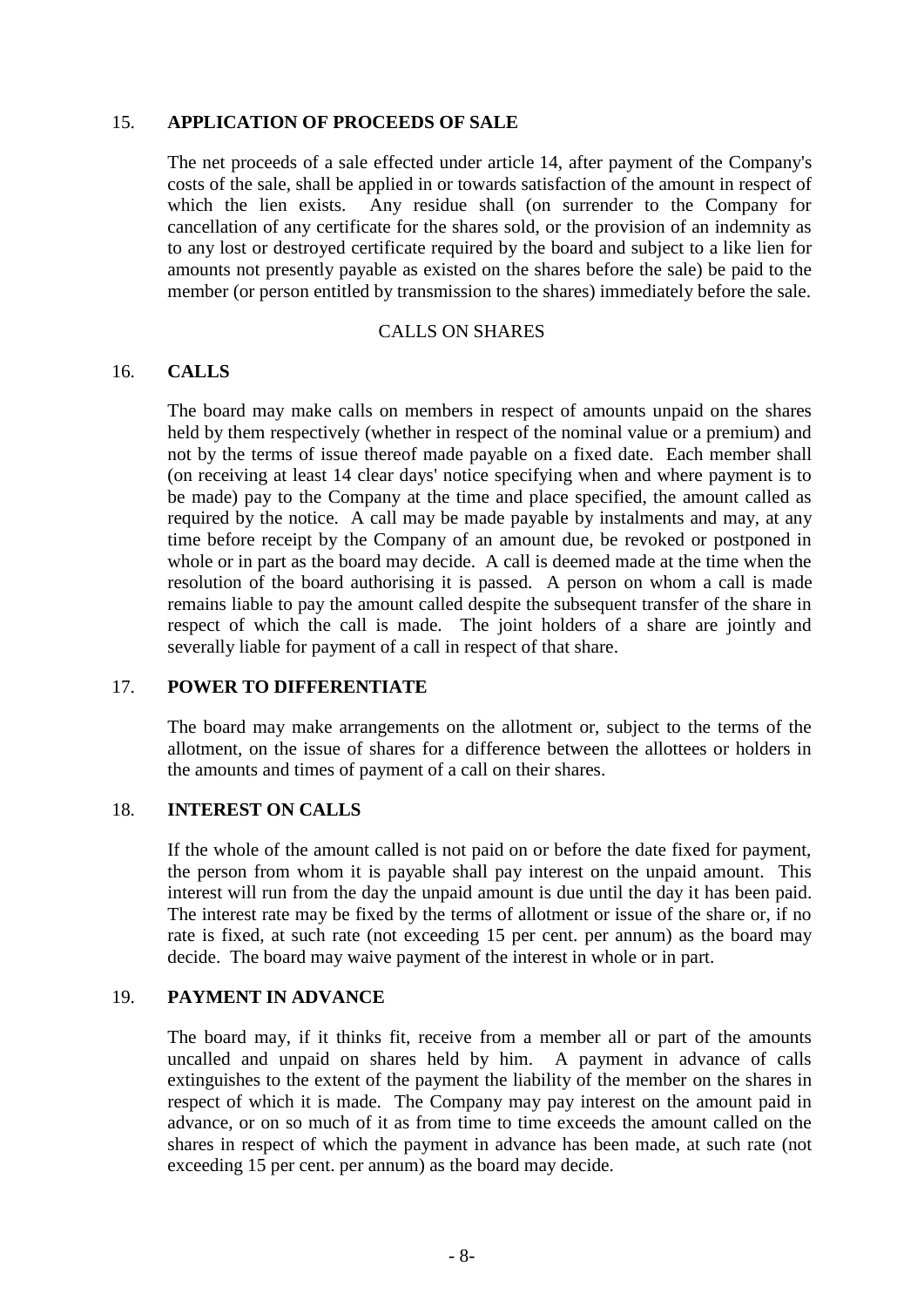### 15. APPLICATION OF PROCEEDS OF SALE

The net proceeds of a sale effected under article 14, after payment of the Company's costs of the sale, shall be applied in or towards satisfaction of the amount in respect of which the lien exists. Any residue shall (on surrender to the Company for cancellation of any certificate for the shares sold, or the provision of an indemnity as to any lost or destroyed certificate required by the board and subject to a like lien for amounts not presently payable as existed on the shares before the sale) be paid to the member (or person entitled by transmission to the shares) immediately before the sale.

## CALLS ON SHARES

### 16. CALLS

The board may make calls on members in respect of amounts unpaid on the shares held by them respectively (whether in respect of the nominal value or a premium) and not by the terms of issue thereof made payable on a fixed date. Each member shall (on receiving at least 14 clear days' notice specifying when and where payment is to be made) pay to the Company at the time and place specified, the amount called as required by the notice. A call may be made payable by instalments and may, at any time before receipt by the Company of an amount due, be revoked or postponed in whole or in part as the board may decide. A call is deemed made at the time when the resolution of the board authorising it is passed. A person on whom a call is made remains liable to pay the amount called despite the subsequent transfer of the share in respect of which the call is made. The joint holders of a share are jointly and severally liable for payment of a call in respect of that share.

### 17. POWER TO DIFFERENTIATE

The board may make arrangements on the allotment or, subject to the terms of the allotment, on the issue of shares for a difference between the allottees or holders in the amounts and times of payment of a call on their shares.

### 18. INTEREST ON CALLS

If the whole of the amount called is not paid on or before the date fixed for payment, the person from whom it is payable shall pay interest on the unpaid amount. This interest will run from the day the unpaid amount is due until the day it has been paid. The interest rate may be fixed by the terms of allotment or issue of the share or, if no rate is fixed, at such rate (not exceeding 15 per cent. per annum) as the board may decide. The board may waive payment of the interest in whole or in part.

### 19. PAYMENT IN ADVANCE

The board may, if it thinks fit, receive from a member all or part of the amounts uncalled and unpaid on shares held by him. A payment in advance of calls extinguishes to the extent of the payment the liability of the member on the shares in respect of which it is made. The Company may pay interest on the amount paid in advance, or on so much of it as from time to time exceeds the amount called on the shares in respect of which the payment in advance has been made, at such rate (not exceeding 15 per cent. per annum) as the board may decide.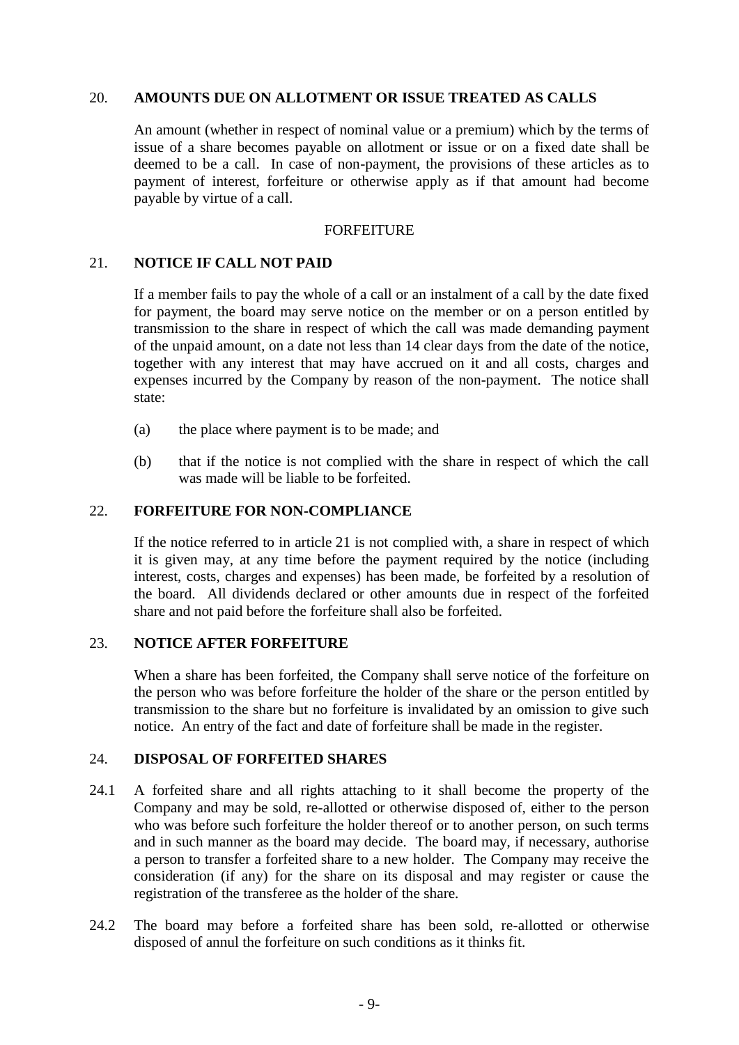## 20. AMOUNTS DUE ON ALLOTMENT OR ISSUE TREATED AS CALLS

An amount (whether in respect of nominal value or a premium) which by the terms of issue of a share becomes payable on allotment or issue or on a fixed date shall be deemed to be a call. In case of non-payment, the provisions of these articles as to payment of interest, forfeiture or otherwise apply as if that amount had become payable by virtue of a call.

FORFEITURE

## 21. NOTICE IF CALL NOT PAID

If a member fails to pay the whole of a call or an instalment of a call by the date fixed for payment, the board may serve notice on the member or on a person entitled by transmission to the share in respect of which the call was made demanding payment of the unpaid amount, on a date not less than 14 clear days from the date of the notice, together with any interest that may have accrued on it and all costs, charges and expenses incurred by the Company by reason of the non-payment. The notice shall state:

(a) the place where payment is to be made; and

(b) that if the notice is not complied with the share in respect of which the call was made will be liable to be forfeited.

## 22. FORFEITURE FOR NON-COMPLIANCE

If the notice referred to in article 21 is not complied with, a share in respect of which it is given may, at any time before the payment required by the notice (including interest, costs, charges and expenses) has been made, be forfeited by a resolution of the board. All dividends declared or other amounts due in respect of the forfeited share and not paid before the forfeiture shall also be forfeited.

## 23. NOTICE AFTER FORFEITURE

When a share has been forfeited, the Company shall serve notice of the forfeiture on the person who was before forfeiture the holder of the share or the person entitled by transmission to the share but no forfeiture is invalidated by an omission to give such notice. An entry of the fact and date of forfeiture shall be made in the register.

## 24. DISPOSAL OF FORFEITED SHARES

24.1 A forfeited share and all rights attaching to it shall become the property of the Company and may be sold, re-allotted or otherwise disposed of, either to the person who was before such forfeiture the holder thereof or to another person, on such terms and in such manner as the board may decide. The board may, if necessary, authorise a person to transfer a forfeited share to a new holder. The Company may receive the consideration (if any) for the share on its disposal and may register or cause the registration of the transferee as the holder of the share.

24.2 The board may before a forfeited share has been sold, re-allotted or otherwise disposed of annul the forfeiture on such conditions as it thinks fit.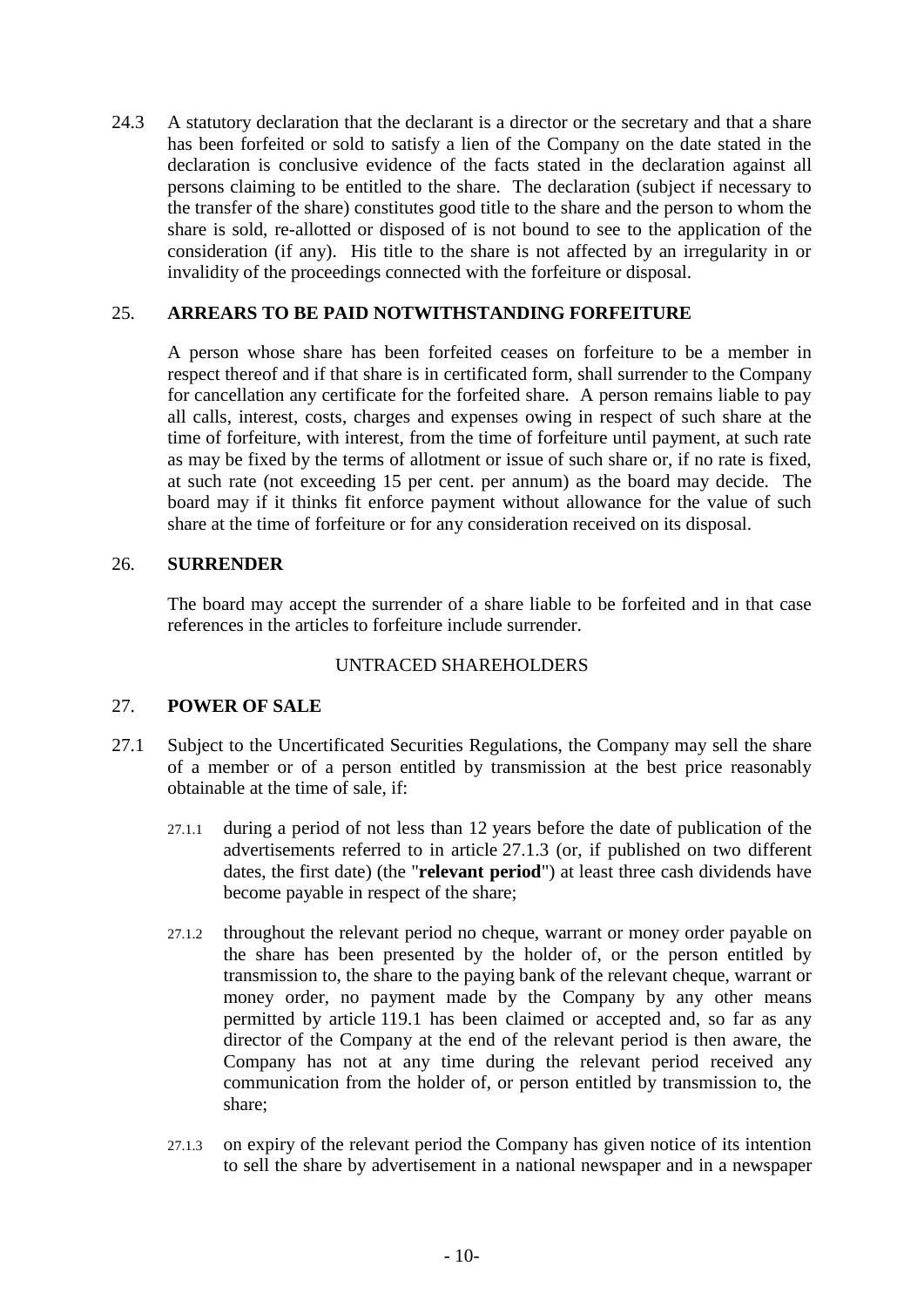24.3 A statutory declaration that the declarant is a director or the secretary and that a share has been forfeited or sold to satisfy a lien of the Company on the date stated in the declaration is conclusive evidence of the facts stated in the declaration against all persons claiming to be entitled to the share. The declaration (subject if necessary to the transfer of the share) constitutes good title to the share and the person to whom the share is sold, re-allotted or disposed of is not bound to see to the application of the consideration (if any). His title to the share is not affected by an irregularity in or invalidity of the proceedings connected with the forfeiture or disposal.

## 25. ARREARS TO BE PAID NOTWITHSTANDING FORFEITURE

A person whose share has been forfeited ceases on forfeiture to be a member in respect thereof and if that share is in certificated form, shall surrender to the Company for cancellation any certificate for the forfeited share. A person remains liable to pay all calls, interest, costs, charges and expenses owing in respect of such share at the time of forfeiture, with interest, from the time of forfeiture until payment, at such rate as may be fixed by the terms of allotment or issue of such share or, if no rate is fixed, at such rate (not exceeding 15 per cent. per annum) as the board may decide. The board may if it thinks fit enforce payment without allowance for the value of such share at the time of forfeiture or for any consideration received on its disposal.

## 26. SURRENDER

The board may accept the surrender of a share liable to be forfeited and in that case references in the articles to forfeiture include surrender.

UNTRACED SHAREHOLDERS

## 27. POWER OF SALE

27.1 Subject to the Uncertificated Securities Regulations, the Company may sell the share of a member or of a person entitled by transmission at the best price reasonably obtainable at the time of sale, if:

27.1.1 during a period of not less than 12 years before the date of publication of the advertisements referred to in article 27.1.3 (or, if published on two different dates, the first date) (the "**relevant period**") at least three cash dividends have become payable in respect of the share;

27.1.2 throughout the relevant period no cheque, warrant or money order payable on the share has been presented by the holder of, or the person entitled by transmission to, the share to the paying bank of the relevant cheque, warrant or money order, no payment made by the Company by any other means permitted by article 119.1 has been claimed or accepted and, so far as any director of the Company at the end of the relevant period is then aware, the Company has not at any time during the relevant period received any communication from the holder of, or person entitled by transmission to, the share;

27.1.3 on expiry of the relevant period the Company has given notice of its intention to sell the share by advertisement in a national newspaper and in a newspaper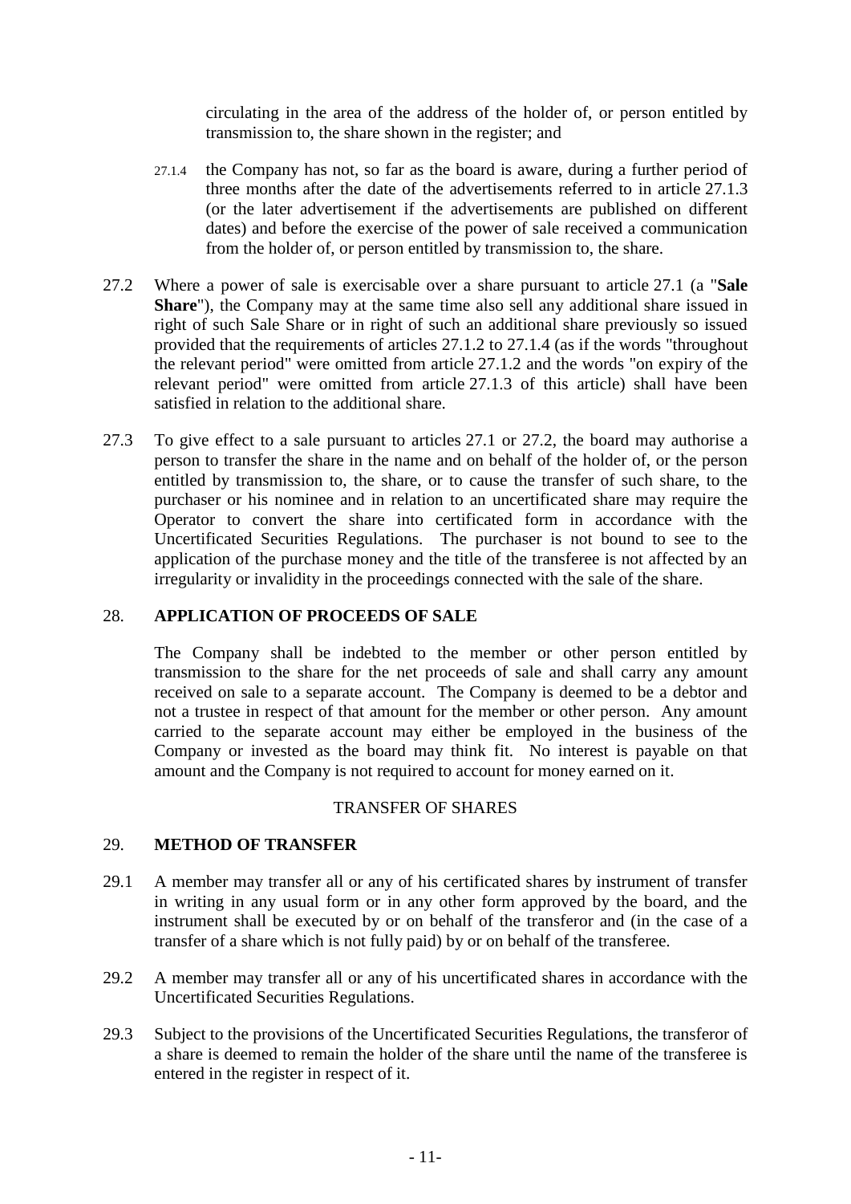circulating in the area of the address of the holder of, or person entitled by transmission to, the share shown in the register; and

27.1.4 the Company has not, so far as the board is aware, during a further period of three months after the date of the advertisements referred to in article 27.1.3 (or the later advertisement if the advertisements are published on different dates) and before the exercise of the power of sale received a communication from the holder of, or person entitled by transmission to, the share.

27.2 Where a power of sale is exercisable over a share pursuant to article 27.1 (a "**Sale Share**"), the Company may at the same time also sell any additional share issued in right of such Sale Share or in right of such an additional share previously so issued provided that the requirements of articles 27.1.2 to 27.1.4 (as if the words "throughout the relevant period" were omitted from article 27.1.2 and the words "on expiry of the relevant period" were omitted from article 27.1.3 of this article) shall have been satisfied in relation to the additional share.

27.3 To give effect to a sale pursuant to articles 27.1 or 27.2, the board may authorise a person to transfer the share in the name and on behalf of the holder of, or the person entitled by transmission to, the share, or to cause the transfer of such share, to the purchaser or his nominee and in relation to an uncertificated share may require the Operator to convert the share into certificated form in accordance with the Uncertificated Securities Regulations. The purchaser is not bound to see to the application of the purchase money and the title of the transferee is not affected by an irregularity or invalidity in the proceedings connected with the sale of the share.

## 28. APPLICATION OF PROCEEDS OF SALE

The Company shall be indebted to the member or other person entitled by transmission to the share for the net proceeds of sale and shall carry any amount received on sale to a separate account. The Company is deemed to be a debtor and not a trustee in respect of that amount for the member or other person. Any amount carried to the separate account may either be employed in the business of the Company or invested as the board may think fit. No interest is payable on that amount and the Company is not required to account for money earned on it.

TRANSFER OF SHARES

## 29. METHOD OF TRANSFER

29.1 A member may transfer all or any of his certificated shares by instrument of transfer in writing in any usual form or in any other form approved by the board, and the instrument shall be executed by or on behalf of the transferor and (in the case of a transfer of a share which is not fully paid) by or on behalf of the transferee.

29.2 A member may transfer all or any of his uncertificated shares in accordance with the Uncertificated Securities Regulations.

29.3 Subject to the provisions of the Uncertificated Securities Regulations, the transferor of a share is deemed to remain the holder of the share until the name of the transferee is entered in the register in respect of it.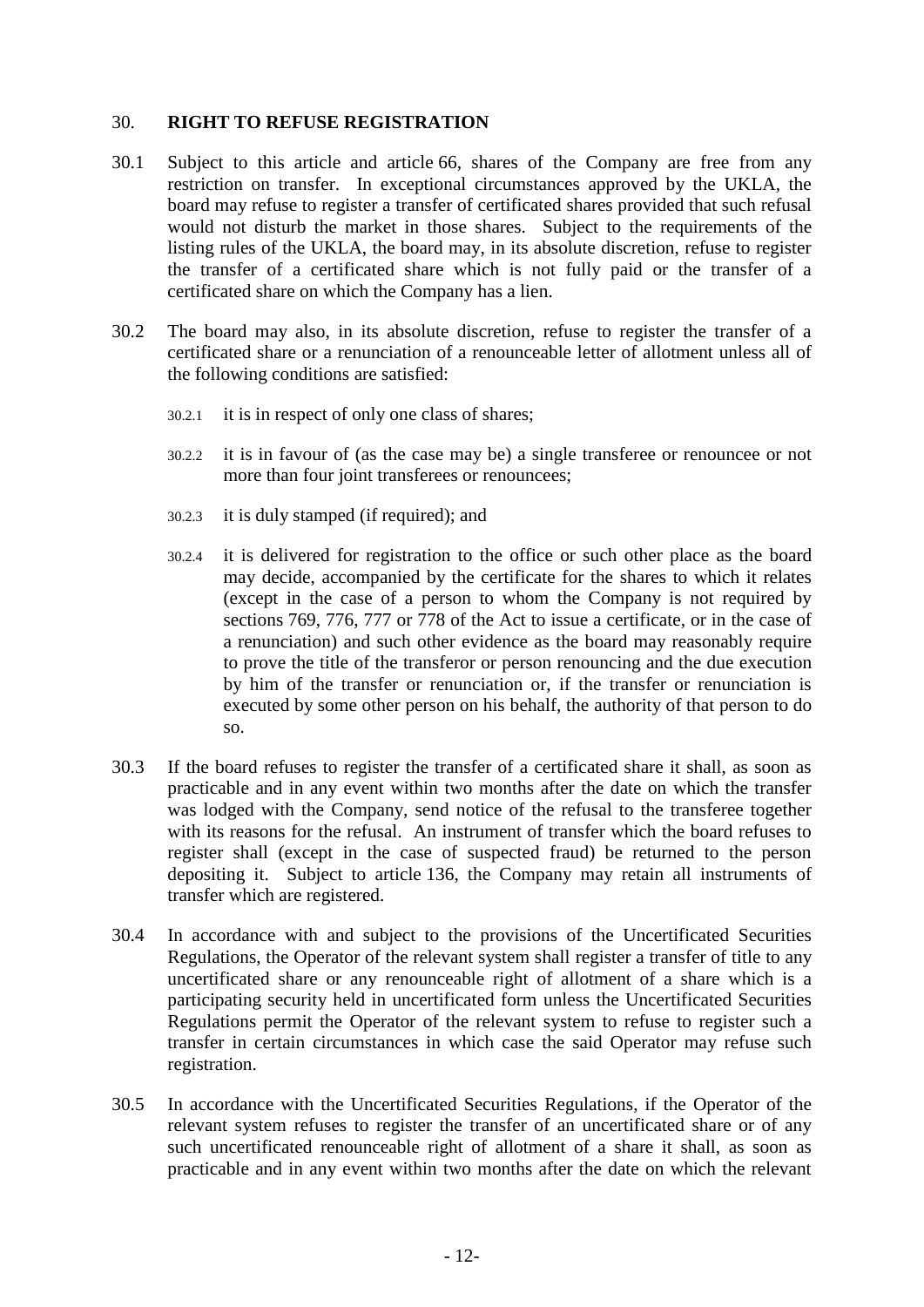## 30. RIGHT TO REFUSE REGISTRATION

30.1 Subject to this article and article 66, shares of the Company are free from any restriction on transfer. In exceptional circumstances approved by the UKLA, the board may refuse to register a transfer of certificated shares provided that such refusal would not disturb the market in those shares. Subject to the requirements of the listing rules of the UKLA, the board may, in its absolute discretion, refuse to register the transfer of a certificated share which is not fully paid or the transfer of a certificated share on which the Company has a lien.

30.2 The board may also, in its absolute discretion, refuse to register the transfer of a certificated share or a renunciation of a renounceable letter of allotment unless all of the following conditions are satisfied:

30.2.1 it is in respect of only one class of shares;

30.2.2 it is in favour of (as the case may be) a single transferee or renouncee or not more than four joint transferees or renouncees;

30.2.3 it is duly stamped (if required); and

30.2.4 it is delivered for registration to the office or such other place as the board may decide, accompanied by the certificate for the shares to which it relates (except in the case of a person to whom the Company is not required by sections 769, 776, 777 or 778 of the Act to issue a certificate, or in the case of a renunciation) and such other evidence as the board may reasonably require to prove the title of the transferor or person renouncing and the due execution by him of the transfer or renunciation or, if the transfer or renunciation is executed by some other person on his behalf, the authority of that person to do so.

30.3 If the board refuses to register the transfer of a certificated share it shall, as soon as practicable and in any event within two months after the date on which the transfer was lodged with the Company, send notice of the refusal to the transferee together with its reasons for the refusal. An instrument of transfer which the board refuses to register shall (except in the case of suspected fraud) be returned to the person depositing it. Subject to article 136, the Company may retain all instruments of transfer which are registered.

30.4 In accordance with and subject to the provisions of the Uncertificated Securities Regulations, the Operator of the relevant system shall register a transfer of title to any uncertificated share or any renounceable right of allotment of a share which is a participating security held in uncertificated form unless the Uncertificated Securities Regulations permit the Operator of the relevant system to refuse to register such a transfer in certain circumstances in which case the said Operator may refuse such registration.

30.5 In accordance with the Uncertificated Securities Regulations, if the Operator of the relevant system refuses to register the transfer of an uncertificated share or of any such uncertificated renounceable right of allotment of a share it shall, as soon as practicable and in any event within two months after the date on which the relevant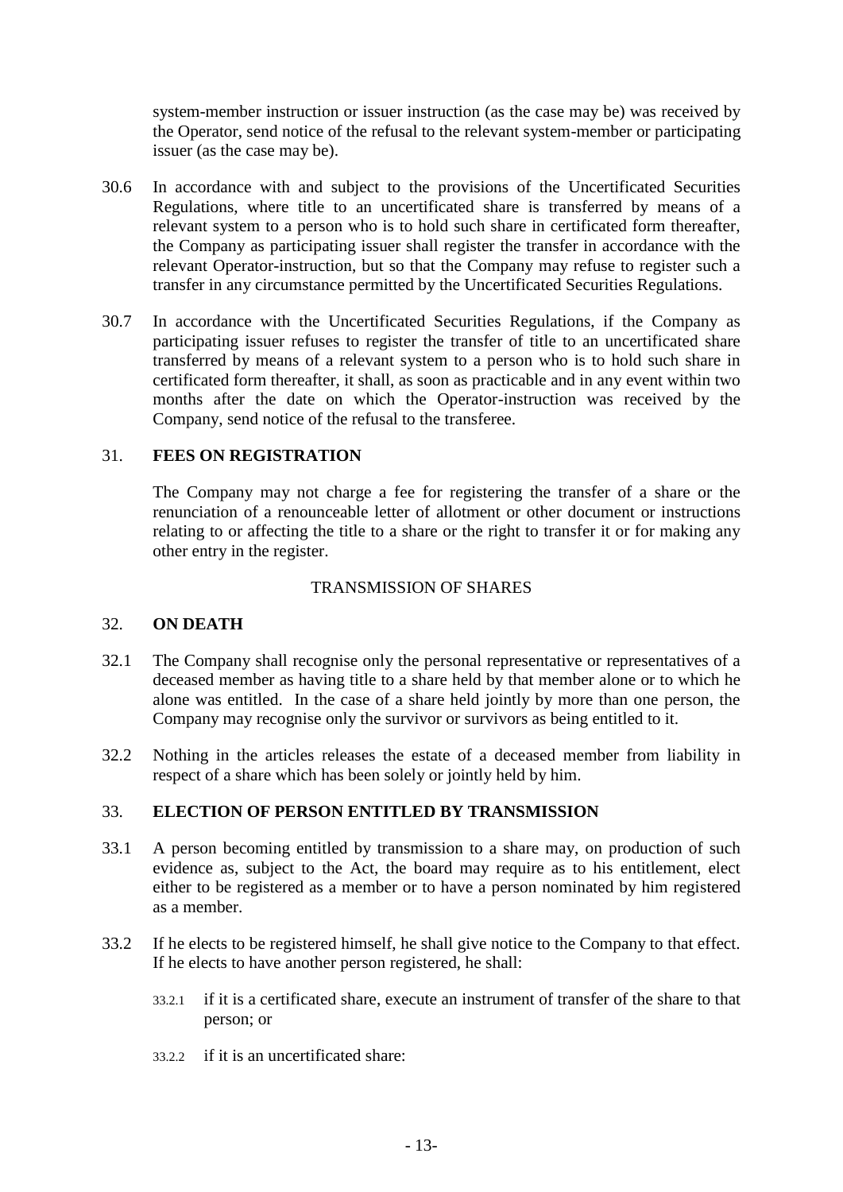system-member instruction or issuer instruction (as the case may be) was received by the Operator, send notice of the refusal to the relevant system-member or participating issuer (as the case may be).

30.6 In accordance with and subject to the provisions of the Uncertificated Securities Regulations, where title to an uncertificated share is transferred by means of a relevant system to a person who is to hold such share in certificated form thereafter, the Company as participating issuer shall register the transfer in accordance with the relevant Operator-instruction, but so that the Company may refuse to register such a transfer in any circumstance permitted by the Uncertificated Securities Regulations.

30.7 In accordance with the Uncertificated Securities Regulations, if the Company as participating issuer refuses to register the transfer of title to an uncertificated share transferred by means of a relevant system to a person who is to hold such share in certificated form thereafter, it shall, as soon as practicable and in any event within two months after the date on which the Operator-instruction was received by the Company, send notice of the refusal to the transferee.

## 31. FEES ON REGISTRATION

The Company may not charge a fee for registering the transfer of a share or the renunciation of a renounceable letter of allotment or other document or instructions relating to or affecting the title to a share or the right to transfer it or for making any other entry in the register.

TRANSMISSION OF SHARES

## 32. ON DEATH

32.1 The Company shall recognise only the personal representative or representatives of a deceased member as having title to a share held by that member alone or to which he alone was entitled. In the case of a share held jointly by more than one person, the Company may recognise only the survivor or survivors as being entitled to it.

32.2 Nothing in the articles releases the estate of a deceased member from liability in respect of a share which has been solely or jointly held by him.

## 33. ELECTION OF PERSON ENTITLED BY TRANSMISSION

33.1 A person becoming entitled by transmission to a share may, on production of such evidence as, subject to the Act, the board may require as to his entitlement, elect either to be registered as a member or to have a person nominated by him registered as a member.

33.2 If he elects to be registered himself, he shall give notice to the Company to that effect. If he elects to have another person registered, he shall:

33.2.1 if it is a certificated share, execute an instrument of transfer of the share to that person; or

33.2.2 if it is an uncertificated share: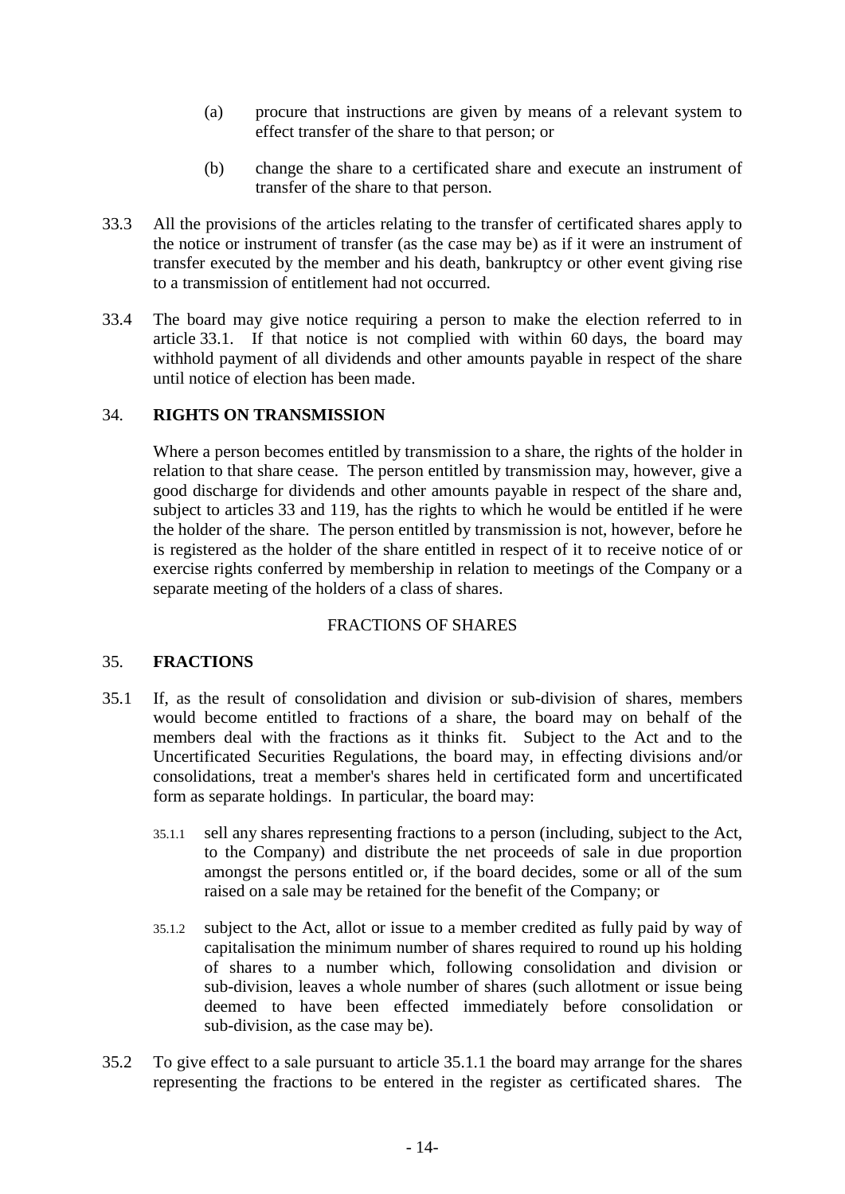(a) procure that instructions are given by means of a relevant system to effect transfer of the share to that person; or

(b) change the share to a certificated share and execute an instrument of transfer of the share to that person.

33.3 All the provisions of the articles relating to the transfer of certificated shares apply to the notice or instrument of transfer (as the case may be) as if it were an instrument of transfer executed by the member and his death, bankruptcy or other event giving rise to a transmission of entitlement had not occurred.

33.4 The board may give notice requiring a person to make the election referred to in article 33.1. If that notice is not complied with within 60 days, the board may withhold payment of all dividends and other amounts payable in respect of the share until notice of election has been made.

### 34. RIGHTS ON TRANSMISSION

Where a person becomes entitled by transmission to a share, the rights of the holder in relation to that share cease. The person entitled by transmission may, however, give a good discharge for dividends and other amounts payable in respect of the share and, subject to articles 33 and 119, has the rights to which he would be entitled if he were the holder of the share. The person entitled by transmission is not, however, before he is registered as the holder of the share entitled in respect of it to receive notice of or exercise rights conferred by membership in relation to meetings of the Company or a separate meeting of the holders of a class of shares.

## FRACTIONS OF SHARES

### 35. FRACTIONS

35.1 If, as the result of consolidation and division or sub-division of shares, members would become entitled to fractions of a share, the board may on behalf of the members deal with the fractions as it thinks fit. Subject to the Act and to the Uncertificated Securities Regulations, the board may, in effecting divisions and/or consolidations, treat a member's shares held in certificated form and uncertificated form as separate holdings. In particular, the board may:

35.1.1 sell any shares representing fractions to a person (including, subject to the Act, to the Company) and distribute the net proceeds of sale in due proportion amongst the persons entitled or, if the board decides, some or all of the sum raised on a sale may be retained for the benefit of the Company; or

35.1.2 subject to the Act, allot or issue to a member credited as fully paid by way of capitalisation the minimum number of shares required to round up his holding of shares to a number which, following consolidation and division or sub-division, leaves a whole number of shares (such allotment or issue being deemed to have been effected immediately before consolidation or sub-division, as the case may be).

35.2 To give effect to a sale pursuant to article 35.1.1 the board may arrange for the shares representing the fractions to be entered in the register as certificated shares. The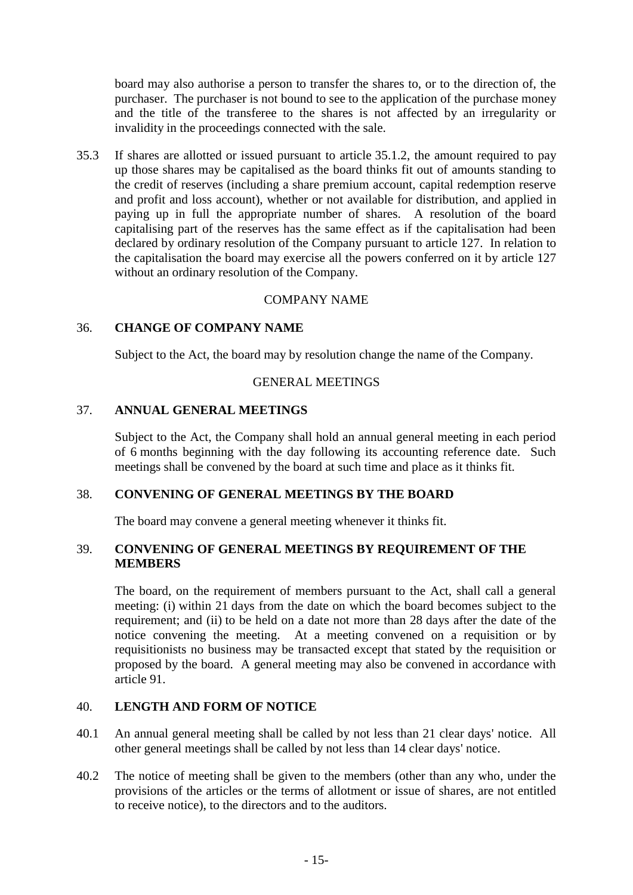board may also authorise a person to transfer the shares to, or to the direction of, the purchaser. The purchaser is not bound to see to the application of the purchase money and the title of the transferee to the shares is not affected by an irregularity or invalidity in the proceedings connected with the sale.

35.3 If shares are allotted or issued pursuant to article 35.1.2, the amount required to pay up those shares may be capitalised as the board thinks fit out of amounts standing to the credit of reserves (including a share premium account, capital redemption reserve and profit and loss account), whether or not available for distribution, and applied in paying up in full the appropriate number of shares. A resolution of the board capitalising part of the reserves has the same effect as if the capitalisation had been declared by ordinary resolution of the Company pursuant to article 127. In relation to the capitalisation the board may exercise all the powers conferred on it by article 127 without an ordinary resolution of the Company.

COMPANY NAME

## 36. CHANGE OF COMPANY NAME

Subject to the Act, the board may by resolution change the name of the Company.

GENERAL MEETINGS

## 37. ANNUAL GENERAL MEETINGS

Subject to the Act, the Company shall hold an annual general meeting in each period of 6 months beginning with the day following its accounting reference date. Such meetings shall be convened by the board at such time and place as it thinks fit.

## 38. CONVENING OF GENERAL MEETINGS BY THE BOARD

The board may convene a general meeting whenever it thinks fit.

## 39. CONVENING OF GENERAL MEETINGS BY REQUIREMENT OF THE MEMBERS

The board, on the requirement of members pursuant to the Act, shall call a general meeting: (i) within 21 days from the date on which the board becomes subject to the requirement; and (ii) to be held on a date not more than 28 days after the date of the notice convening the meeting. At a meeting convened on a requisition or by requisitionists no business may be transacted except that stated by the requisition or proposed by the board. A general meeting may also be convened in accordance with article 91.

## 40. LENGTH AND FORM OF NOTICE

40.1 An annual general meeting shall be called by not less than 21 clear days' notice. All other general meetings shall be called by not less than 14 clear days' notice.

40.2 The notice of meeting shall be given to the members (other than any who, under the provisions of the articles or the terms of allotment or issue of shares, are not entitled to receive notice), to the directors and to the auditors.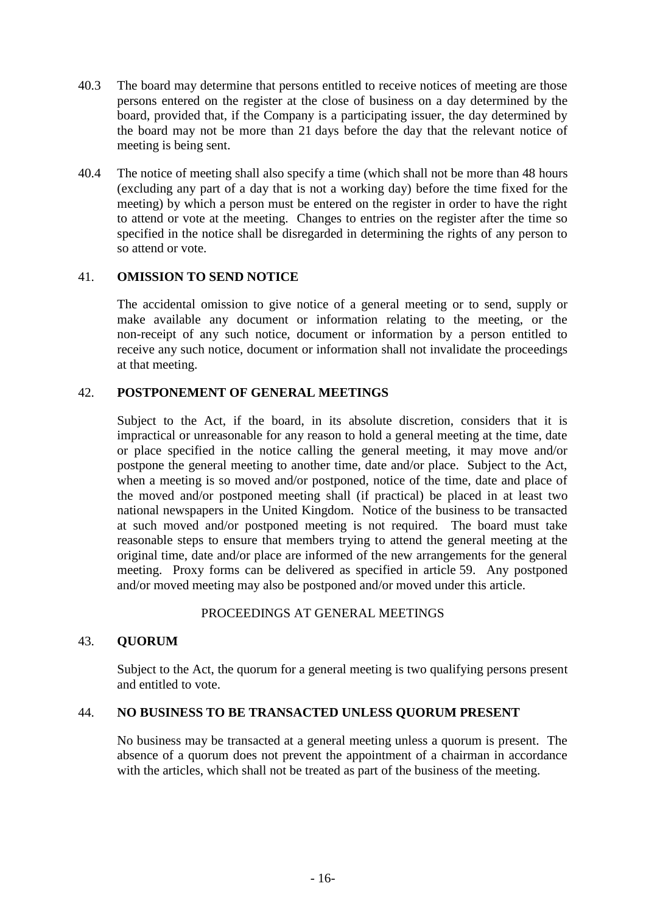40.3 The board may determine that persons entitled to receive notices of meeting are those persons entered on the register at the close of business on a day determined by the board, provided that, if the Company is a participating issuer, the day determined by the board may not be more than 21 days before the day that the relevant notice of meeting is being sent.

40.4 The notice of meeting shall also specify a time (which shall not be more than 48 hours (excluding any part of a day that is not a working day) before the time fixed for the meeting) by which a person must be entered on the register in order to have the right to attend or vote at the meeting. Changes to entries on the register after the time so specified in the notice shall be disregarded in determining the rights of any person to so attend or vote.

## 41. OMISSION TO SEND NOTICE

The accidental omission to give notice of a general meeting or to send, supply or make available any document or information relating to the meeting, or the non-receipt of any such notice, document or information by a person entitled to receive any such notice, document or information shall not invalidate the proceedings at that meeting.

## 42. POSTPONEMENT OF GENERAL MEETINGS

Subject to the Act, if the board, in its absolute discretion, considers that it is impractical or unreasonable for any reason to hold a general meeting at the time, date or place specified in the notice calling the general meeting, it may move and/or postpone the general meeting to another time, date and/or place. Subject to the Act, when a meeting is so moved and/or postponed, notice of the time, date and place of the moved and/or postponed meeting shall (if practical) be placed in at least two national newspapers in the United Kingdom. Notice of the business to be transacted at such moved and/or postponed meeting is not required. The board must take reasonable steps to ensure that members trying to attend the general meeting at the original time, date and/or place are informed of the new arrangements for the general meeting. Proxy forms can be delivered as specified in article 59. Any postponed and/or moved meeting may also be postponed and/or moved under this article.

PROCEEDINGS AT GENERAL MEETINGS

## 43. QUORUM

Subject to the Act, the quorum for a general meeting is two qualifying persons present and entitled to vote.

## 44. NO BUSINESS TO BE TRANSACTED UNLESS QUORUM PRESENT

No business may be transacted at a general meeting unless a quorum is present. The absence of a quorum does not prevent the appointment of a chairman in accordance with the articles, which shall not be treated as part of the business of the meeting.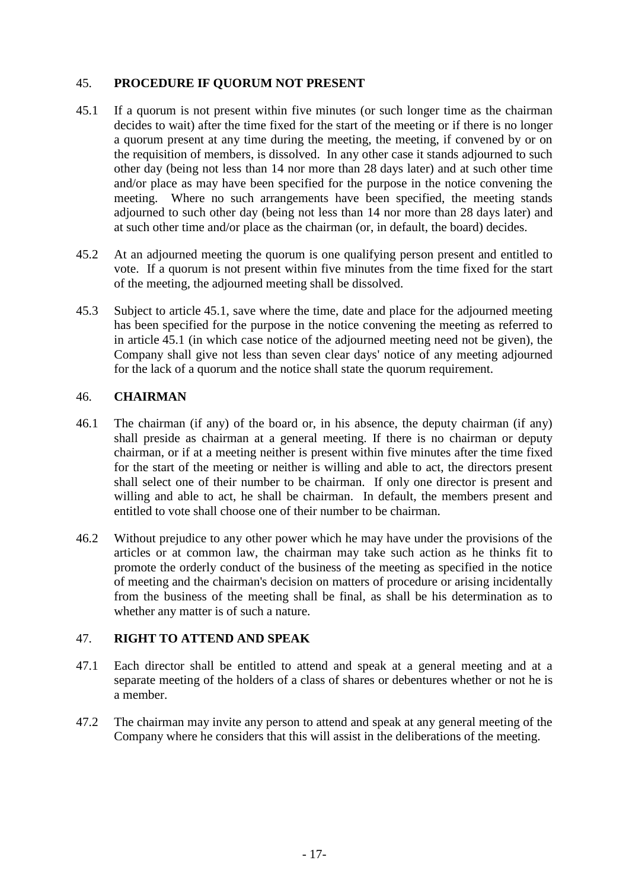## 45. PROCEDURE IF QUORUM NOT PRESENT

45.1 If a quorum is not present within five minutes (or such longer time as the chairman decides to wait) after the time fixed for the start of the meeting or if there is no longer a quorum present at any time during the meeting, the meeting, if convened by or on the requisition of members, is dissolved. In any other case it stands adjourned to such other day (being not less than 14 nor more than 28 days later) and at such other time and/or place as may have been specified for the purpose in the notice convening the meeting. Where no such arrangements have been specified, the meeting stands adjourned to such other day (being not less than 14 nor more than 28 days later) and at such other time and/or place as the chairman (or, in default, the board) decides.

45.2 At an adjourned meeting the quorum is one qualifying person present and entitled to vote. If a quorum is not present within five minutes from the time fixed for the start of the meeting, the adjourned meeting shall be dissolved.

45.3 Subject to article 45.1, save where the time, date and place for the adjourned meeting has been specified for the purpose in the notice convening the meeting as referred to in article 45.1 (in which case notice of the adjourned meeting need not be given), the Company shall give not less than seven clear days' notice of any meeting adjourned for the lack of a quorum and the notice shall state the quorum requirement.

## 46. CHAIRMAN

46.1 The chairman (if any) of the board or, in his absence, the deputy chairman (if any) shall preside as chairman at a general meeting. If there is no chairman or deputy chairman, or if at a meeting neither is present within five minutes after the time fixed for the start of the meeting or neither is willing and able to act, the directors present shall select one of their number to be chairman. If only one director is present and willing and able to act, he shall be chairman. In default, the members present and entitled to vote shall choose one of their number to be chairman.

46.2 Without prejudice to any other power which he may have under the provisions of the articles or at common law, the chairman may take such action as he thinks fit to promote the orderly conduct of the business of the meeting as specified in the notice of meeting and the chairman's decision on matters of procedure or arising incidentally from the business of the meeting shall be final, as shall be his determination as to whether any matter is of such a nature.

## 47. RIGHT TO ATTEND AND SPEAK

47.1 Each director shall be entitled to attend and speak at a general meeting and at a separate meeting of the holders of a class of shares or debentures whether or not he is a member.

47.2 The chairman may invite any person to attend and speak at any general meeting of the Company where he considers that this will assist in the deliberations of the meeting.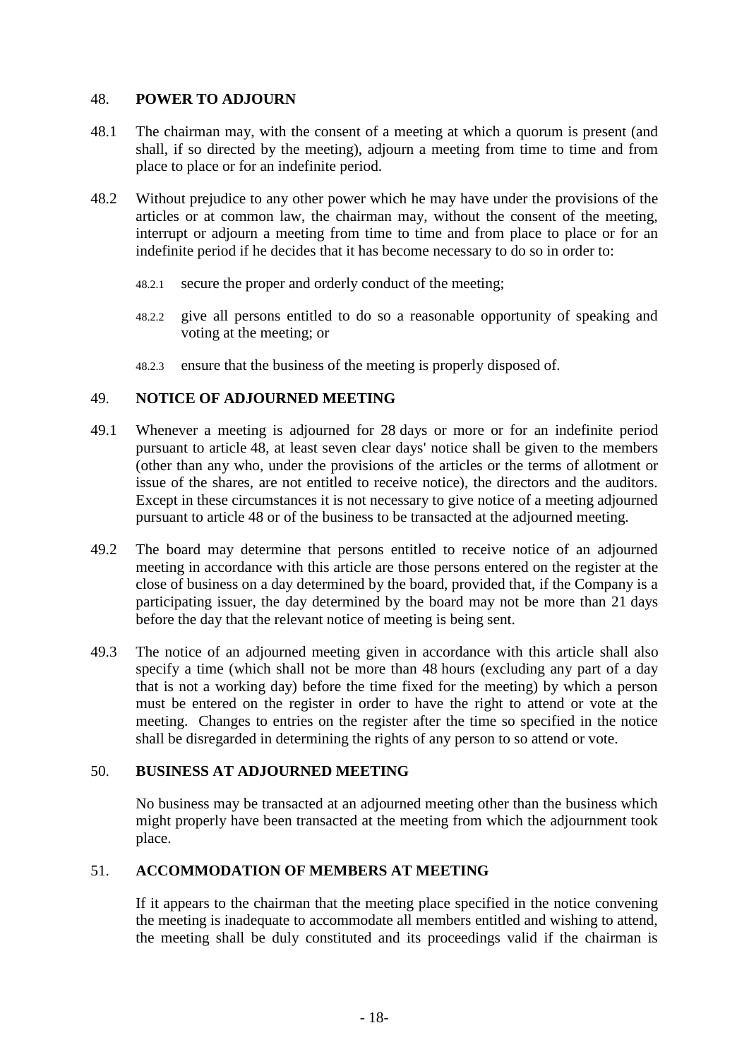## 48. POWER TO ADJOURN

48.1 The chairman may, with the consent of a meeting at which a quorum is present (and shall, if so directed by the meeting), adjourn a meeting from time to time and from place to place or for an indefinite period.

48.2 Without prejudice to any other power which he may have under the provisions of the articles or at common law, the chairman may, without the consent of the meeting, interrupt or adjourn a meeting from time to time and from place to place or for an indefinite period if he decides that it has become necessary to do so in order to:

48.2.1 secure the proper and orderly conduct of the meeting;

48.2.2 give all persons entitled to do so a reasonable opportunity of speaking and voting at the meeting; or

48.2.3 ensure that the business of the meeting is properly disposed of.

## 49. NOTICE OF ADJOURNED MEETING

49.1 Whenever a meeting is adjourned for 28 days or more or for an indefinite period pursuant to article 48, at least seven clear days' notice shall be given to the members (other than any who, under the provisions of the articles or the terms of allotment or issue of the shares, are not entitled to receive notice), the directors and the auditors. Except in these circumstances it is not necessary to give notice of a meeting adjourned pursuant to article 48 or of the business to be transacted at the adjourned meeting.

49.2 The board may determine that persons entitled to receive notice of an adjourned meeting in accordance with this article are those persons entered on the register at the close of business on a day determined by the board, provided that, if the Company is a participating issuer, the day determined by the board may not be more than 21 days before the day that the relevant notice of meeting is being sent.

49.3 The notice of an adjourned meeting given in accordance with this article shall also specify a time (which shall not be more than 48 hours (excluding any part of a day that is not a working day) before the time fixed for the meeting) by which a person must be entered on the register in order to have the right to attend or vote at the meeting. Changes to entries on the register after the time so specified in the notice shall be disregarded in determining the rights of any person to so attend or vote.

## 50. BUSINESS AT ADJOURNED MEETING

No business may be transacted at an adjourned meeting other than the business which might properly have been transacted at the meeting from which the adjournment took place.

## 51. ACCOMMODATION OF MEMBERS AT MEETING

If it appears to the chairman that the meeting place specified in the notice convening the meeting is inadequate to accommodate all members entitled and wishing to attend, the meeting shall be duly constituted and its proceedings valid if the chairman is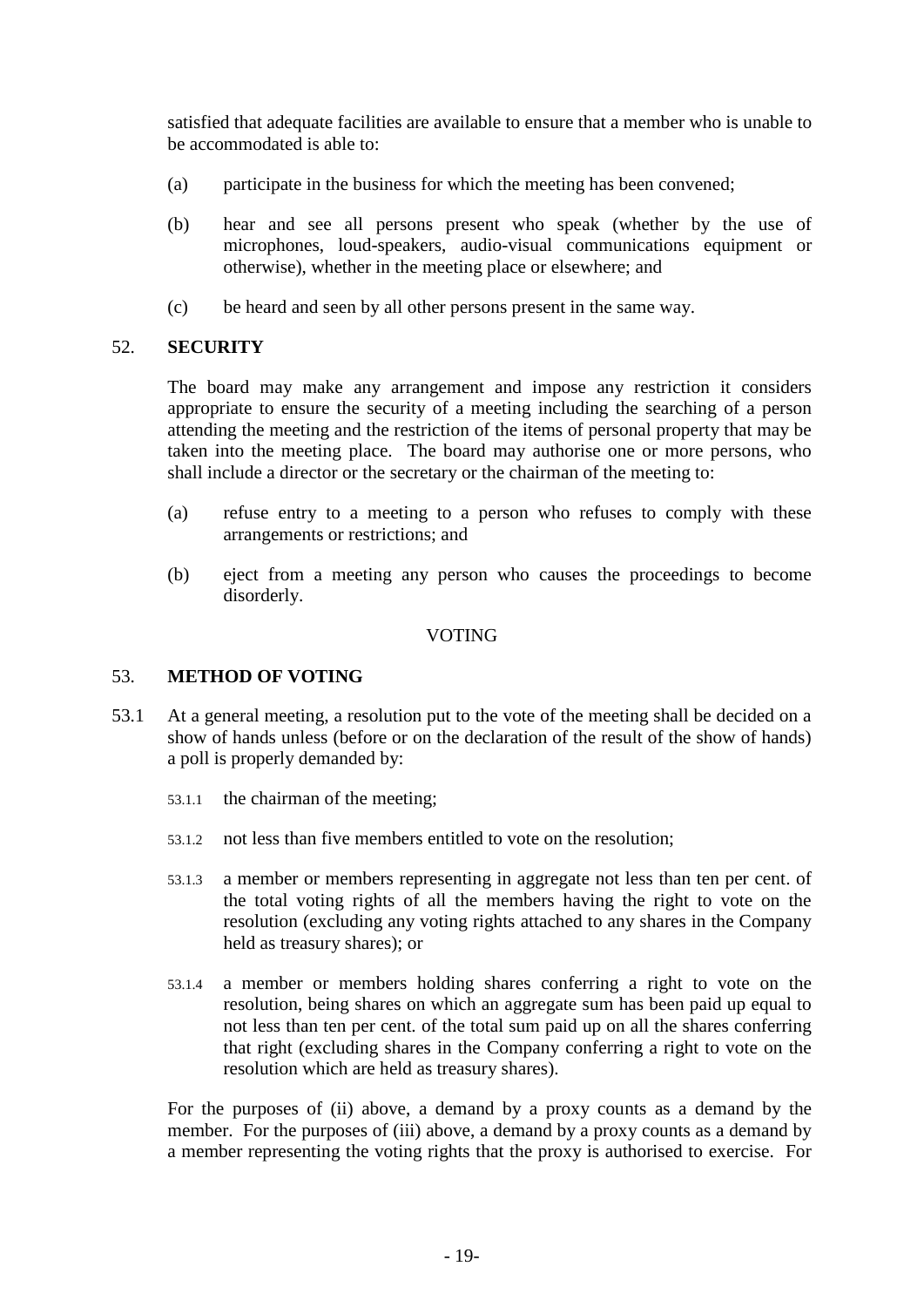satisfied that adequate facilities are available to ensure that a member who is unable to be accommodated is able to:

(a) participate in the business for which the meeting has been convened;

(b) hear and see all persons present who speak (whether by the use of microphones, loud-speakers, audio-visual communications equipment or otherwise), whether in the meeting place or elsewhere; and

(c) be heard and seen by all other persons present in the same way.

## 52. SECURITY

The board may make any arrangement and impose any restriction it considers appropriate to ensure the security of a meeting including the searching of a person attending the meeting and the restriction of the items of personal property that may be taken into the meeting place. The board may authorise one or more persons, who shall include a director or the secretary or the chairman of the meeting to:

(a) refuse entry to a meeting to a person who refuses to comply with these arrangements or restrictions; and

(b) eject from a meeting any person who causes the proceedings to become disorderly.

VOTING

## 53. METHOD OF VOTING

53.1 At a general meeting, a resolution put to the vote of the meeting shall be decided on a show of hands unless (before or on the declaration of the result of the show of hands) a poll is properly demanded by:

53.1.1 the chairman of the meeting;

53.1.2 not less than five members entitled to vote on the resolution;

53.1.3 a member or members representing in aggregate not less than ten per cent. of the total voting rights of all the members having the right to vote on the resolution (excluding any voting rights attached to any shares in the Company held as treasury shares); or

53.1.4 a member or members holding shares conferring a right to vote on the resolution, being shares on which an aggregate sum has been paid up equal to not less than ten per cent. of the total sum paid up on all the shares conferring that right (excluding shares in the Company conferring a right to vote on the resolution which are held as treasury shares).

For the purposes of (ii) above, a demand by a proxy counts as a demand by the member. For the purposes of (iii) above, a demand by a proxy counts as a demand by a member representing the voting rights that the proxy is authorised to exercise. For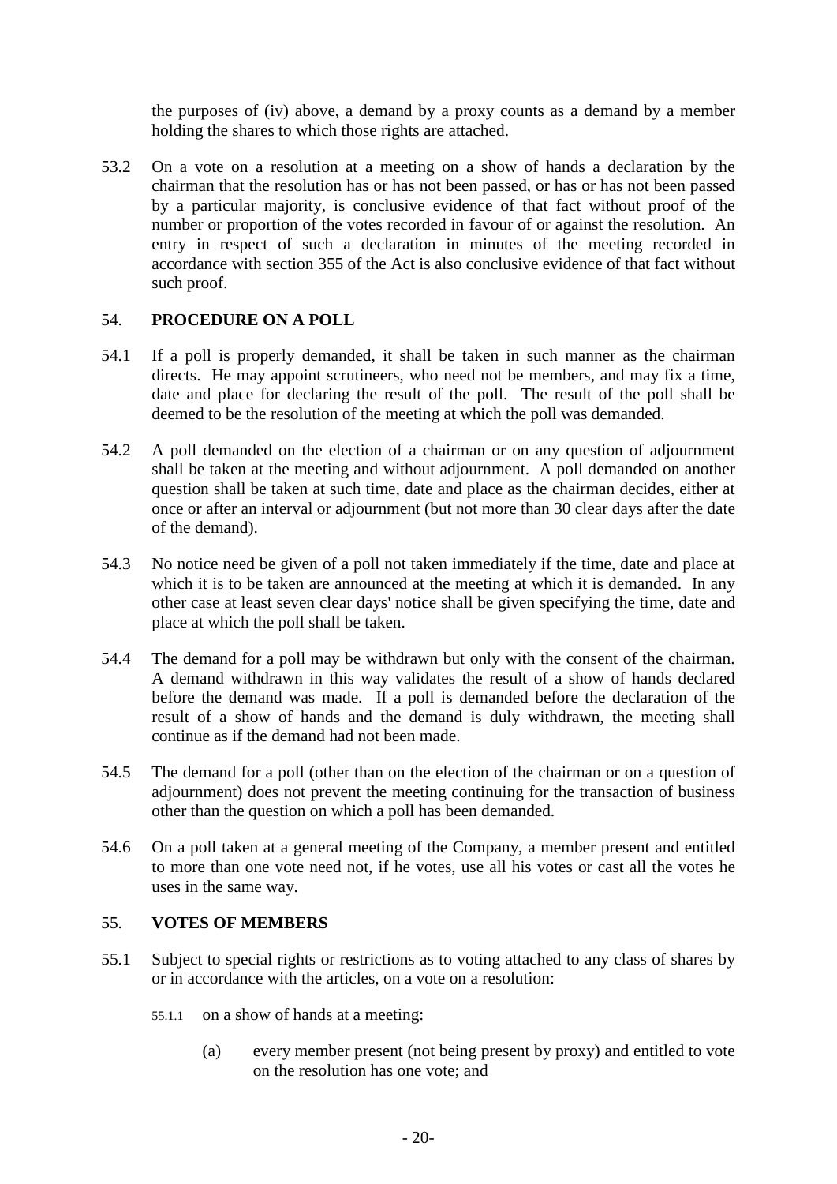the purposes of (iv) above, a demand by a proxy counts as a demand by a member holding the shares to which those rights are attached.

53.2 On a vote on a resolution at a meeting on a show of hands a declaration by the chairman that the resolution has or has not been passed, or has or has not been passed by a particular majority, is conclusive evidence of that fact without proof of the number or proportion of the votes recorded in favour of or against the resolution. An entry in respect of such a declaration in minutes of the meeting recorded in accordance with section 355 of the Act is also conclusive evidence of that fact without such proof.

## 54. PROCEDURE ON A POLL

54.1 If a poll is properly demanded, it shall be taken in such manner as the chairman directs. He may appoint scrutineers, who need not be members, and may fix a time, date and place for declaring the result of the poll. The result of the poll shall be deemed to be the resolution of the meeting at which the poll was demanded.

54.2 A poll demanded on the election of a chairman or on any question of adjournment shall be taken at the meeting and without adjournment. A poll demanded on another question shall be taken at such time, date and place as the chairman decides, either at once or after an interval or adjournment (but not more than 30 clear days after the date of the demand).

54.3 No notice need be given of a poll not taken immediately if the time, date and place at which it is to be taken are announced at the meeting at which it is demanded. In any other case at least seven clear days' notice shall be given specifying the time, date and place at which the poll shall be taken.

54.4 The demand for a poll may be withdrawn but only with the consent of the chairman. A demand withdrawn in this way validates the result of a show of hands declared before the demand was made. If a poll is demanded before the declaration of the result of a show of hands and the demand is duly withdrawn, the meeting shall continue as if the demand had not been made.

54.5 The demand for a poll (other than on the election of the chairman or on a question of adjournment) does not prevent the meeting continuing for the transaction of business other than the question on which a poll has been demanded.

54.6 On a poll taken at a general meeting of the Company, a member present and entitled to more than one vote need not, if he votes, use all his votes or cast all the votes he uses in the same way.

## 55. VOTES OF MEMBERS

55.1 Subject to special rights or restrictions as to voting attached to any class of shares by or in accordance with the articles, on a vote on a resolution:

55.1.1 on a show of hands at a meeting:

(a) every member present (not being present by proxy) and entitled to vote on the resolution has one vote; and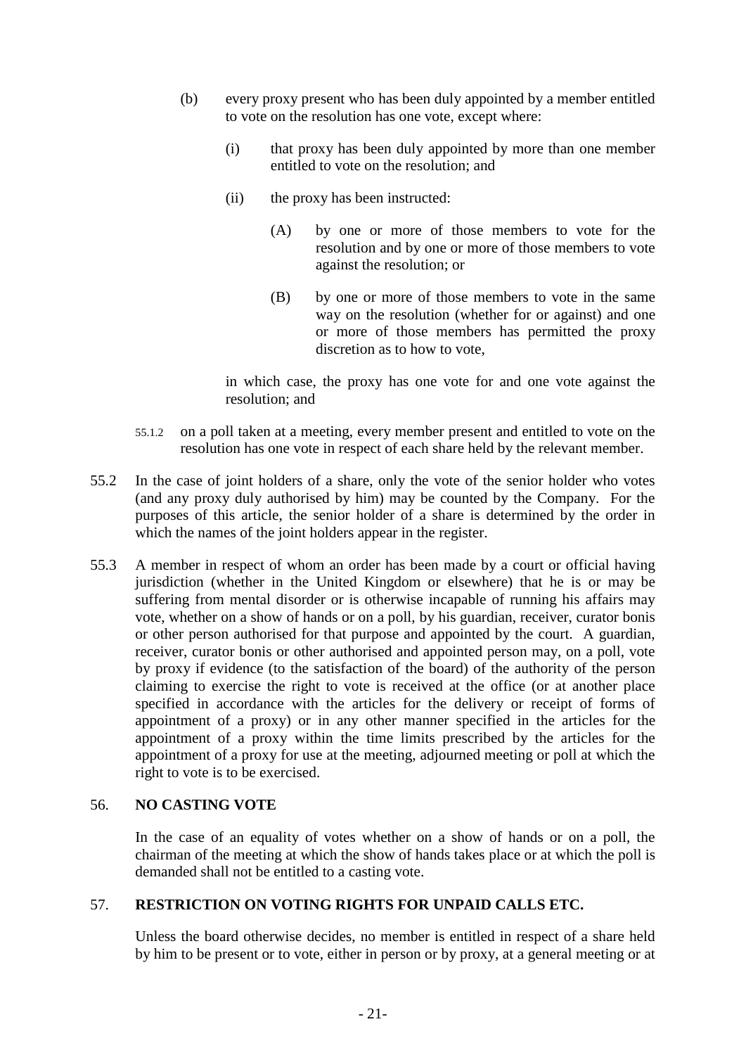(b) every proxy present who has been duly appointed by a member entitled to vote on the resolution has one vote, except where:

   (i) that proxy has been duly appointed by more than one member entitled to vote on the resolution; and

   (ii) the proxy has been instructed:

      (A) by one or more of those members to vote for the resolution and by one or more of those members to vote against the resolution; or

      (B) by one or more of those members to vote in the same way on the resolution (whether for or against) and one or more of those members has permitted the proxy discretion as to how to vote,

   in which case, the proxy has one vote for and one vote against the resolution; and

55.1.2 on a poll taken at a meeting, every member present and entitled to vote on the resolution has one vote in respect of each share held by the relevant member.

55.2 In the case of joint holders of a share, only the vote of the senior holder who votes (and any proxy duly authorised by him) may be counted by the Company. For the purposes of this article, the senior holder of a share is determined by the order in which the names of the joint holders appear in the register.

55.3 A member in respect of whom an order has been made by a court or official having jurisdiction (whether in the United Kingdom or elsewhere) that he is or may be suffering from mental disorder or is otherwise incapable of running his affairs may vote, whether on a show of hands or on a poll, by his guardian, receiver, curator bonis or other person authorised for that purpose and appointed by the court. A guardian, receiver, curator bonis or other authorised and appointed person may, on a poll, vote by proxy if evidence (to the satisfaction of the board) of the authority of the person claiming to exercise the right to vote is received at the office (or at another place specified in accordance with the articles for the delivery or receipt of forms of appointment of a proxy) or in any other manner specified in the articles for the appointment of a proxy within the time limits prescribed by the articles for the appointment of a proxy for use at the meeting, adjourned meeting or poll at which the right to vote is to be exercised.

## 56. NO CASTING VOTE

In the case of an equality of votes whether on a show of hands or on a poll, the chairman of the meeting at which the show of hands takes place or at which the poll is demanded shall not be entitled to a casting vote.

## 57. RESTRICTION ON VOTING RIGHTS FOR UNPAID CALLS ETC.

Unless the board otherwise decides, no member is entitled in respect of a share held by him to be present or to vote, either in person or by proxy, at a general meeting or at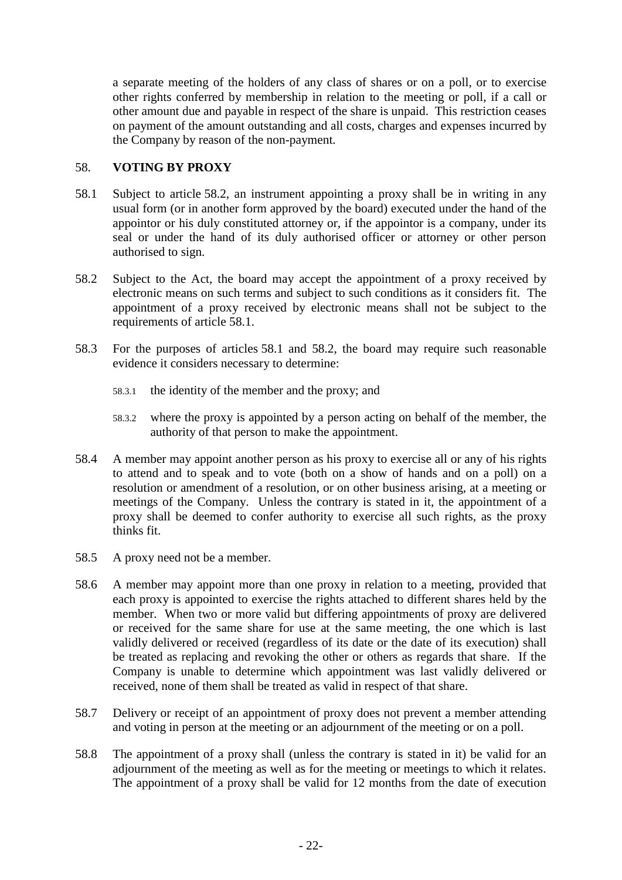a separate meeting of the holders of any class of shares or on a poll, or to exercise other rights conferred by membership in relation to the meeting or poll, if a call or other amount due and payable in respect of the share is unpaid. This restriction ceases on payment of the amount outstanding and all costs, charges and expenses incurred by the Company by reason of the non-payment.

## 58. VOTING BY PROXY

58.1 Subject to article 58.2, an instrument appointing a proxy shall be in writing in any usual form (or in another form approved by the board) executed under the hand of the appointor or his duly constituted attorney or, if the appointor is a company, under its seal or under the hand of its duly authorised officer or attorney or other person authorised to sign.

58.2 Subject to the Act, the board may accept the appointment of a proxy received by electronic means on such terms and subject to such conditions as it considers fit. The appointment of a proxy received by electronic means shall not be subject to the requirements of article 58.1.

58.3 For the purposes of articles 58.1 and 58.2, the board may require such reasonable evidence it considers necessary to determine:

58.3.1 the identity of the member and the proxy; and

58.3.2 where the proxy is appointed by a person acting on behalf of the member, the authority of that person to make the appointment.

58.4 A member may appoint another person as his proxy to exercise all or any of his rights to attend and to speak and to vote (both on a show of hands and on a poll) on a resolution or amendment of a resolution, or on other business arising, at a meeting or meetings of the Company. Unless the contrary is stated in it, the appointment of a proxy shall be deemed to confer authority to exercise all such rights, as the proxy thinks fit.

58.5 A proxy need not be a member.

58.6 A member may appoint more than one proxy in relation to a meeting, provided that each proxy is appointed to exercise the rights attached to different shares held by the member. When two or more valid but differing appointments of proxy are delivered or received for the same share for use at the same meeting, the one which is last validly delivered or received (regardless of its date or the date of its execution) shall be treated as replacing and revoking the other or others as regards that share. If the Company is unable to determine which appointment was last validly delivered or received, none of them shall be treated as valid in respect of that share.

58.7 Delivery or receipt of an appointment of proxy does not prevent a member attending and voting in person at the meeting or an adjournment of the meeting or on a poll.

58.8 The appointment of a proxy shall (unless the contrary is stated in it) be valid for an adjournment of the meeting as well as for the meeting or meetings to which it relates. The appointment of a proxy shall be valid for 12 months from the date of execution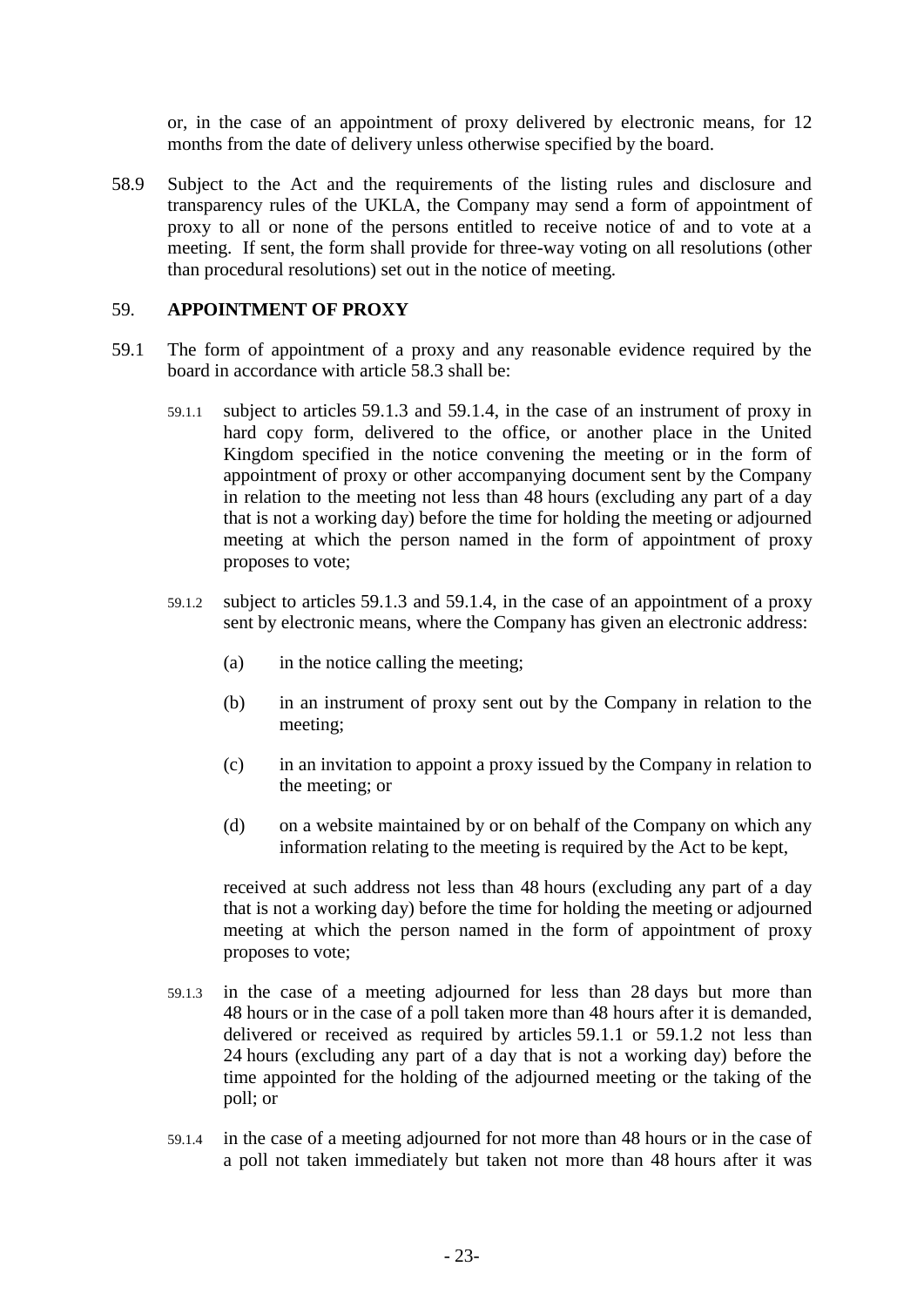or, in the case of an appointment of proxy delivered by electronic means, for 12 months from the date of delivery unless otherwise specified by the board.

58.9 Subject to the Act and the requirements of the listing rules and disclosure and transparency rules of the UKLA, the Company may send a form of appointment of proxy to all or none of the persons entitled to receive notice of and to vote at a meeting. If sent, the form shall provide for three-way voting on all resolutions (other than procedural resolutions) set out in the notice of meeting.

## 59. APPOINTMENT OF PROXY

59.1 The form of appointment of a proxy and any reasonable evidence required by the board in accordance with article 58.3 shall be:

59.1.1 subject to articles 59.1.3 and 59.1.4, in the case of an instrument of proxy in hard copy form, delivered to the office, or another place in the United Kingdom specified in the notice convening the meeting or in the form of appointment of proxy or other accompanying document sent by the Company in relation to the meeting not less than 48 hours (excluding any part of a day that is not a working day) before the time for holding the meeting or adjourned meeting at which the person named in the form of appointment of proxy proposes to vote;

59.1.2 subject to articles 59.1.3 and 59.1.4, in the case of an appointment of a proxy sent by electronic means, where the Company has given an electronic address:

(a) in the notice calling the meeting;

(b) in an instrument of proxy sent out by the Company in relation to the meeting;

(c) in an invitation to appoint a proxy issued by the Company in relation to the meeting; or

(d) on a website maintained by or on behalf of the Company on which any information relating to the meeting is required by the Act to be kept,

received at such address not less than 48 hours (excluding any part of a day that is not a working day) before the time for holding the meeting or adjourned meeting at which the person named in the form of appointment of proxy proposes to vote;

59.1.3 in the case of a meeting adjourned for less than 28 days but more than 48 hours or in the case of a poll taken more than 48 hours after it is demanded, delivered or received as required by articles 59.1.1 or 59.1.2 not less than 24 hours (excluding any part of a day that is not a working day) before the time appointed for the holding of the adjourned meeting or the taking of the poll; or

59.1.4 in the case of a meeting adjourned for not more than 48 hours or in the case of a poll not taken immediately but taken not more than 48 hours after it was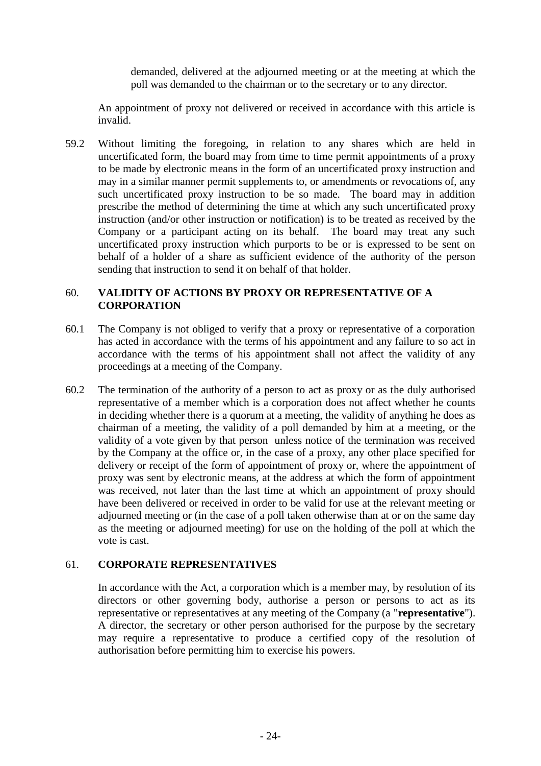demanded, delivered at the adjourned meeting or at the meeting at which the poll was demanded to the chairman or to the secretary or to any director.

An appointment of proxy not delivered or received in accordance with this article is invalid.

59.2 Without limiting the foregoing, in relation to any shares which are held in uncertificated form, the board may from time to time permit appointments of a proxy to be made by electronic means in the form of an uncertificated proxy instruction and may in a similar manner permit supplements to, or amendments or revocations of, any such uncertificated proxy instruction to be so made. The board may in addition prescribe the method of determining the time at which any such uncertificated proxy instruction (and/or other instruction or notification) is to be treated as received by the Company or a participant acting on its behalf. The board may treat any such uncertificated proxy instruction which purports to be or is expressed to be sent on behalf of a holder of a share as sufficient evidence of the authority of the person sending that instruction to send it on behalf of that holder.

## 60. VALIDITY OF ACTIONS BY PROXY OR REPRESENTATIVE OF A CORPORATION

60.1 The Company is not obliged to verify that a proxy or representative of a corporation has acted in accordance with the terms of his appointment and any failure to so act in accordance with the terms of his appointment shall not affect the validity of any proceedings at a meeting of the Company.

60.2 The termination of the authority of a person to act as proxy or as the duly authorised representative of a member which is a corporation does not affect whether he counts in deciding whether there is a quorum at a meeting, the validity of anything he does as chairman of a meeting, the validity of a poll demanded by him at a meeting, or the validity of a vote given by that person unless notice of the termination was received by the Company at the office or, in the case of a proxy, any other place specified for delivery or receipt of the form of appointment of proxy or, where the appointment of proxy was sent by electronic means, at the address at which the form of appointment was received, not later than the last time at which an appointment of proxy should have been delivered or received in order to be valid for use at the relevant meeting or adjourned meeting or (in the case of a poll taken otherwise than at or on the same day as the meeting or adjourned meeting) for use on the holding of the poll at which the vote is cast.

## 61. CORPORATE REPRESENTATIVES

In accordance with the Act, a corporation which is a member may, by resolution of its directors or other governing body, authorise a person or persons to act as its representative or representatives at any meeting of the Company (a "**representative**"). A director, the secretary or other person authorised for the purpose by the secretary may require a representative to produce a certified copy of the resolution of authorisation before permitting him to exercise his powers.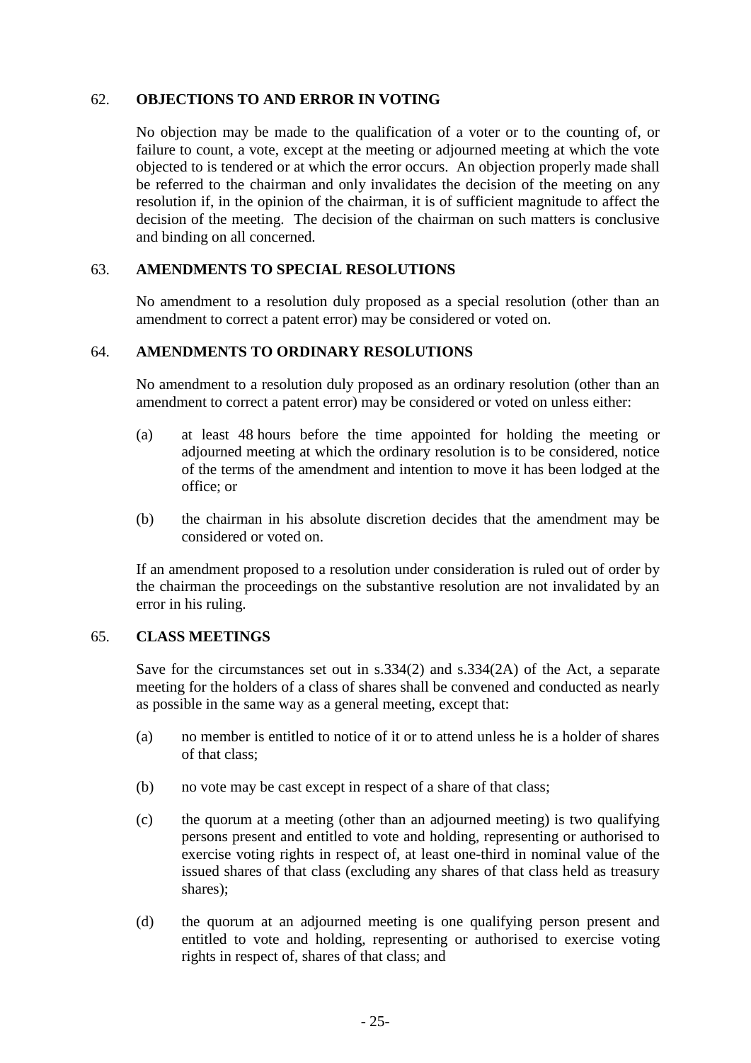## 62. OBJECTIONS TO AND ERROR IN VOTING

No objection may be made to the qualification of a voter or to the counting of, or failure to count, a vote, except at the meeting or adjourned meeting at which the vote objected to is tendered or at which the error occurs. An objection properly made shall be referred to the chairman and only invalidates the decision of the meeting on any resolution if, in the opinion of the chairman, it is of sufficient magnitude to affect the decision of the meeting. The decision of the chairman on such matters is conclusive and binding on all concerned.

## 63. AMENDMENTS TO SPECIAL RESOLUTIONS

No amendment to a resolution duly proposed as a special resolution (other than an amendment to correct a patent error) may be considered or voted on.

## 64. AMENDMENTS TO ORDINARY RESOLUTIONS

No amendment to a resolution duly proposed as an ordinary resolution (other than an amendment to correct a patent error) may be considered or voted on unless either:

(a) at least 48 hours before the time appointed for holding the meeting or adjourned meeting at which the ordinary resolution is to be considered, notice of the terms of the amendment and intention to move it has been lodged at the office; or

(b) the chairman in his absolute discretion decides that the amendment may be considered or voted on.

If an amendment proposed to a resolution under consideration is ruled out of order by the chairman the proceedings on the substantive resolution are not invalidated by an error in his ruling.

## 65. CLASS MEETINGS

Save for the circumstances set out in s.334(2) and s.334(2A) of the Act, a separate meeting for the holders of a class of shares shall be convened and conducted as nearly as possible in the same way as a general meeting, except that:

(a) no member is entitled to notice of it or to attend unless he is a holder of shares of that class;

(b) no vote may be cast except in respect of a share of that class;

(c) the quorum at a meeting (other than an adjourned meeting) is two qualifying persons present and entitled to vote and holding, representing or authorised to exercise voting rights in respect of, at least one-third in nominal value of the issued shares of that class (excluding any shares of that class held as treasury shares);

(d) the quorum at an adjourned meeting is one qualifying person present and entitled to vote and holding, representing or authorised to exercise voting rights in respect of, shares of that class; and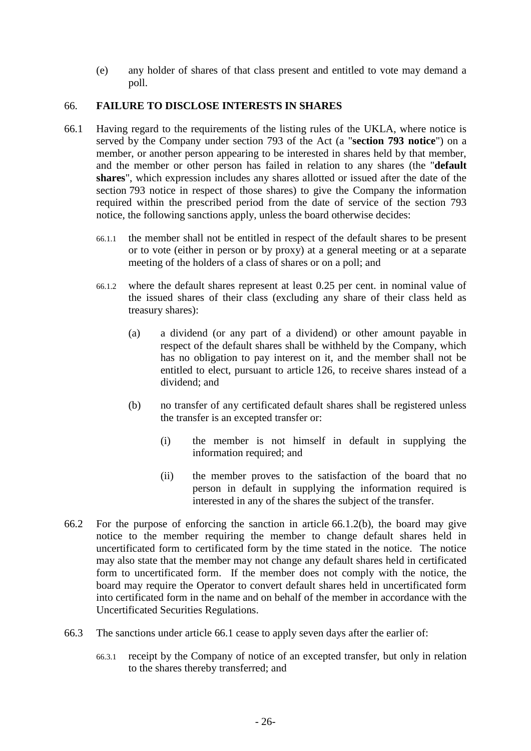(e) any holder of shares of that class present and entitled to vote may demand a poll.

66. **FAILURE TO DISCLOSE INTERESTS IN SHARES**

66.1 Having regard to the requirements of the listing rules of the UKLA, where notice is served by the Company under section 793 of the Act (a "**section 793 notice**") on a member, or another person appearing to be interested in shares held by that member, and the member or other person has failed in relation to any shares (the "**default shares**", which expression includes any shares allotted or issued after the date of the section 793 notice in respect of those shares) to give the Company the information required within the prescribed period from the date of service of the section 793 notice, the following sanctions apply, unless the board otherwise decides:

66.1.1 the member shall not be entitled in respect of the default shares to be present or to vote (either in person or by proxy) at a general meeting or at a separate meeting of the holders of a class of shares or on a poll; and

66.1.2 where the default shares represent at least 0.25 per cent. in nominal value of the issued shares of their class (excluding any share of their class held as treasury shares):

(a) a dividend (or any part of a dividend) or other amount payable in respect of the default shares shall be withheld by the Company, which has no obligation to pay interest on it, and the member shall not be entitled to elect, pursuant to article 126, to receive shares instead of a dividend; and

(b) no transfer of any certificated default shares shall be registered unless the transfer is an excepted transfer or:

(i) the member is not himself in default in supplying the information required; and

(ii) the member proves to the satisfaction of the board that no person in default in supplying the information required is interested in any of the shares the subject of the transfer.

66.2 For the purpose of enforcing the sanction in article 66.1.2(b), the board may give notice to the member requiring the member to change default shares held in uncertificated form to certificated form by the time stated in the notice. The notice may also state that the member may not change any default shares held in certificated form to uncertificated form. If the member does not comply with the notice, the board may require the Operator to convert default shares held in uncertificated form into certificated form in the name and on behalf of the member in accordance with the Uncertificated Securities Regulations.

66.3 The sanctions under article 66.1 cease to apply seven days after the earlier of:

66.3.1 receipt by the Company of notice of an excepted transfer, but only in relation to the shares thereby transferred; and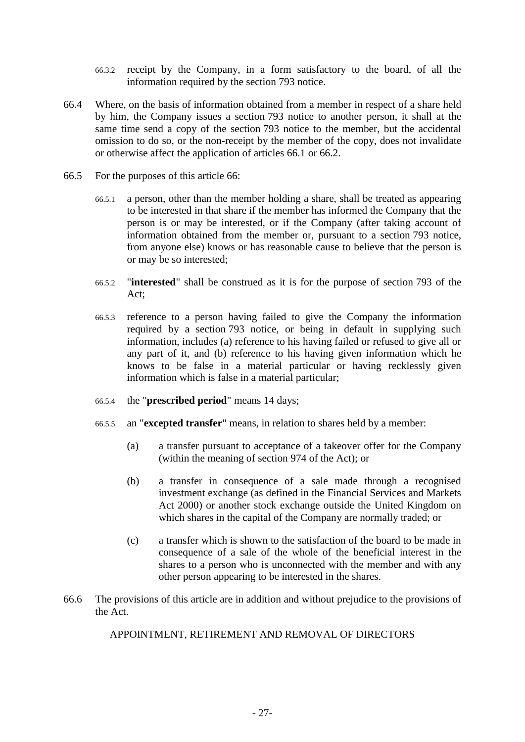66.3.2 receipt by the Company, in a form satisfactory to the board, of all the information required by the section 793 notice.

66.4 Where, on the basis of information obtained from a member in respect of a share held by him, the Company issues a section 793 notice to another person, it shall at the same time send a copy of the section 793 notice to the member, but the accidental omission to do so, or the non-receipt by the member of the copy, does not invalidate or otherwise affect the application of articles 66.1 or 66.2.

66.5 For the purposes of this article 66:

66.5.1 a person, other than the member holding a share, shall be treated as appearing to be interested in that share if the member has informed the Company that the person is or may be interested, or if the Company (after taking account of information obtained from the member or, pursuant to a section 793 notice, from anyone else) knows or has reasonable cause to believe that the person is or may be so interested;

66.5.2 "**interested**" shall be construed as it is for the purpose of section 793 of the Act;

66.5.3 reference to a person having failed to give the Company the information required by a section 793 notice, or being in default in supplying such information, includes (a) reference to his having failed or refused to give all or any part of it, and (b) reference to his having given information which he knows to be false in a material particular or having recklessly given information which is false in a material particular;

66.5.4 the "**prescribed period**" means 14 days;

66.5.5 an "**excepted transfer**" means, in relation to shares held by a member:

(a) a transfer pursuant to acceptance of a takeover offer for the Company (within the meaning of section 974 of the Act); or

(b) a transfer in consequence of a sale made through a recognised investment exchange (as defined in the Financial Services and Markets Act 2000) or another stock exchange outside the United Kingdom on which shares in the capital of the Company are normally traded; or

(c) a transfer which is shown to the satisfaction of the board to be made in consequence of a sale of the whole of the beneficial interest in the shares to a person who is unconnected with the member and with any other person appearing to be interested in the shares.

66.6 The provisions of this article are in addition and without prejudice to the provisions of the Act.

## APPOINTMENT, RETIREMENT AND REMOVAL OF DIRECTORS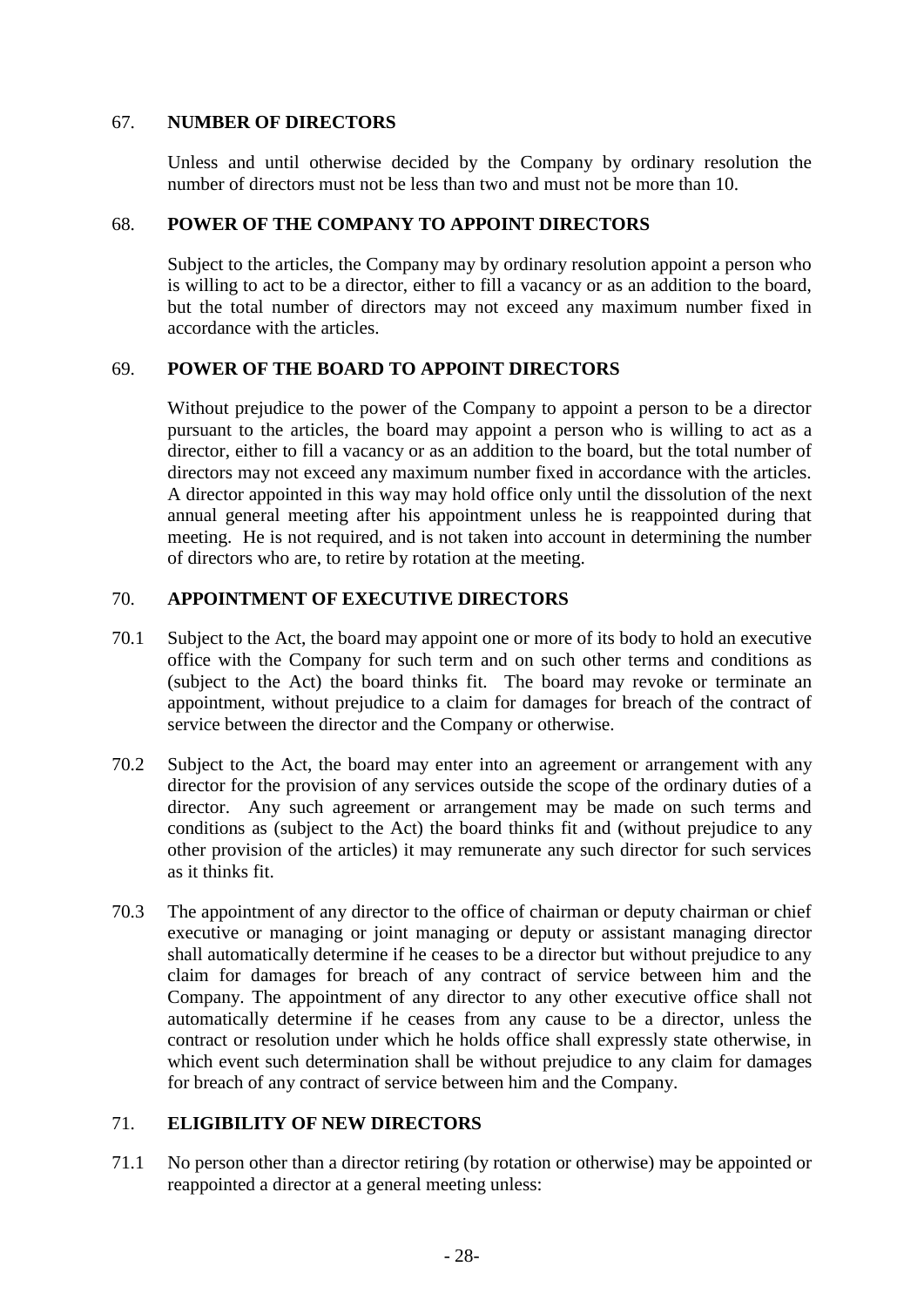## 67. NUMBER OF DIRECTORS

Unless and until otherwise decided by the Company by ordinary resolution the number of directors must not be less than two and must not be more than 10.

## 68. POWER OF THE COMPANY TO APPOINT DIRECTORS

Subject to the articles, the Company may by ordinary resolution appoint a person who is willing to act to be a director, either to fill a vacancy or as an addition to the board, but the total number of directors may not exceed any maximum number fixed in accordance with the articles.

## 69. POWER OF THE BOARD TO APPOINT DIRECTORS

Without prejudice to the power of the Company to appoint a person to be a director pursuant to the articles, the board may appoint a person who is willing to act as a director, either to fill a vacancy or as an addition to the board, but the total number of directors may not exceed any maximum number fixed in accordance with the articles. A director appointed in this way may hold office only until the dissolution of the next annual general meeting after his appointment unless he is reappointed during that meeting. He is not required, and is not taken into account in determining the number of directors who are, to retire by rotation at the meeting.

## 70. APPOINTMENT OF EXECUTIVE DIRECTORS

70.1 Subject to the Act, the board may appoint one or more of its body to hold an executive office with the Company for such term and on such other terms and conditions as (subject to the Act) the board thinks fit. The board may revoke or terminate an appointment, without prejudice to a claim for damages for breach of the contract of service between the director and the Company or otherwise.

70.2 Subject to the Act, the board may enter into an agreement or arrangement with any director for the provision of any services outside the scope of the ordinary duties of a director. Any such agreement or arrangement may be made on such terms and conditions as (subject to the Act) the board thinks fit and (without prejudice to any other provision of the articles) it may remunerate any such director for such services as it thinks fit.

70.3 The appointment of any director to the office of chairman or deputy chairman or chief executive or managing or joint managing or deputy or assistant managing director shall automatically determine if he ceases to be a director but without prejudice to any claim for damages for breach of any contract of service between him and the Company. The appointment of any director to any other executive office shall not automatically determine if he ceases from any cause to be a director, unless the contract or resolution under which he holds office shall expressly state otherwise, in which event such determination shall be without prejudice to any claim for damages for breach of any contract of service between him and the Company.

## 71. ELIGIBILITY OF NEW DIRECTORS

71.1 No person other than a director retiring (by rotation or otherwise) may be appointed or reappointed a director at a general meeting unless: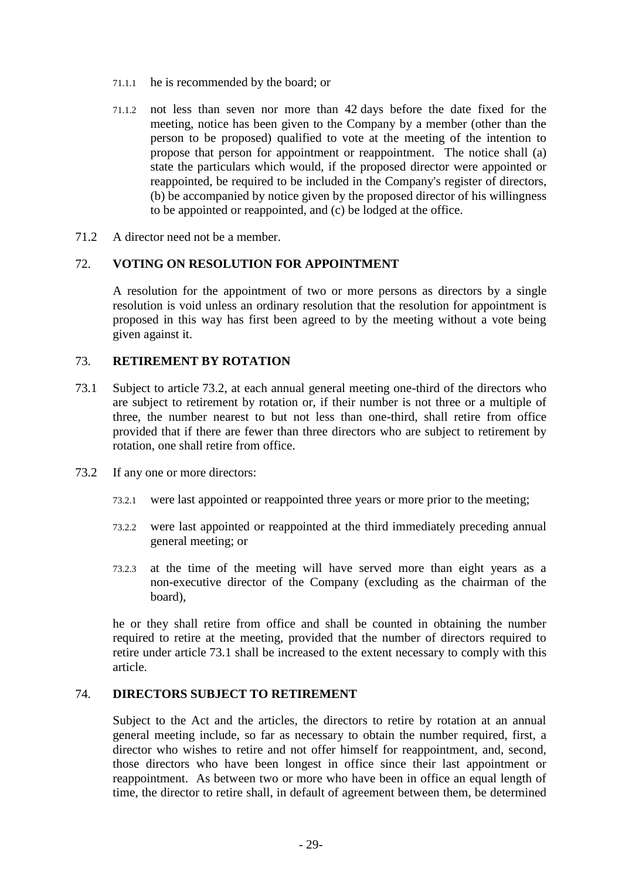71.1.1 he is recommended by the board; or

71.1.2 not less than seven nor more than 42 days before the date fixed for the meeting, notice has been given to the Company by a member (other than the person to be proposed) qualified to vote at the meeting of the intention to propose that person for appointment or reappointment. The notice shall (a) state the particulars which would, if the proposed director were appointed or reappointed, be required to be included in the Company's register of directors, (b) be accompanied by notice given by the proposed director of his willingness to be appointed or reappointed, and (c) be lodged at the office.

71.2 A director need not be a member.

## 72. VOTING ON RESOLUTION FOR APPOINTMENT

A resolution for the appointment of two or more persons as directors by a single resolution is void unless an ordinary resolution that the resolution for appointment is proposed in this way has first been agreed to by the meeting without a vote being given against it.

## 73. RETIREMENT BY ROTATION

73.1 Subject to article 73.2, at each annual general meeting one-third of the directors who are subject to retirement by rotation or, if their number is not three or a multiple of three, the number nearest to but not less than one-third, shall retire from office provided that if there are fewer than three directors who are subject to retirement by rotation, one shall retire from office.

73.2 If any one or more directors:

73.2.1 were last appointed or reappointed three years or more prior to the meeting;

73.2.2 were last appointed or reappointed at the third immediately preceding annual general meeting; or

73.2.3 at the time of the meeting will have served more than eight years as a non-executive director of the Company (excluding as the chairman of the board),

he or they shall retire from office and shall be counted in obtaining the number required to retire at the meeting, provided that the number of directors required to retire under article 73.1 shall be increased to the extent necessary to comply with this article.

## 74. DIRECTORS SUBJECT TO RETIREMENT

Subject to the Act and the articles, the directors to retire by rotation at an annual general meeting include, so far as necessary to obtain the number required, first, a director who wishes to retire and not offer himself for reappointment, and, second, those directors who have been longest in office since their last appointment or reappointment. As between two or more who have been in office an equal length of time, the director to retire shall, in default of agreement between them, be determined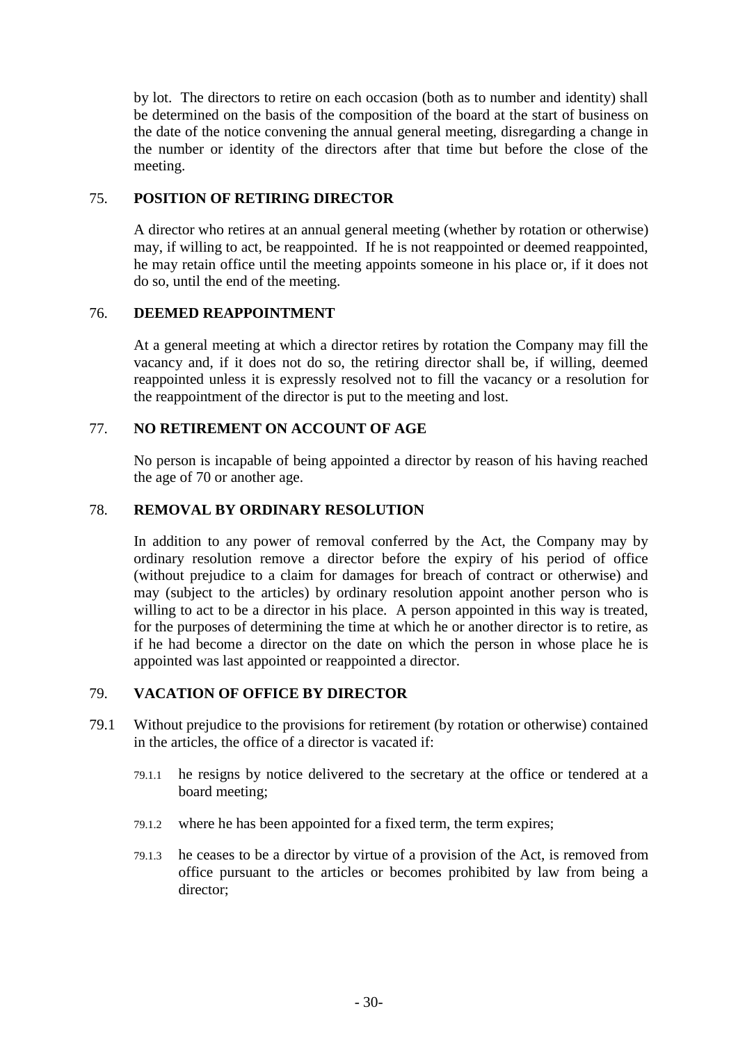by lot. The directors to retire on each occasion (both as to number and identity) shall be determined on the basis of the composition of the board at the start of business on the date of the notice convening the annual general meeting, disregarding a change in the number or identity of the directors after that time but before the close of the meeting.

## 75. POSITION OF RETIRING DIRECTOR

A director who retires at an annual general meeting (whether by rotation or otherwise) may, if willing to act, be reappointed. If he is not reappointed or deemed reappointed, he may retain office until the meeting appoints someone in his place or, if it does not do so, until the end of the meeting.

## 76. DEEMED REAPPOINTMENT

At a general meeting at which a director retires by rotation the Company may fill the vacancy and, if it does not do so, the retiring director shall be, if willing, deemed reappointed unless it is expressly resolved not to fill the vacancy or a resolution for the reappointment of the director is put to the meeting and lost.

## 77. NO RETIREMENT ON ACCOUNT OF AGE

No person is incapable of being appointed a director by reason of his having reached the age of 70 or another age.

## 78. REMOVAL BY ORDINARY RESOLUTION

In addition to any power of removal conferred by the Act, the Company may by ordinary resolution remove a director before the expiry of his period of office (without prejudice to a claim for damages for breach of contract or otherwise) and may (subject to the articles) by ordinary resolution appoint another person who is willing to act to be a director in his place. A person appointed in this way is treated, for the purposes of determining the time at which he or another director is to retire, as if he had become a director on the date on which the person in whose place he is appointed was last appointed or reappointed a director.

## 79. VACATION OF OFFICE BY DIRECTOR

79.1 Without prejudice to the provisions for retirement (by rotation or otherwise) contained in the articles, the office of a director is vacated if:

79.1.1 he resigns by notice delivered to the secretary at the office or tendered at a board meeting;

79.1.2 where he has been appointed for a fixed term, the term expires;

79.1.3 he ceases to be a director by virtue of a provision of the Act, is removed from office pursuant to the articles or becomes prohibited by law from being a director;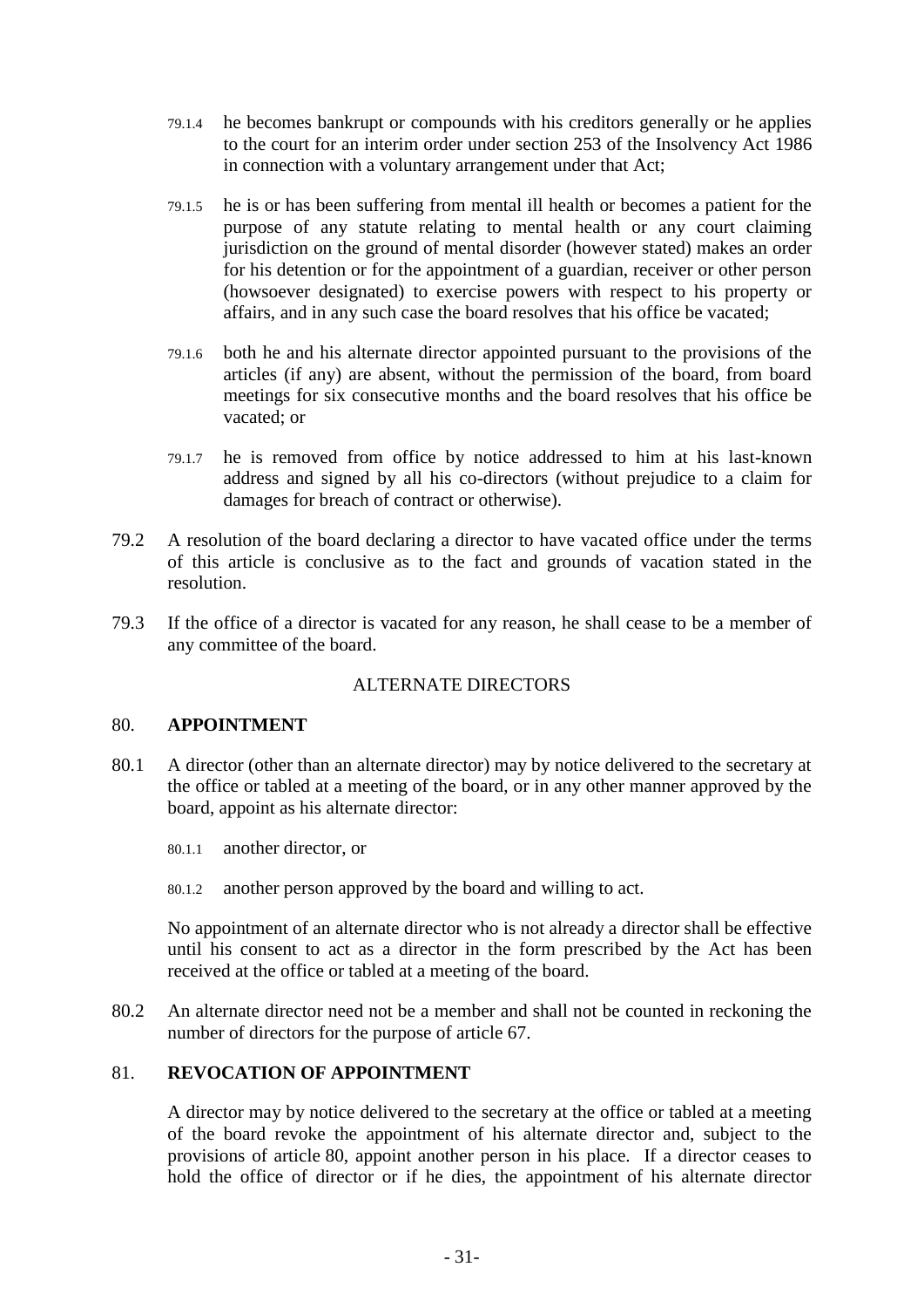79.1.4 he becomes bankrupt or compounds with his creditors generally or he applies to the court for an interim order under section 253 of the Insolvency Act 1986 in connection with a voluntary arrangement under that Act;

79.1.5 he is or has been suffering from mental ill health or becomes a patient for the purpose of any statute relating to mental health or any court claiming jurisdiction on the ground of mental disorder (however stated) makes an order for his detention or for the appointment of a guardian, receiver or other person (howsoever designated) to exercise powers with respect to his property or affairs, and in any such case the board resolves that his office be vacated;

79.1.6 both he and his alternate director appointed pursuant to the provisions of the articles (if any) are absent, without the permission of the board, from board meetings for six consecutive months and the board resolves that his office be vacated; or

79.1.7 he is removed from office by notice addressed to him at his last-known address and signed by all his co-directors (without prejudice to a claim for damages for breach of contract or otherwise).

79.2 A resolution of the board declaring a director to have vacated office under the terms of this article is conclusive as to the fact and grounds of vacation stated in the resolution.

79.3 If the office of a director is vacated for any reason, he shall cease to be a member of any committee of the board.

## ALTERNATE DIRECTORS

### 80. APPOINTMENT

80.1 A director (other than an alternate director) may by notice delivered to the secretary at the office or tabled at a meeting of the board, or in any other manner approved by the board, appoint as his alternate director:

80.1.1 another director, or

80.1.2 another person approved by the board and willing to act.

No appointment of an alternate director who is not already a director shall be effective until his consent to act as a director in the form prescribed by the Act has been received at the office or tabled at a meeting of the board.

80.2 An alternate director need not be a member and shall not be counted in reckoning the number of directors for the purpose of article 67.

### 81. REVOCATION OF APPOINTMENT

A director may by notice delivered to the secretary at the office or tabled at a meeting of the board revoke the appointment of his alternate director and, subject to the provisions of article 80, appoint another person in his place. If a director ceases to hold the office of director or if he dies, the appointment of his alternate director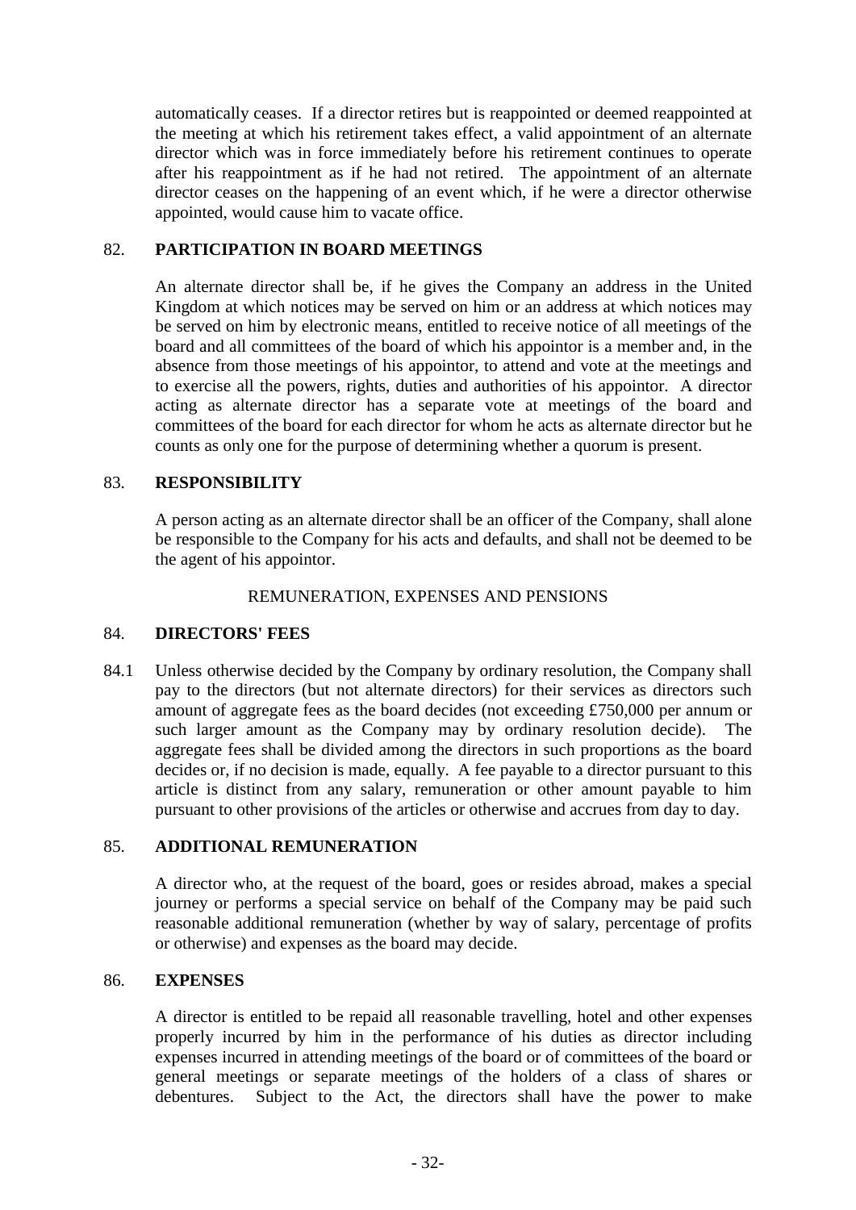automatically ceases. If a director retires but is reappointed or deemed reappointed at the meeting at which his retirement takes effect, a valid appointment of an alternate director which was in force immediately before his retirement continues to operate after his reappointment as if he had not retired. The appointment of an alternate director ceases on the happening of an event which, if he were a director otherwise appointed, would cause him to vacate office.

### 82. PARTICIPATION IN BOARD MEETINGS

An alternate director shall be, if he gives the Company an address in the United Kingdom at which notices may be served on him or an address at which notices may be served on him by electronic means, entitled to receive notice of all meetings of the board and all committees of the board of which his appointor is a member and, in the absence from those meetings of his appointor, to attend and vote at the meetings and to exercise all the powers, rights, duties and authorities of his appointor. A director acting as alternate director has a separate vote at meetings of the board and committees of the board for each director for whom he acts as alternate director but he counts as only one for the purpose of determining whether a quorum is present.

### 83. RESPONSIBILITY

A person acting as an alternate director shall be an officer of the Company, shall alone be responsible to the Company for his acts and defaults, and shall not be deemed to be the agent of his appointor.

## REMUNERATION, EXPENSES AND PENSIONS

### 84. DIRECTORS' FEES

84.1 Unless otherwise decided by the Company by ordinary resolution, the Company shall pay to the directors (but not alternate directors) for their services as directors such amount of aggregate fees as the board decides (not exceeding £750,000 per annum or such larger amount as the Company may by ordinary resolution decide). The aggregate fees shall be divided among the directors in such proportions as the board decides or, if no decision is made, equally. A fee payable to a director pursuant to this article is distinct from any salary, remuneration or other amount payable to him pursuant to other provisions of the articles or otherwise and accrues from day to day.

### 85. ADDITIONAL REMUNERATION

A director who, at the request of the board, goes or resides abroad, makes a special journey or performs a special service on behalf of the Company may be paid such reasonable additional remuneration (whether by way of salary, percentage of profits or otherwise) and expenses as the board may decide.

### 86. EXPENSES

A director is entitled to be repaid all reasonable travelling, hotel and other expenses properly incurred by him in the performance of his duties as director including expenses incurred in attending meetings of the board or of committees of the board or general meetings or separate meetings of the holders of a class of shares or debentures. Subject to the Act, the directors shall have the power to make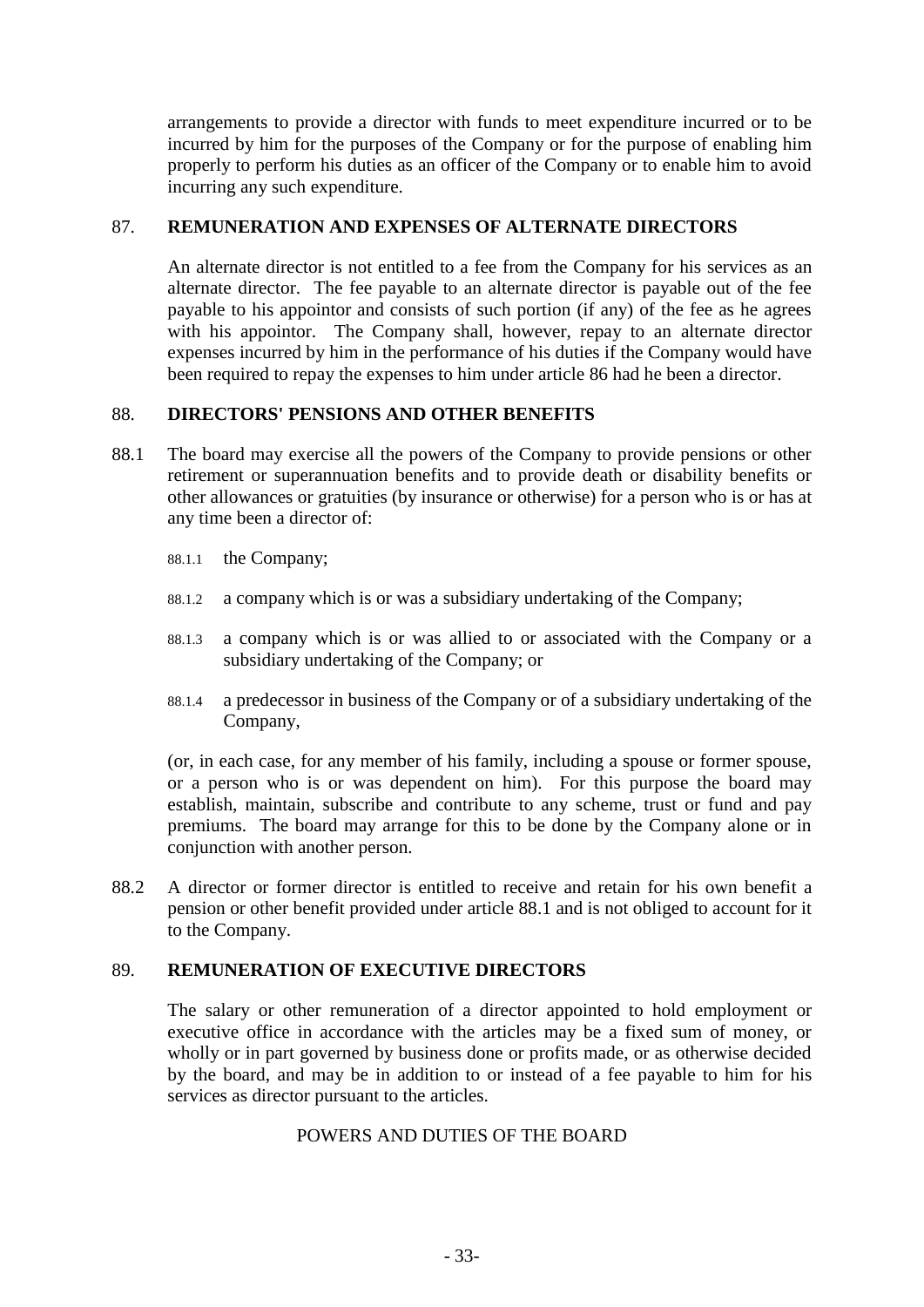arrangements to provide a director with funds to meet expenditure incurred or to be incurred by him for the purposes of the Company or for the purpose of enabling him properly to perform his duties as an officer of the Company or to enable him to avoid incurring any such expenditure.

## 87. REMUNERATION AND EXPENSES OF ALTERNATE DIRECTORS

An alternate director is not entitled to a fee from the Company for his services as an alternate director. The fee payable to an alternate director is payable out of the fee payable to his appointor and consists of such portion (if any) of the fee as he agrees with his appointor. The Company shall, however, repay to an alternate director expenses incurred by him in the performance of his duties if the Company would have been required to repay the expenses to him under article 86 had he been a director.

## 88. DIRECTORS' PENSIONS AND OTHER BENEFITS

88.1 The board may exercise all the powers of the Company to provide pensions or other retirement or superannuation benefits and to provide death or disability benefits or other allowances or gratuities (by insurance or otherwise) for a person who is or has at any time been a director of:

88.1.1 the Company;

88.1.2 a company which is or was a subsidiary undertaking of the Company;

88.1.3 a company which is or was allied to or associated with the Company or a subsidiary undertaking of the Company; or

88.1.4 a predecessor in business of the Company or of a subsidiary undertaking of the Company,

(or, in each case, for any member of his family, including a spouse or former spouse, or a person who is or was dependent on him). For this purpose the board may establish, maintain, subscribe and contribute to any scheme, trust or fund and pay premiums. The board may arrange for this to be done by the Company alone or in conjunction with another person.

88.2 A director or former director is entitled to receive and retain for his own benefit a pension or other benefit provided under article 88.1 and is not obliged to account for it to the Company.

## 89. REMUNERATION OF EXECUTIVE DIRECTORS

The salary or other remuneration of a director appointed to hold employment or executive office in accordance with the articles may be a fixed sum of money, or wholly or in part governed by business done or profits made, or as otherwise decided by the board, and may be in addition to or instead of a fee payable to him for his services as director pursuant to the articles.

POWERS AND DUTIES OF THE BOARD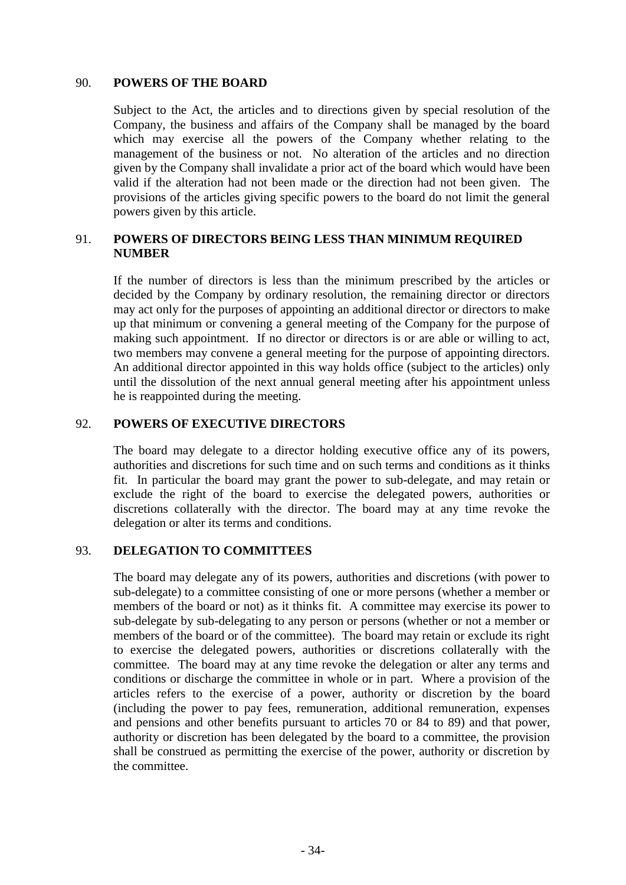## 90. POWERS OF THE BOARD

Subject to the Act, the articles and to directions given by special resolution of the Company, the business and affairs of the Company shall be managed by the board which may exercise all the powers of the Company whether relating to the management of the business or not. No alteration of the articles and no direction given by the Company shall invalidate a prior act of the board which would have been valid if the alteration had not been made or the direction had not been given. The provisions of the articles giving specific powers to the board do not limit the general powers given by this article.

## 91. POWERS OF DIRECTORS BEING LESS THAN MINIMUM REQUIRED NUMBER

If the number of directors is less than the minimum prescribed by the articles or decided by the Company by ordinary resolution, the remaining director or directors may act only for the purposes of appointing an additional director or directors to make up that minimum or convening a general meeting of the Company for the purpose of making such appointment. If no director or directors is or are able or willing to act, two members may convene a general meeting for the purpose of appointing directors. An additional director appointed in this way holds office (subject to the articles) only until the dissolution of the next annual general meeting after his appointment unless he is reappointed during the meeting.

## 92. POWERS OF EXECUTIVE DIRECTORS

The board may delegate to a director holding executive office any of its powers, authorities and discretions for such time and on such terms and conditions as it thinks fit. In particular the board may grant the power to sub-delegate, and may retain or exclude the right of the board to exercise the delegated powers, authorities or discretions collaterally with the director. The board may at any time revoke the delegation or alter its terms and conditions.

## 93. DELEGATION TO COMMITTEES

The board may delegate any of its powers, authorities and discretions (with power to sub-delegate) to a committee consisting of one or more persons (whether a member or members of the board or not) as it thinks fit. A committee may exercise its power to sub-delegate by sub-delegating to any person or persons (whether or not a member or members of the board or of the committee). The board may retain or exclude its right to exercise the delegated powers, authorities or discretions collaterally with the committee. The board may at any time revoke the delegation or alter any terms and conditions or discharge the committee in whole or in part. Where a provision of the articles refers to the exercise of a power, authority or discretion by the board (including the power to pay fees, remuneration, additional remuneration, expenses and pensions and other benefits pursuant to articles 70 or 84 to 89) and that power, authority or discretion has been delegated by the board to a committee, the provision shall be construed as permitting the exercise of the power, authority or discretion by the committee.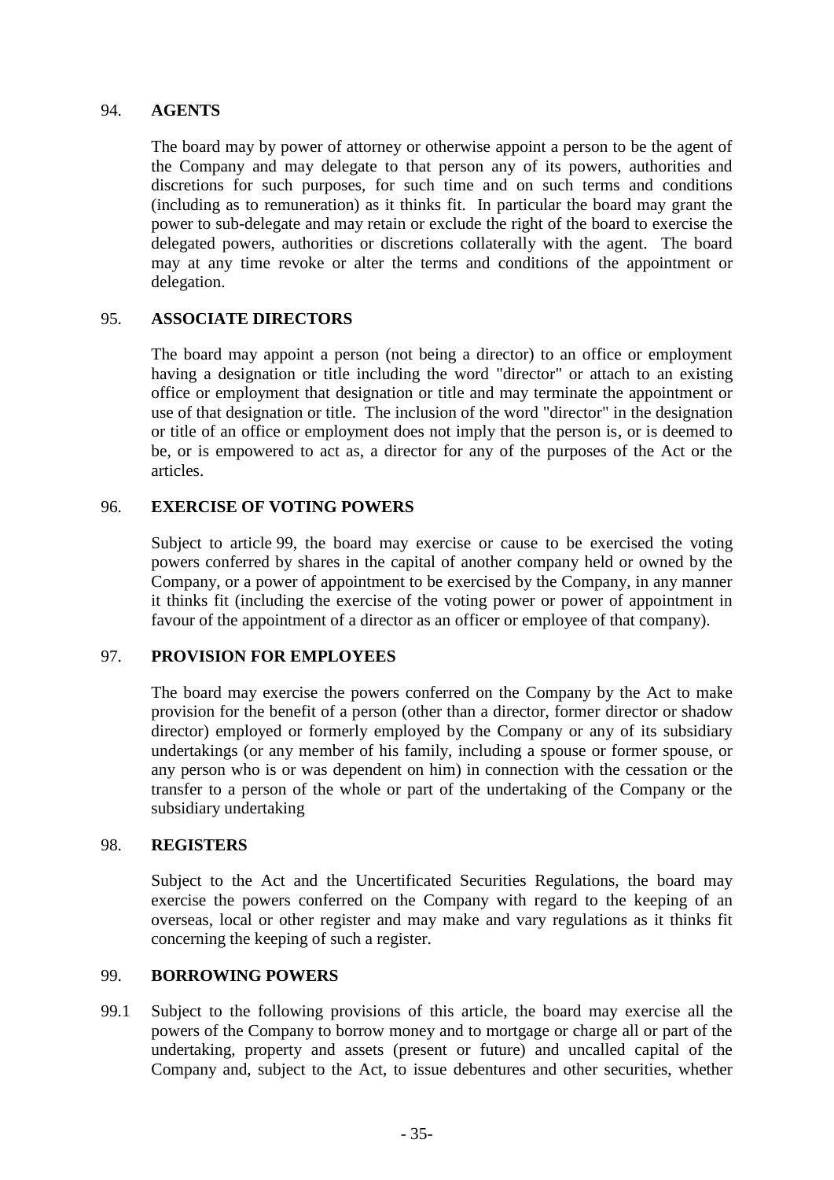## 94. AGENTS

The board may by power of attorney or otherwise appoint a person to be the agent of the Company and may delegate to that person any of its powers, authorities and discretions for such purposes, for such time and on such terms and conditions (including as to remuneration) as it thinks fit. In particular the board may grant the power to sub-delegate and may retain or exclude the right of the board to exercise the delegated powers, authorities or discretions collaterally with the agent. The board may at any time revoke or alter the terms and conditions of the appointment or delegation.

## 95. ASSOCIATE DIRECTORS

The board may appoint a person (not being a director) to an office or employment having a designation or title including the word "director" or attach to an existing office or employment that designation or title and may terminate the appointment or use of that designation or title. The inclusion of the word "director" in the designation or title of an office or employment does not imply that the person is, or is deemed to be, or is empowered to act as, a director for any of the purposes of the Act or the articles.

## 96. EXERCISE OF VOTING POWERS

Subject to article 99, the board may exercise or cause to be exercised the voting powers conferred by shares in the capital of another company held or owned by the Company, or a power of appointment to be exercised by the Company, in any manner it thinks fit (including the exercise of the voting power or power of appointment in favour of the appointment of a director as an officer or employee of that company).

## 97. PROVISION FOR EMPLOYEES

The board may exercise the powers conferred on the Company by the Act to make provision for the benefit of a person (other than a director, former director or shadow director) employed or formerly employed by the Company or any of its subsidiary undertakings (or any member of his family, including a spouse or former spouse, or any person who is or was dependent on him) in connection with the cessation or the transfer to a person of the whole or part of the undertaking of the Company or the subsidiary undertaking

## 98. REGISTERS

Subject to the Act and the Uncertificated Securities Regulations, the board may exercise the powers conferred on the Company with regard to the keeping of an overseas, local or other register and may make and vary regulations as it thinks fit concerning the keeping of such a register.

## 99. BORROWING POWERS

99.1 Subject to the following provisions of this article, the board may exercise all the powers of the Company to borrow money and to mortgage or charge all or part of the undertaking, property and assets (present or future) and uncalled capital of the Company and, subject to the Act, to issue debentures and other securities, whether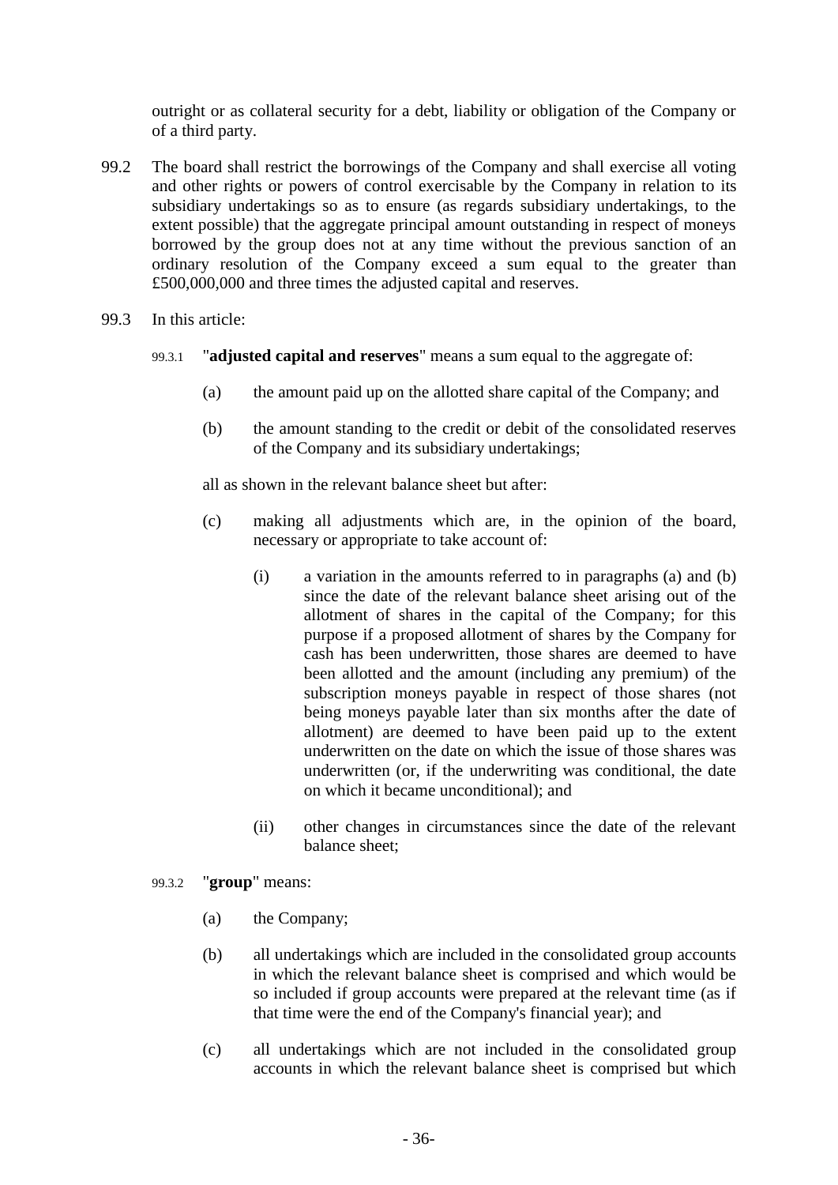outright or as collateral security for a debt, liability or obligation of the Company or of a third party.

99.2 The board shall restrict the borrowings of the Company and shall exercise all voting and other rights or powers of control exercisable by the Company in relation to its subsidiary undertakings so as to ensure (as regards subsidiary undertakings, to the extent possible) that the aggregate principal amount outstanding in respect of moneys borrowed by the group does not at any time without the previous sanction of an ordinary resolution of the Company exceed a sum equal to the greater than £500,000,000 and three times the adjusted capital and reserves.

99.3 In this article:

99.3.1 "**adjusted capital and reserves**" means a sum equal to the aggregate of:

(a) the amount paid up on the allotted share capital of the Company; and

(b) the amount standing to the credit or debit of the consolidated reserves of the Company and its subsidiary undertakings;

all as shown in the relevant balance sheet but after:

(c) making all adjustments which are, in the opinion of the board, necessary or appropriate to take account of:

(i) a variation in the amounts referred to in paragraphs (a) and (b) since the date of the relevant balance sheet arising out of the allotment of shares in the capital of the Company; for this purpose if a proposed allotment of shares by the Company for cash has been underwritten, those shares are deemed to have been allotted and the amount (including any premium) of the subscription moneys payable in respect of those shares (not being moneys payable later than six months after the date of allotment) are deemed to have been paid up to the extent underwritten on the date on which the issue of those shares was underwritten (or, if the underwriting was conditional, the date on which it became unconditional); and

(ii) other changes in circumstances since the date of the relevant balance sheet;

99.3.2 "**group**" means:

(a) the Company;

(b) all undertakings which are included in the consolidated group accounts in which the relevant balance sheet is comprised and which would be so included if group accounts were prepared at the relevant time (as if that time were the end of the Company's financial year); and

(c) all undertakings which are not included in the consolidated group accounts in which the relevant balance sheet is comprised but which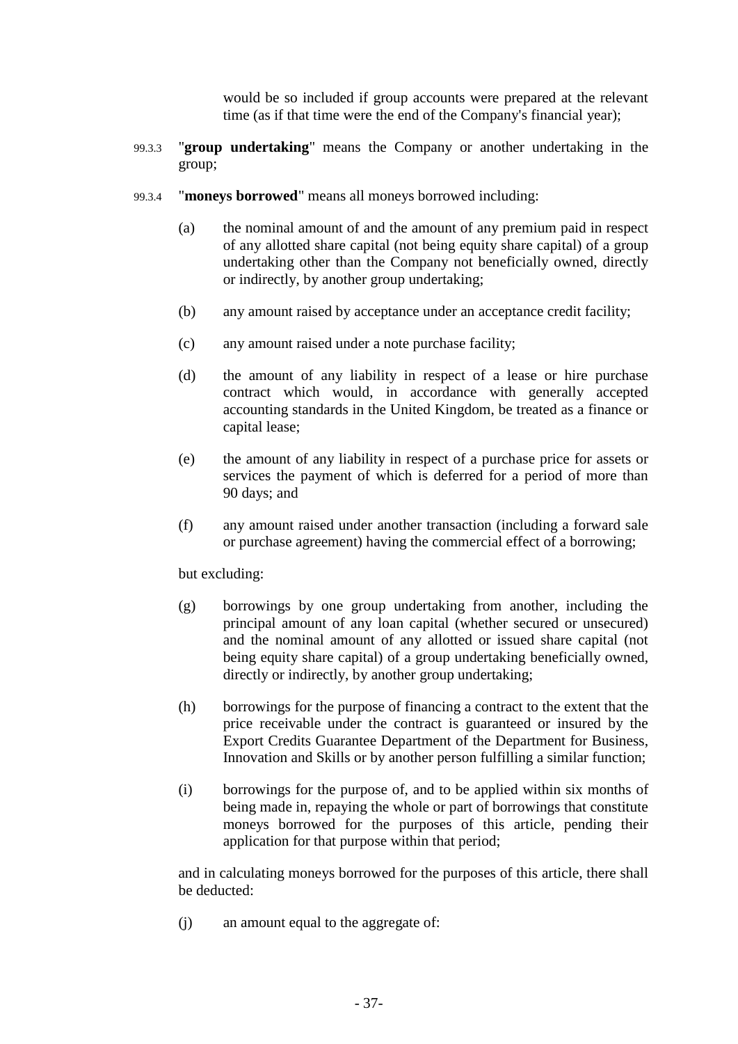would be so included if group accounts were prepared at the relevant time (as if that time were the end of the Company's financial year);

99.3.3 "**group undertaking**" means the Company or another undertaking in the group;

99.3.4 "**moneys borrowed**" means all moneys borrowed including:

(a) the nominal amount of and the amount of any premium paid in respect of any allotted share capital (not being equity share capital) of a group undertaking other than the Company not beneficially owned, directly or indirectly, by another group undertaking;

(b) any amount raised by acceptance under an acceptance credit facility;

(c) any amount raised under a note purchase facility;

(d) the amount of any liability in respect of a lease or hire purchase contract which would, in accordance with generally accepted accounting standards in the United Kingdom, be treated as a finance or capital lease;

(e) the amount of any liability in respect of a purchase price for assets or services the payment of which is deferred for a period of more than 90 days; and

(f) any amount raised under another transaction (including a forward sale or purchase agreement) having the commercial effect of a borrowing;

but excluding:

(g) borrowings by one group undertaking from another, including the principal amount of any loan capital (whether secured or unsecured) and the nominal amount of any allotted or issued share capital (not being equity share capital) of a group undertaking beneficially owned, directly or indirectly, by another group undertaking;

(h) borrowings for the purpose of financing a contract to the extent that the price receivable under the contract is guaranteed or insured by the Export Credits Guarantee Department of the Department for Business, Innovation and Skills or by another person fulfilling a similar function;

(i) borrowings for the purpose of, and to be applied within six months of being made in, repaying the whole or part of borrowings that constitute moneys borrowed for the purposes of this article, pending their application for that purpose within that period;

and in calculating moneys borrowed for the purposes of this article, there shall be deducted:

(j) an amount equal to the aggregate of: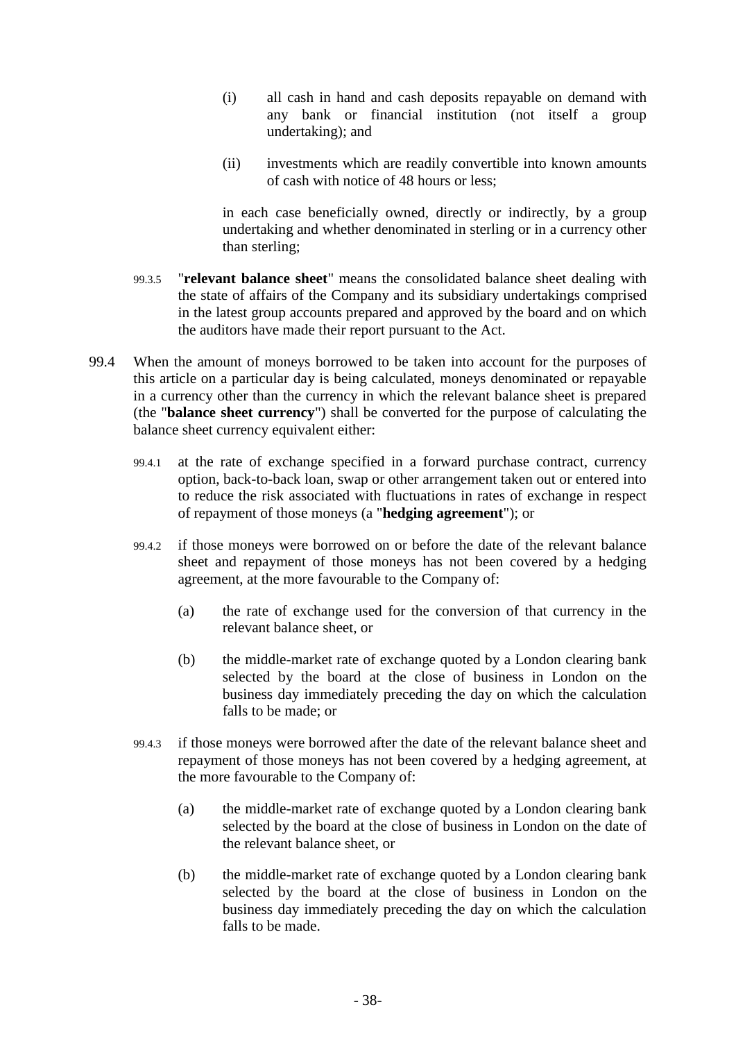(i) all cash in hand and cash deposits repayable on demand with any bank or financial institution (not itself a group undertaking); and

(ii) investments which are readily convertible into known amounts of cash with notice of 48 hours or less;

in each case beneficially owned, directly or indirectly, by a group undertaking and whether denominated in sterling or in a currency other than sterling;

99.3.5 "**relevant balance sheet**" means the consolidated balance sheet dealing with the state of affairs of the Company and its subsidiary undertakings comprised in the latest group accounts prepared and approved by the board and on which the auditors have made their report pursuant to the Act.

99.4 When the amount of moneys borrowed to be taken into account for the purposes of this article on a particular day is being calculated, moneys denominated or repayable in a currency other than the currency in which the relevant balance sheet is prepared (the "**balance sheet currency**") shall be converted for the purpose of calculating the balance sheet currency equivalent either:

99.4.1 at the rate of exchange specified in a forward purchase contract, currency option, back-to-back loan, swap or other arrangement taken out or entered into to reduce the risk associated with fluctuations in rates of exchange in respect of repayment of those moneys (a "**hedging agreement**"); or

99.4.2 if those moneys were borrowed on or before the date of the relevant balance sheet and repayment of those moneys has not been covered by a hedging agreement, at the more favourable to the Company of:

(a) the rate of exchange used for the conversion of that currency in the relevant balance sheet, or

(b) the middle-market rate of exchange quoted by a London clearing bank selected by the board at the close of business in London on the business day immediately preceding the day on which the calculation falls to be made; or

99.4.3 if those moneys were borrowed after the date of the relevant balance sheet and repayment of those moneys has not been covered by a hedging agreement, at the more favourable to the Company of:

(a) the middle-market rate of exchange quoted by a London clearing bank selected by the board at the close of business in London on the date of the relevant balance sheet, or

(b) the middle-market rate of exchange quoted by a London clearing bank selected by the board at the close of business in London on the business day immediately preceding the day on which the calculation falls to be made.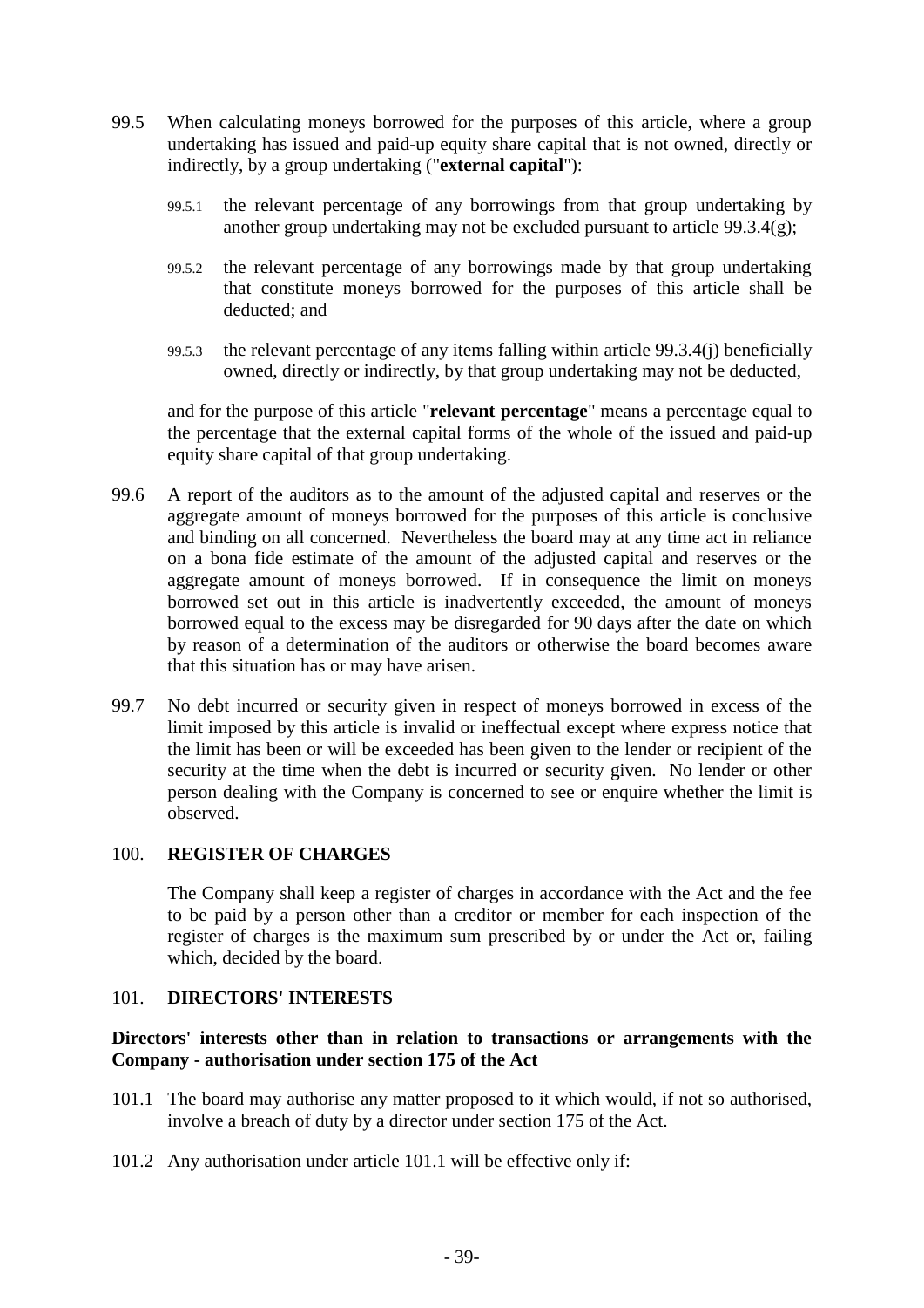99.5 When calculating moneys borrowed for the purposes of this article, where a group undertaking has issued and paid-up equity share capital that is not owned, directly or indirectly, by a group undertaking ("**external capital**"):

   99.5.1 the relevant percentage of any borrowings from that group undertaking by another group undertaking may not be excluded pursuant to article 99.3.4(g);

   99.5.2 the relevant percentage of any borrowings made by that group undertaking that constitute moneys borrowed for the purposes of this article shall be deducted; and

   99.5.3 the relevant percentage of any items falling within article 99.3.4(j) beneficially owned, directly or indirectly, by that group undertaking may not be deducted,

   and for the purpose of this article "**relevant percentage**" means a percentage equal to the percentage that the external capital forms of the whole of the issued and paid-up equity share capital of that group undertaking.

99.6 A report of the auditors as to the amount of the adjusted capital and reserves or the aggregate amount of moneys borrowed for the purposes of this article is conclusive and binding on all concerned. Nevertheless the board may at any time act in reliance on a bona fide estimate of the amount of the adjusted capital and reserves or the aggregate amount of moneys borrowed. If in consequence the limit on moneys borrowed set out in this article is inadvertently exceeded, the amount of moneys borrowed equal to the excess may be disregarded for 90 days after the date on which by reason of a determination of the auditors or otherwise the board becomes aware that this situation has or may have arisen.

99.7 No debt incurred or security given in respect of moneys borrowed in excess of the limit imposed by this article is invalid or ineffectual except where express notice that the limit has been or will be exceeded has been given to the lender or recipient of the security at the time when the debt is incurred or security given. No lender or other person dealing with the Company is concerned to see or enquire whether the limit is observed.

## 100. REGISTER OF CHARGES

The Company shall keep a register of charges in accordance with the Act and the fee to be paid by a person other than a creditor or member for each inspection of the register of charges is the maximum sum prescribed by or under the Act or, failing which, decided by the board.

## 101. DIRECTORS' INTERESTS

### Directors' interests other than in relation to transactions or arrangements with the Company - authorisation under section 175 of the Act

101.1 The board may authorise any matter proposed to it which would, if not so authorised, involve a breach of duty by a director under section 175 of the Act.

101.2 Any authorisation under article 101.1 will be effective only if: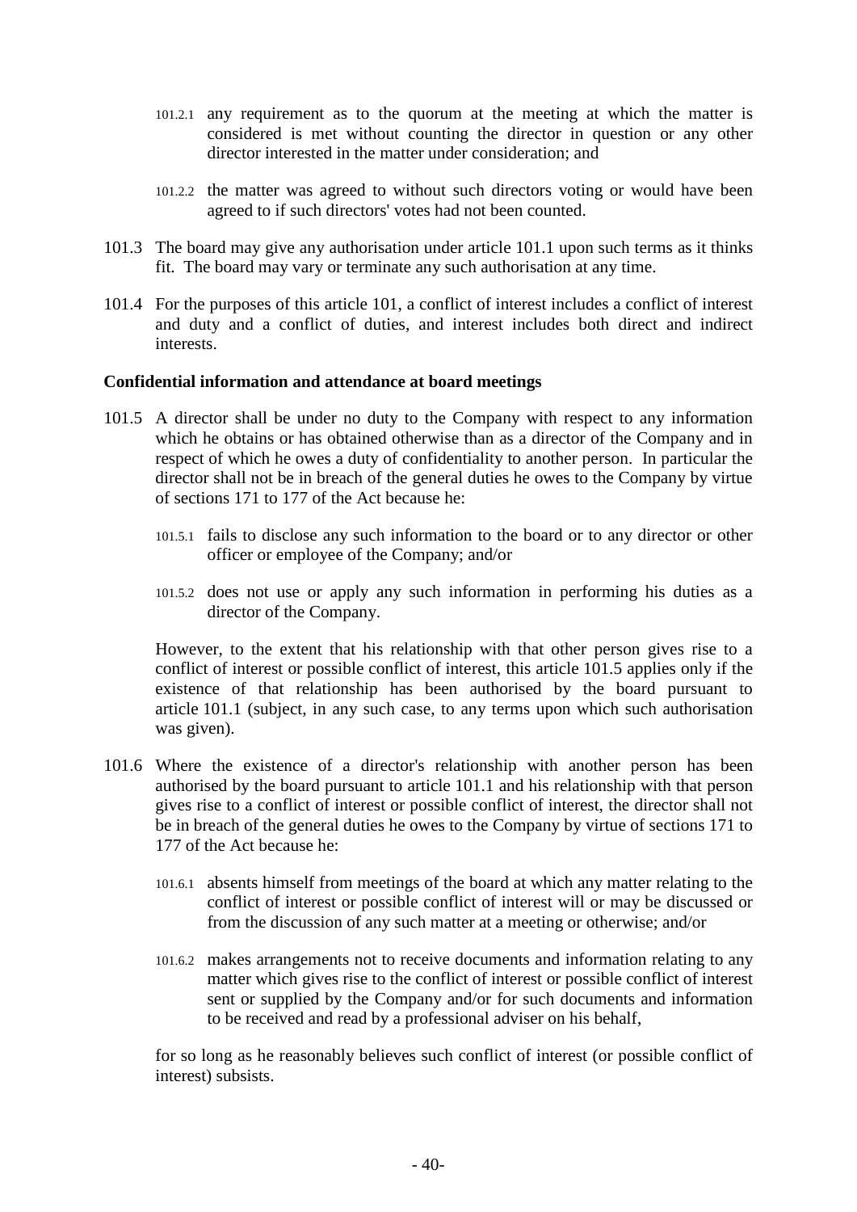101.2.1 any requirement as to the quorum at the meeting at which the matter is considered is met without counting the director in question or any other director interested in the matter under consideration; and

101.2.2 the matter was agreed to without such directors voting or would have been agreed to if such directors' votes had not been counted.

101.3 The board may give any authorisation under article 101.1 upon such terms as it thinks fit. The board may vary or terminate any such authorisation at any time.

101.4 For the purposes of this article 101, a conflict of interest includes a conflict of interest and duty and a conflict of duties, and interest includes both direct and indirect interests.

**Confidential information and attendance at board meetings**

101.5 A director shall be under no duty to the Company with respect to any information which he obtains or has obtained otherwise than as a director of the Company and in respect of which he owes a duty of confidentiality to another person. In particular the director shall not be in breach of the general duties he owes to the Company by virtue of sections 171 to 177 of the Act because he:

101.5.1 fails to disclose any such information to the board or to any director or other officer or employee of the Company; and/or

101.5.2 does not use or apply any such information in performing his duties as a director of the Company.

However, to the extent that his relationship with that other person gives rise to a conflict of interest or possible conflict of interest, this article 101.5 applies only if the existence of that relationship has been authorised by the board pursuant to article 101.1 (subject, in any such case, to any terms upon which such authorisation was given).

101.6 Where the existence of a director's relationship with another person has been authorised by the board pursuant to article 101.1 and his relationship with that person gives rise to a conflict of interest or possible conflict of interest, the director shall not be in breach of the general duties he owes to the Company by virtue of sections 171 to 177 of the Act because he:

101.6.1 absents himself from meetings of the board at which any matter relating to the conflict of interest or possible conflict of interest will or may be discussed or from the discussion of any such matter at a meeting or otherwise; and/or

101.6.2 makes arrangements not to receive documents and information relating to any matter which gives rise to the conflict of interest or possible conflict of interest sent or supplied by the Company and/or for such documents and information to be received and read by a professional adviser on his behalf,

for so long as he reasonably believes such conflict of interest (or possible conflict of interest) subsists.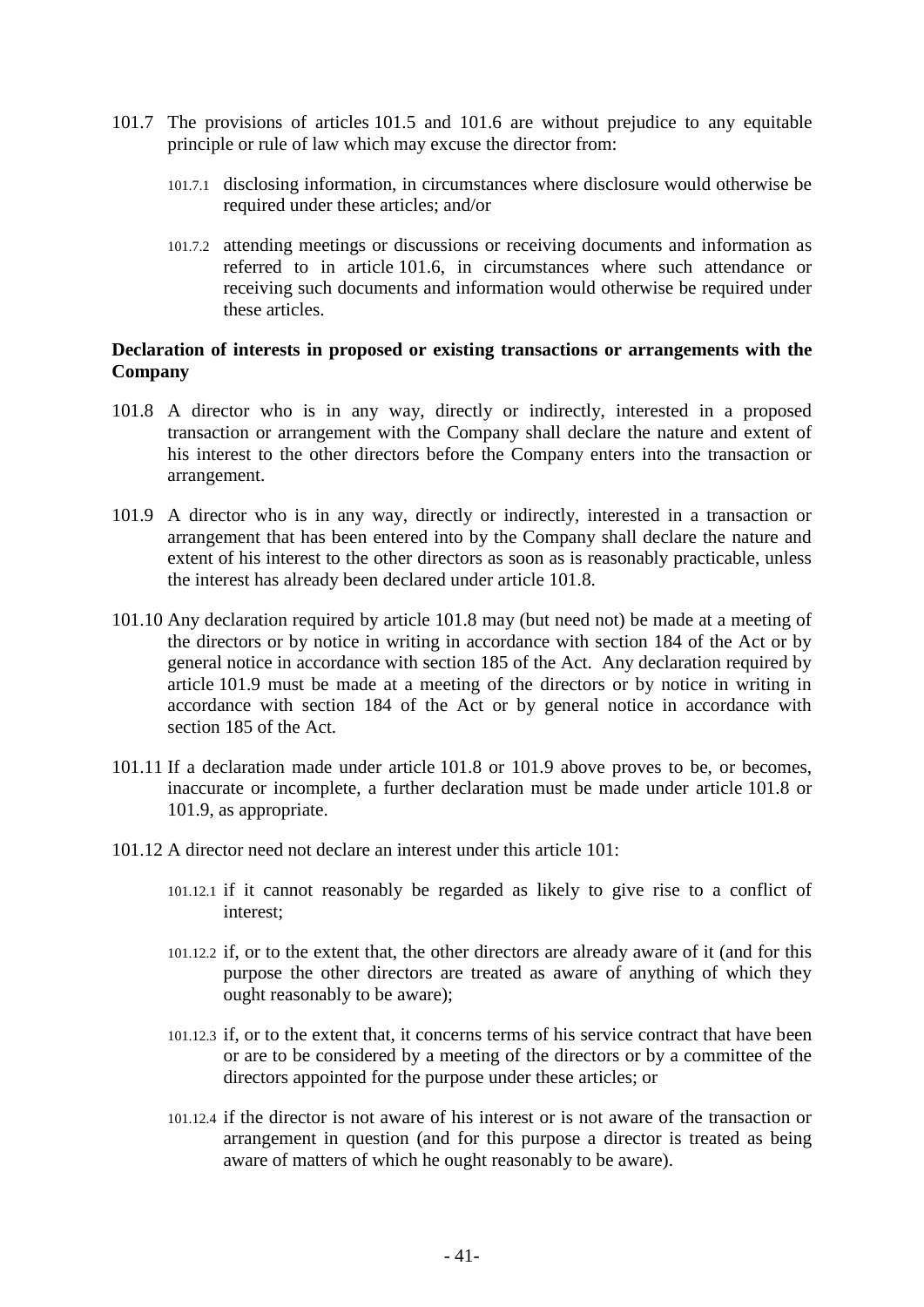101.7 The provisions of articles 101.5 and 101.6 are without prejudice to any equitable principle or rule of law which may excuse the director from:

101.7.1 disclosing information, in circumstances where disclosure would otherwise be required under these articles; and/or

101.7.2 attending meetings or discussions or receiving documents and information as referred to in article 101.6, in circumstances where such attendance or receiving such documents and information would otherwise be required under these articles.

**Declaration of interests in proposed or existing transactions or arrangements with the Company**

101.8 A director who is in any way, directly or indirectly, interested in a proposed transaction or arrangement with the Company shall declare the nature and extent of his interest to the other directors before the Company enters into the transaction or arrangement.

101.9 A director who is in any way, directly or indirectly, interested in a transaction or arrangement that has been entered into by the Company shall declare the nature and extent of his interest to the other directors as soon as is reasonably practicable, unless the interest has already been declared under article 101.8.

101.10 Any declaration required by article 101.8 may (but need not) be made at a meeting of the directors or by notice in writing in accordance with section 184 of the Act or by general notice in accordance with section 185 of the Act. Any declaration required by article 101.9 must be made at a meeting of the directors or by notice in writing in accordance with section 184 of the Act or by general notice in accordance with section 185 of the Act.

101.11 If a declaration made under article 101.8 or 101.9 above proves to be, or becomes, inaccurate or incomplete, a further declaration must be made under article 101.8 or 101.9, as appropriate.

101.12 A director need not declare an interest under this article 101:

101.12.1 if it cannot reasonably be regarded as likely to give rise to a conflict of interest;

101.12.2 if, or to the extent that, the other directors are already aware of it (and for this purpose the other directors are treated as aware of anything of which they ought reasonably to be aware);

101.12.3 if, or to the extent that, it concerns terms of his service contract that have been or are to be considered by a meeting of the directors or by a committee of the directors appointed for the purpose under these articles; or

101.12.4 if the director is not aware of his interest or is not aware of the transaction or arrangement in question (and for this purpose a director is treated as being aware of matters of which he ought reasonably to be aware).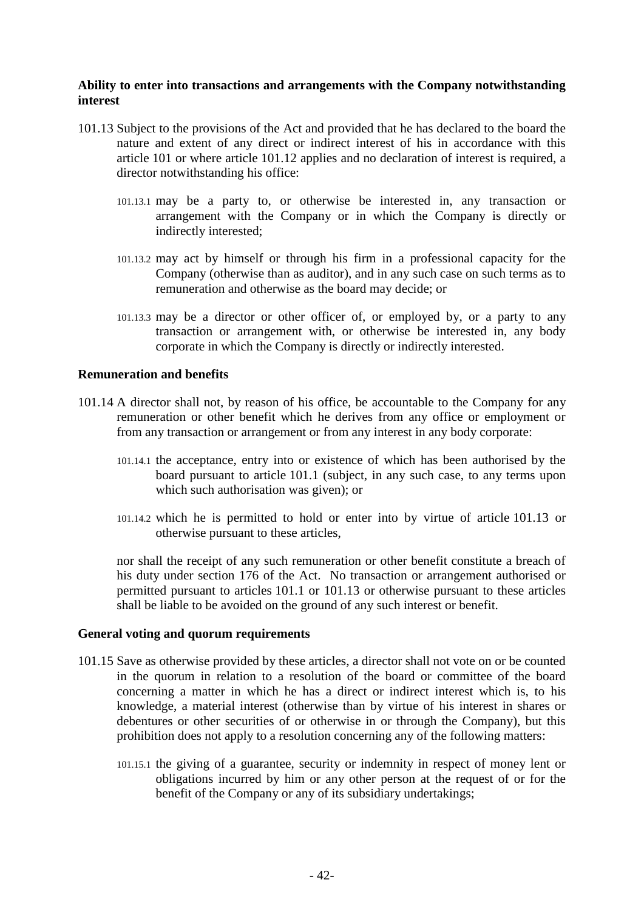**Ability to enter into transactions and arrangements with the Company notwithstanding interest**

101.13 Subject to the provisions of the Act and provided that he has declared to the board the nature and extent of any direct or indirect interest of his in accordance with this article 101 or where article 101.12 applies and no declaration of interest is required, a director notwithstanding his office:

101.13.1 may be a party to, or otherwise be interested in, any transaction or arrangement with the Company or in which the Company is directly or indirectly interested;

101.13.2 may act by himself or through his firm in a professional capacity for the Company (otherwise than as auditor), and in any such case on such terms as to remuneration and otherwise as the board may decide; or

101.13.3 may be a director or other officer of, or employed by, or a party to any transaction or arrangement with, or otherwise be interested in, any body corporate in which the Company is directly or indirectly interested.

**Remuneration and benefits**

101.14 A director shall not, by reason of his office, be accountable to the Company for any remuneration or other benefit which he derives from any office or employment or from any transaction or arrangement or from any interest in any body corporate:

101.14.1 the acceptance, entry into or existence of which has been authorised by the board pursuant to article 101.1 (subject, in any such case, to any terms upon which such authorisation was given); or

101.14.2 which he is permitted to hold or enter into by virtue of article 101.13 or otherwise pursuant to these articles,

nor shall the receipt of any such remuneration or other benefit constitute a breach of his duty under section 176 of the Act. No transaction or arrangement authorised or permitted pursuant to articles 101.1 or 101.13 or otherwise pursuant to these articles shall be liable to be avoided on the ground of any such interest or benefit.

**General voting and quorum requirements**

101.15 Save as otherwise provided by these articles, a director shall not vote on or be counted in the quorum in relation to a resolution of the board or committee of the board concerning a matter in which he has a direct or indirect interest which is, to his knowledge, a material interest (otherwise than by virtue of his interest in shares or debentures or other securities of or otherwise in or through the Company), but this prohibition does not apply to a resolution concerning any of the following matters:

101.15.1 the giving of a guarantee, security or indemnity in respect of money lent or obligations incurred by him or any other person at the request of or for the benefit of the Company or any of its subsidiary undertakings;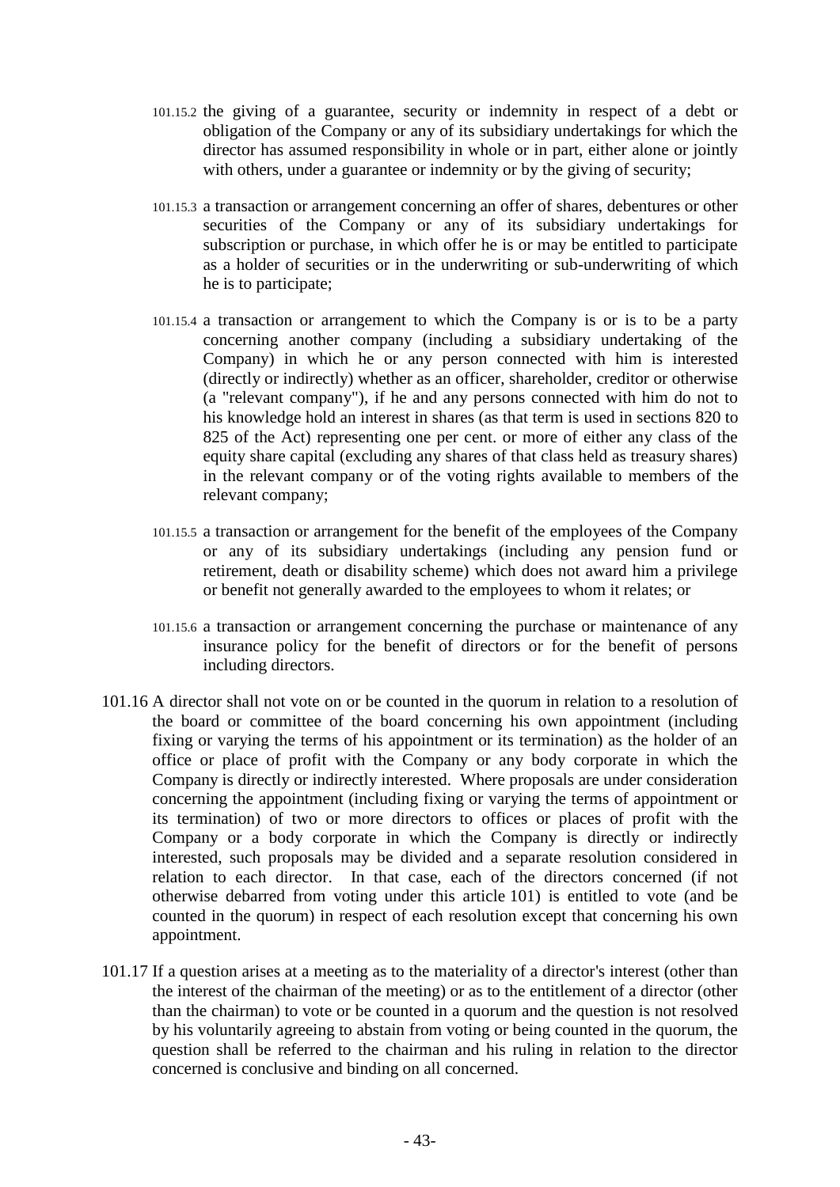101.15.2 the giving of a guarantee, security or indemnity in respect of a debt or obligation of the Company or any of its subsidiary undertakings for which the director has assumed responsibility in whole or in part, either alone or jointly with others, under a guarantee or indemnity or by the giving of security;

101.15.3 a transaction or arrangement concerning an offer of shares, debentures or other securities of the Company or any of its subsidiary undertakings for subscription or purchase, in which offer he is or may be entitled to participate as a holder of securities or in the underwriting or sub-underwriting of which he is to participate;

101.15.4 a transaction or arrangement to which the Company is or is to be a party concerning another company (including a subsidiary undertaking of the Company) in which he or any person connected with him is interested (directly or indirectly) whether as an officer, shareholder, creditor or otherwise (a "relevant company"), if he and any persons connected with him do not to his knowledge hold an interest in shares (as that term is used in sections 820 to 825 of the Act) representing one per cent. or more of either any class of the equity share capital (excluding any shares of that class held as treasury shares) in the relevant company or of the voting rights available to members of the relevant company;

101.15.5 a transaction or arrangement for the benefit of the employees of the Company or any of its subsidiary undertakings (including any pension fund or retirement, death or disability scheme) which does not award him a privilege or benefit not generally awarded to the employees to whom it relates; or

101.15.6 a transaction or arrangement concerning the purchase or maintenance of any insurance policy for the benefit of directors or for the benefit of persons including directors.

101.16 A director shall not vote on or be counted in the quorum in relation to a resolution of the board or committee of the board concerning his own appointment (including fixing or varying the terms of his appointment or its termination) as the holder of an office or place of profit with the Company or any body corporate in which the Company is directly or indirectly interested. Where proposals are under consideration concerning the appointment (including fixing or varying the terms of appointment or its termination) of two or more directors to offices or places of profit with the Company or a body corporate in which the Company is directly or indirectly interested, such proposals may be divided and a separate resolution considered in relation to each director. In that case, each of the directors concerned (if not otherwise debarred from voting under this article 101) is entitled to vote (and be counted in the quorum) in respect of each resolution except that concerning his own appointment.

101.17 If a question arises at a meeting as to the materiality of a director's interest (other than the interest of the chairman of the meeting) or as to the entitlement of a director (other than the chairman) to vote or be counted in a quorum and the question is not resolved by his voluntarily agreeing to abstain from voting or being counted in the quorum, the question shall be referred to the chairman and his ruling in relation to the director concerned is conclusive and binding on all concerned.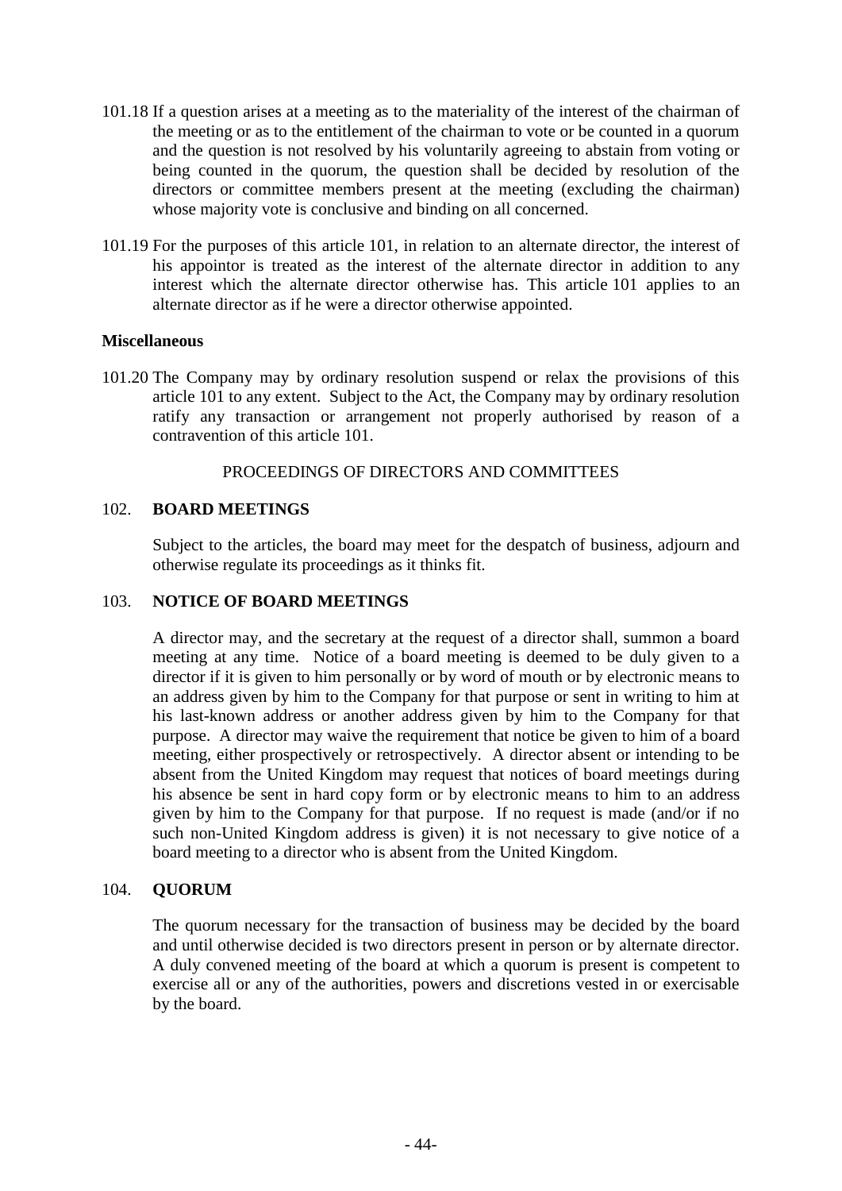101.18 If a question arises at a meeting as to the materiality of the interest of the chairman of the meeting or as to the entitlement of the chairman to vote or be counted in a quorum and the question is not resolved by his voluntarily agreeing to abstain from voting or being counted in the quorum, the question shall be decided by resolution of the directors or committee members present at the meeting (excluding the chairman) whose majority vote is conclusive and binding on all concerned.

101.19 For the purposes of this article 101, in relation to an alternate director, the interest of his appointor is treated as the interest of the alternate director in addition to any interest which the alternate director otherwise has. This article 101 applies to an alternate director as if he were a director otherwise appointed.

**Miscellaneous**

101.20 The Company may by ordinary resolution suspend or relax the provisions of this article 101 to any extent. Subject to the Act, the Company may by ordinary resolution ratify any transaction or arrangement not properly authorised by reason of a contravention of this article 101.

PROCEEDINGS OF DIRECTORS AND COMMITTEES

102. **BOARD MEETINGS**

Subject to the articles, the board may meet for the despatch of business, adjourn and otherwise regulate its proceedings as it thinks fit.

103. **NOTICE OF BOARD MEETINGS**

A director may, and the secretary at the request of a director shall, summon a board meeting at any time. Notice of a board meeting is deemed to be duly given to a director if it is given to him personally or by word of mouth or by electronic means to an address given by him to the Company for that purpose or sent in writing to him at his last-known address or another address given by him to the Company for that purpose. A director may waive the requirement that notice be given to him of a board meeting, either prospectively or retrospectively. A director absent or intending to be absent from the United Kingdom may request that notices of board meetings during his absence be sent in hard copy form or by electronic means to him to an address given by him to the Company for that purpose. If no request is made (and/or if no such non-United Kingdom address is given) it is not necessary to give notice of a board meeting to a director who is absent from the United Kingdom.

104. **QUORUM**

The quorum necessary for the transaction of business may be decided by the board and until otherwise decided is two directors present in person or by alternate director. A duly convened meeting of the board at which a quorum is present is competent to exercise all or any of the authorities, powers and discretions vested in or exercisable by the board.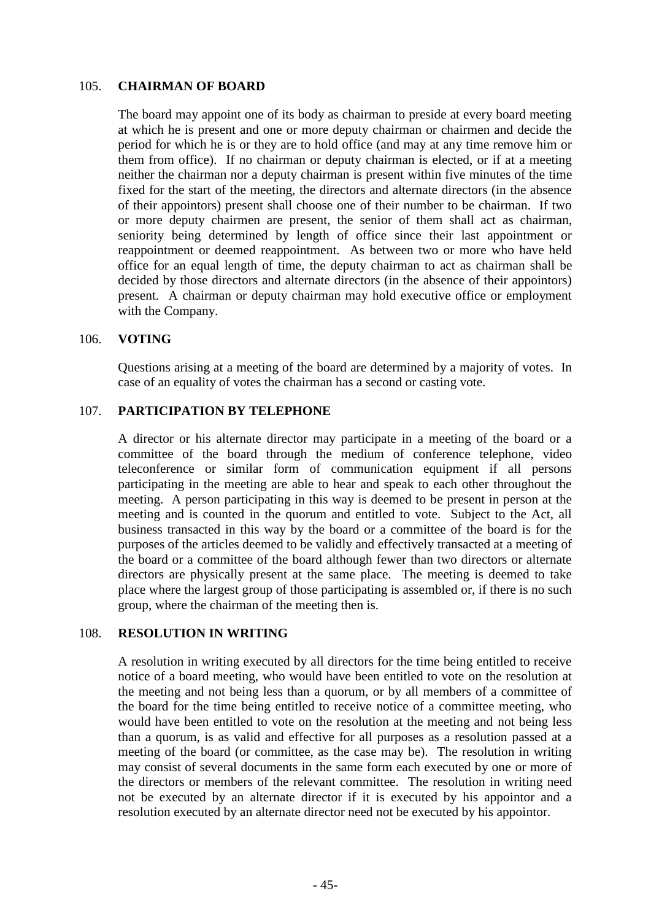## 105. CHAIRMAN OF BOARD

The board may appoint one of its body as chairman to preside at every board meeting at which he is present and one or more deputy chairman or chairmen and decide the period for which he is or they are to hold office (and may at any time remove him or them from office). If no chairman or deputy chairman is elected, or if at a meeting neither the chairman nor a deputy chairman is present within five minutes of the time fixed for the start of the meeting, the directors and alternate directors (in the absence of their appointors) present shall choose one of their number to be chairman. If two or more deputy chairmen are present, the senior of them shall act as chairman, seniority being determined by length of office since their last appointment or reappointment or deemed reappointment. As between two or more who have held office for an equal length of time, the deputy chairman to act as chairman shall be decided by those directors and alternate directors (in the absence of their appointors) present. A chairman or deputy chairman may hold executive office or employment with the Company.

## 106. VOTING

Questions arising at a meeting of the board are determined by a majority of votes. In case of an equality of votes the chairman has a second or casting vote.

## 107. PARTICIPATION BY TELEPHONE

A director or his alternate director may participate in a meeting of the board or a committee of the board through the medium of conference telephone, video teleconference or similar form of communication equipment if all persons participating in the meeting are able to hear and speak to each other throughout the meeting. A person participating in this way is deemed to be present in person at the meeting and is counted in the quorum and entitled to vote. Subject to the Act, all business transacted in this way by the board or a committee of the board is for the purposes of the articles deemed to be validly and effectively transacted at a meeting of the board or a committee of the board although fewer than two directors or alternate directors are physically present at the same place. The meeting is deemed to take place where the largest group of those participating is assembled or, if there is no such group, where the chairman of the meeting then is.

## 108. RESOLUTION IN WRITING

A resolution in writing executed by all directors for the time being entitled to receive notice of a board meeting, who would have been entitled to vote on the resolution at the meeting and not being less than a quorum, or by all members of a committee of the board for the time being entitled to receive notice of a committee meeting, who would have been entitled to vote on the resolution at the meeting and not being less than a quorum, is as valid and effective for all purposes as a resolution passed at a meeting of the board (or committee, as the case may be). The resolution in writing may consist of several documents in the same form each executed by one or more of the directors or members of the relevant committee. The resolution in writing need not be executed by an alternate director if it is executed by his appointor and a resolution executed by an alternate director need not be executed by his appointor.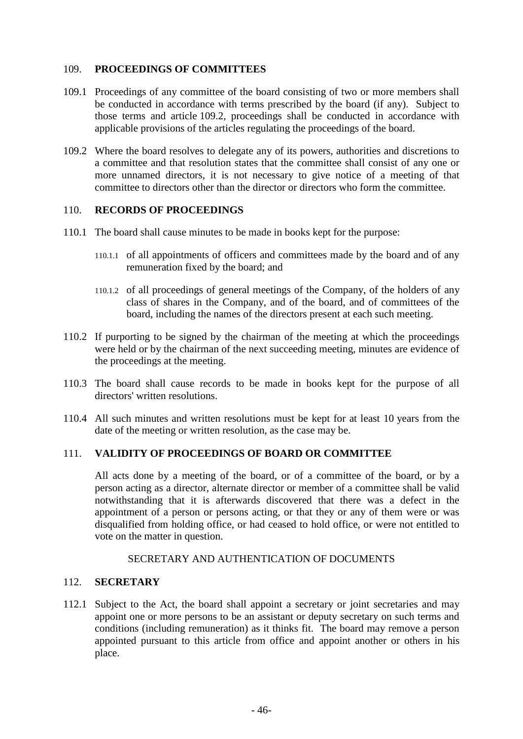### 109. PROCEEDINGS OF COMMITTEES

109.1 Proceedings of any committee of the board consisting of two or more members shall be conducted in accordance with terms prescribed by the board (if any). Subject to those terms and article 109.2, proceedings shall be conducted in accordance with applicable provisions of the articles regulating the proceedings of the board.

109.2 Where the board resolves to delegate any of its powers, authorities and discretions to a committee and that resolution states that the committee shall consist of any one or more unnamed directors, it is not necessary to give notice of a meeting of that committee to directors other than the director or directors who form the committee.

### 110. RECORDS OF PROCEEDINGS

110.1 The board shall cause minutes to be made in books kept for the purpose:

110.1.1 of all appointments of officers and committees made by the board and of any remuneration fixed by the board; and

110.1.2 of all proceedings of general meetings of the Company, of the holders of any class of shares in the Company, and of the board, and of committees of the board, including the names of the directors present at each such meeting.

110.2 If purporting to be signed by the chairman of the meeting at which the proceedings were held or by the chairman of the next succeeding meeting, minutes are evidence of the proceedings at the meeting.

110.3 The board shall cause records to be made in books kept for the purpose of all directors' written resolutions.

110.4 All such minutes and written resolutions must be kept for at least 10 years from the date of the meeting or written resolution, as the case may be.

### 111. VALIDITY OF PROCEEDINGS OF BOARD OR COMMITTEE

All acts done by a meeting of the board, or of a committee of the board, or by a person acting as a director, alternate director or member of a committee shall be valid notwithstanding that it is afterwards discovered that there was a defect in the appointment of a person or persons acting, or that they or any of them were or was disqualified from holding office, or had ceased to hold office, or were not entitled to vote on the matter in question.

## SECRETARY AND AUTHENTICATION OF DOCUMENTS

### 112. SECRETARY

112.1 Subject to the Act, the board shall appoint a secretary or joint secretaries and may appoint one or more persons to be an assistant or deputy secretary on such terms and conditions (including remuneration) as it thinks fit. The board may remove a person appointed pursuant to this article from office and appoint another or others in his place.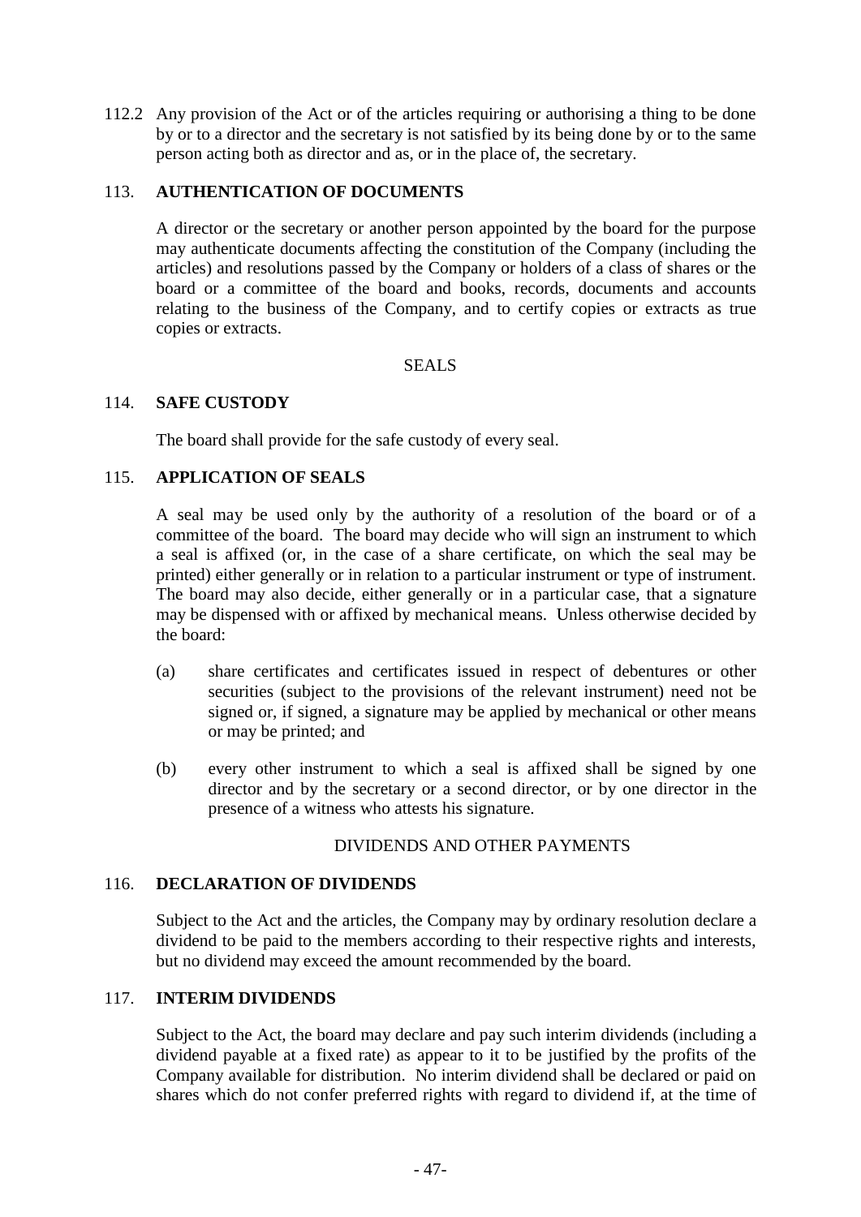112.2 Any provision of the Act or of the articles requiring or authorising a thing to be done by or to a director and the secretary is not satisfied by its being done by or to the same person acting both as director and as, or in the place of, the secretary.

### 113. AUTHENTICATION OF DOCUMENTS

A director or the secretary or another person appointed by the board for the purpose may authenticate documents affecting the constitution of the Company (including the articles) and resolutions passed by the Company or holders of a class of shares or the board or a committee of the board and books, records, documents and accounts relating to the business of the Company, and to certify copies or extracts as true copies or extracts.

## SEALS

### 114. SAFE CUSTODY

The board shall provide for the safe custody of every seal.

### 115. APPLICATION OF SEALS

A seal may be used only by the authority of a resolution of the board or of a committee of the board. The board may decide who will sign an instrument to which a seal is affixed (or, in the case of a share certificate, on which the seal may be printed) either generally or in relation to a particular instrument or type of instrument. The board may also decide, either generally or in a particular case, that a signature may be dispensed with or affixed by mechanical means. Unless otherwise decided by the board:

(a) share certificates and certificates issued in respect of debentures or other securities (subject to the provisions of the relevant instrument) need not be signed or, if signed, a signature may be applied by mechanical or other means or may be printed; and

(b) every other instrument to which a seal is affixed shall be signed by one director and by the secretary or a second director, or by one director in the presence of a witness who attests his signature.

## DIVIDENDS AND OTHER PAYMENTS

### 116. DECLARATION OF DIVIDENDS

Subject to the Act and the articles, the Company may by ordinary resolution declare a dividend to be paid to the members according to their respective rights and interests, but no dividend may exceed the amount recommended by the board.

### 117. INTERIM DIVIDENDS

Subject to the Act, the board may declare and pay such interim dividends (including a dividend payable at a fixed rate) as appear to it to be justified by the profits of the Company available for distribution. No interim dividend shall be declared or paid on shares which do not confer preferred rights with regard to dividend if, at the time of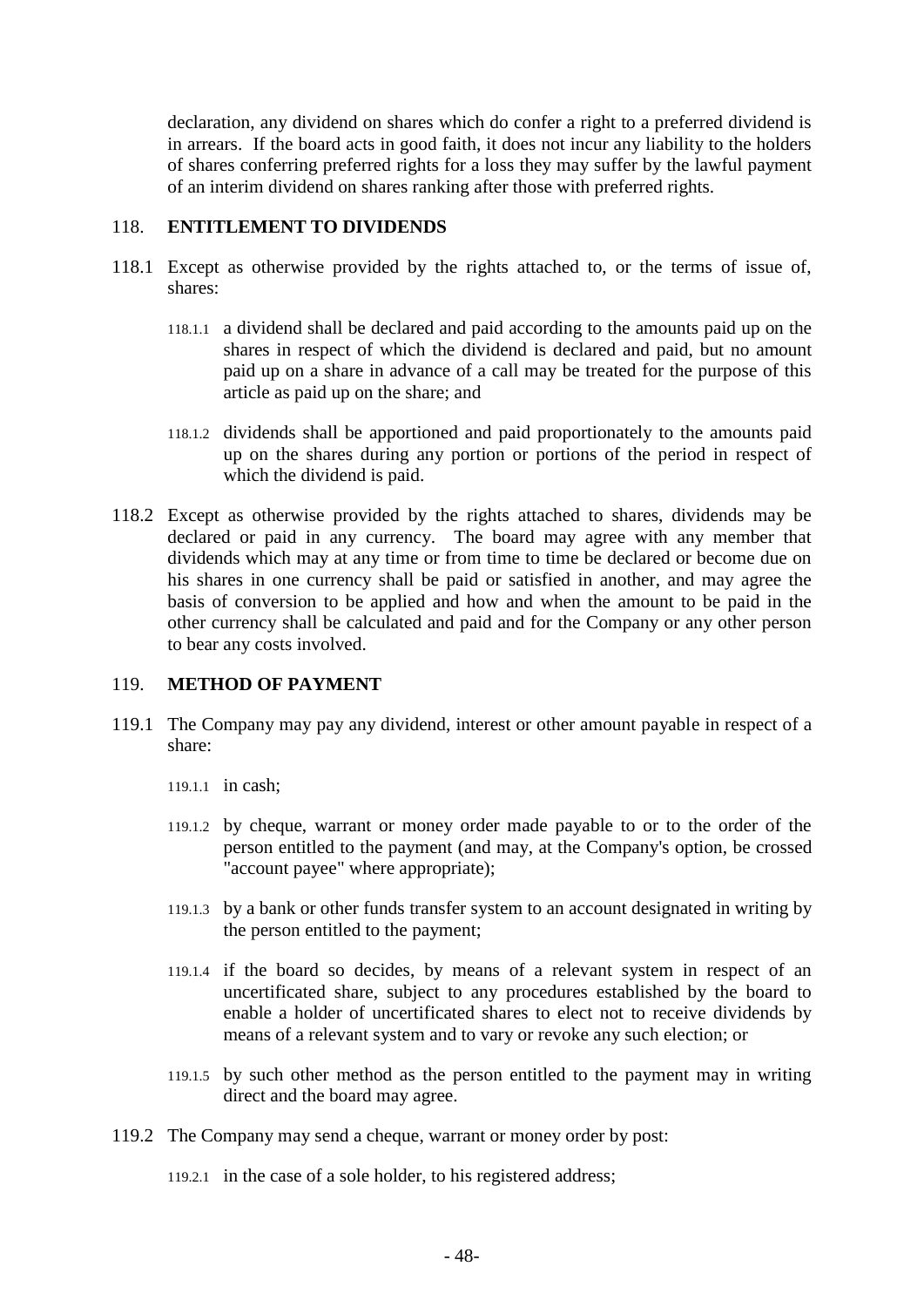declaration, any dividend on shares which do confer a right to a preferred dividend is in arrears. If the board acts in good faith, it does not incur any liability to the holders of shares conferring preferred rights for a loss they may suffer by the lawful payment of an interim dividend on shares ranking after those with preferred rights.

## 118. ENTITLEMENT TO DIVIDENDS

118.1 Except as otherwise provided by the rights attached to, or the terms of issue of, shares:

118.1.1 a dividend shall be declared and paid according to the amounts paid up on the shares in respect of which the dividend is declared and paid, but no amount paid up on a share in advance of a call may be treated for the purpose of this article as paid up on the share; and

118.1.2 dividends shall be apportioned and paid proportionately to the amounts paid up on the shares during any portion or portions of the period in respect of which the dividend is paid.

118.2 Except as otherwise provided by the rights attached to shares, dividends may be declared or paid in any currency. The board may agree with any member that dividends which may at any time or from time to time be declared or become due on his shares in one currency shall be paid or satisfied in another, and may agree the basis of conversion to be applied and how and when the amount to be paid in the other currency shall be calculated and paid and for the Company or any other person to bear any costs involved.

## 119. METHOD OF PAYMENT

119.1 The Company may pay any dividend, interest or other amount payable in respect of a share:

119.1.1 in cash;

119.1.2 by cheque, warrant or money order made payable to or to the order of the person entitled to the payment (and may, at the Company's option, be crossed "account payee" where appropriate);

119.1.3 by a bank or other funds transfer system to an account designated in writing by the person entitled to the payment;

119.1.4 if the board so decides, by means of a relevant system in respect of an uncertificated share, subject to any procedures established by the board to enable a holder of uncertificated shares to elect not to receive dividends by means of a relevant system and to vary or revoke any such election; or

119.1.5 by such other method as the person entitled to the payment may in writing direct and the board may agree.

119.2 The Company may send a cheque, warrant or money order by post:

119.2.1 in the case of a sole holder, to his registered address;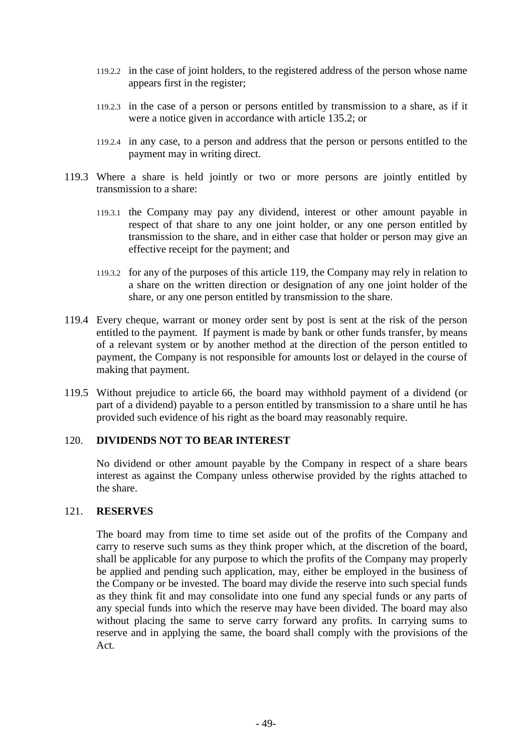119.2.2 in the case of joint holders, to the registered address of the person whose name appears first in the register;

119.2.3 in the case of a person or persons entitled by transmission to a share, as if it were a notice given in accordance with article 135.2; or

119.2.4 in any case, to a person and address that the person or persons entitled to the payment may in writing direct.

119.3 Where a share is held jointly or two or more persons are jointly entitled by transmission to a share:

119.3.1 the Company may pay any dividend, interest or other amount payable in respect of that share to any one joint holder, or any one person entitled by transmission to the share, and in either case that holder or person may give an effective receipt for the payment; and

119.3.2 for any of the purposes of this article 119, the Company may rely in relation to a share on the written direction or designation of any one joint holder of the share, or any one person entitled by transmission to the share.

119.4 Every cheque, warrant or money order sent by post is sent at the risk of the person entitled to the payment. If payment is made by bank or other funds transfer, by means of a relevant system or by another method at the direction of the person entitled to payment, the Company is not responsible for amounts lost or delayed in the course of making that payment.

119.5 Without prejudice to article 66, the board may withhold payment of a dividend (or part of a dividend) payable to a person entitled by transmission to a share until he has provided such evidence of his right as the board may reasonably require.

## 120. DIVIDENDS NOT TO BEAR INTEREST

No dividend or other amount payable by the Company in respect of a share bears interest as against the Company unless otherwise provided by the rights attached to the share.

## 121. RESERVES

The board may from time to time set aside out of the profits of the Company and carry to reserve such sums as they think proper which, at the discretion of the board, shall be applicable for any purpose to which the profits of the Company may properly be applied and pending such application, may, either be employed in the business of the Company or be invested. The board may divide the reserve into such special funds as they think fit and may consolidate into one fund any special funds or any parts of any special funds into which the reserve may have been divided. The board may also without placing the same to serve carry forward any profits. In carrying sums to reserve and in applying the same, the board shall comply with the provisions of the Act.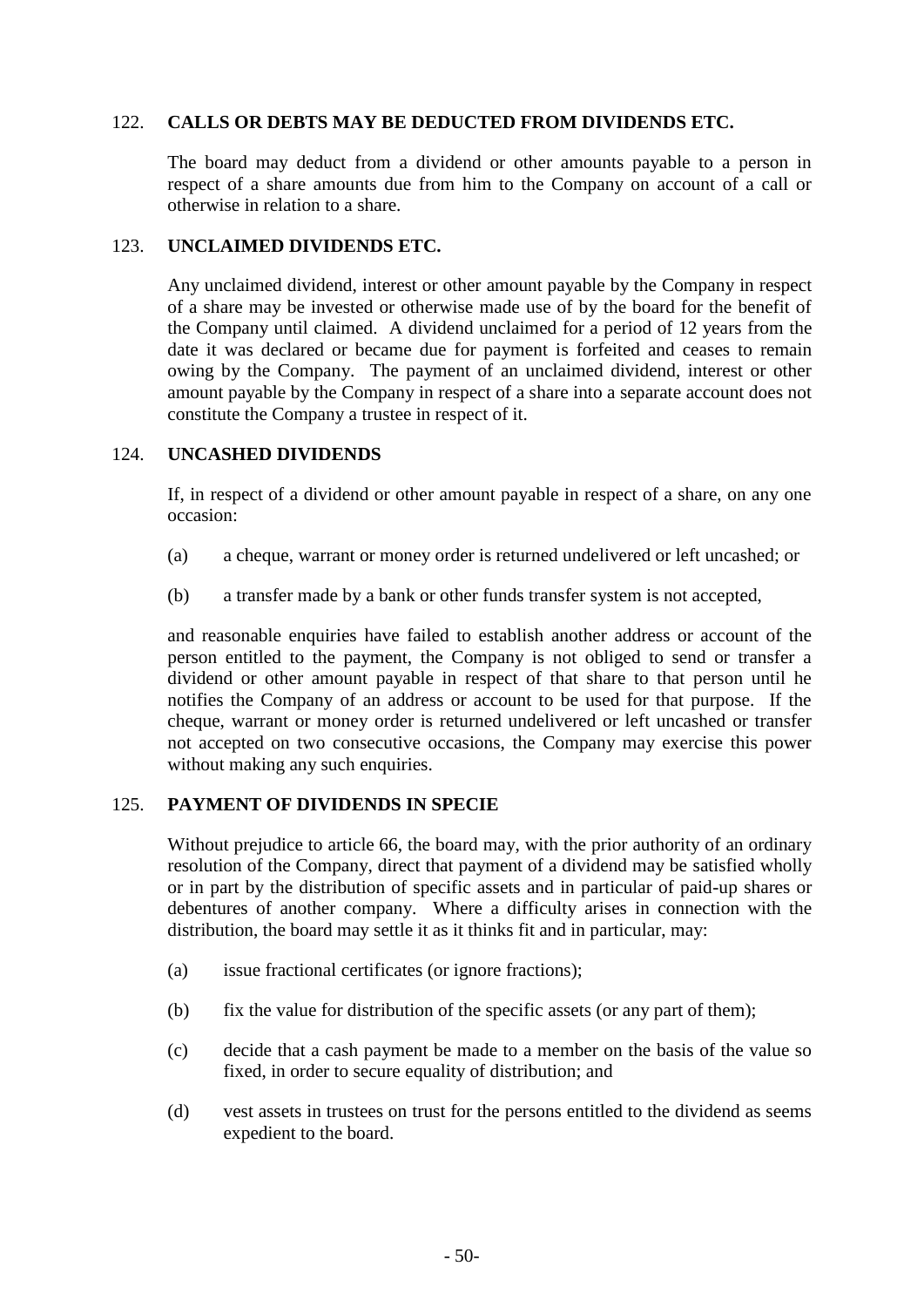## 122. CALLS OR DEBTS MAY BE DEDUCTED FROM DIVIDENDS ETC.

The board may deduct from a dividend or other amounts payable to a person in respect of a share amounts due from him to the Company on account of a call or otherwise in relation to a share.

## 123. UNCLAIMED DIVIDENDS ETC.

Any unclaimed dividend, interest or other amount payable by the Company in respect of a share may be invested or otherwise made use of by the board for the benefit of the Company until claimed. A dividend unclaimed for a period of 12 years from the date it was declared or became due for payment is forfeited and ceases to remain owing by the Company. The payment of an unclaimed dividend, interest or other amount payable by the Company in respect of a share into a separate account does not constitute the Company a trustee in respect of it.

## 124. UNCASHED DIVIDENDS

If, in respect of a dividend or other amount payable in respect of a share, on any one occasion:

(a) a cheque, warrant or money order is returned undelivered or left uncashed; or

(b) a transfer made by a bank or other funds transfer system is not accepted,

and reasonable enquiries have failed to establish another address or account of the person entitled to the payment, the Company is not obliged to send or transfer a dividend or other amount payable in respect of that share to that person until he notifies the Company of an address or account to be used for that purpose. If the cheque, warrant or money order is returned undelivered or left uncashed or transfer not accepted on two consecutive occasions, the Company may exercise this power without making any such enquiries.

## 125. PAYMENT OF DIVIDENDS IN SPECIE

Without prejudice to article 66, the board may, with the prior authority of an ordinary resolution of the Company, direct that payment of a dividend may be satisfied wholly or in part by the distribution of specific assets and in particular of paid-up shares or debentures of another company. Where a difficulty arises in connection with the distribution, the board may settle it as it thinks fit and in particular, may:

(a) issue fractional certificates (or ignore fractions);

(b) fix the value for distribution of the specific assets (or any part of them);

(c) decide that a cash payment be made to a member on the basis of the value so fixed, in order to secure equality of distribution; and

(d) vest assets in trustees on trust for the persons entitled to the dividend as seems expedient to the board.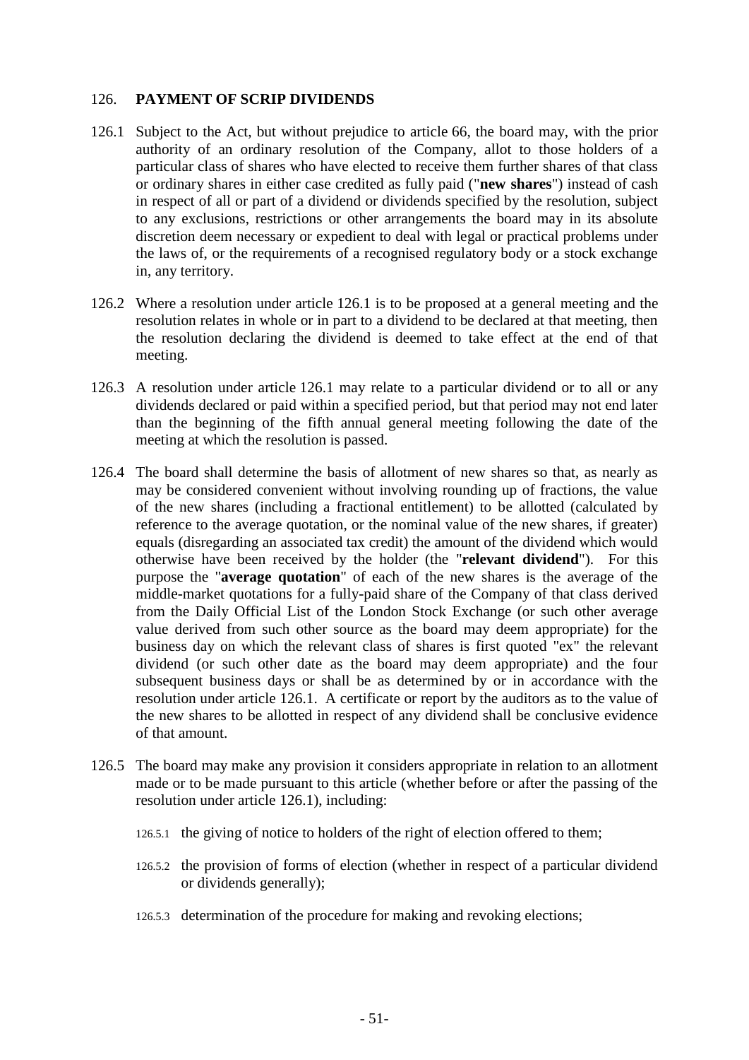## 126. PAYMENT OF SCRIP DIVIDENDS

126.1 Subject to the Act, but without prejudice to article 66, the board may, with the prior authority of an ordinary resolution of the Company, allot to those holders of a particular class of shares who have elected to receive them further shares of that class or ordinary shares in either case credited as fully paid ("**new shares**") instead of cash in respect of all or part of a dividend or dividends specified by the resolution, subject to any exclusions, restrictions or other arrangements the board may in its absolute discretion deem necessary or expedient to deal with legal or practical problems under the laws of, or the requirements of a recognised regulatory body or a stock exchange in, any territory.

126.2 Where a resolution under article 126.1 is to be proposed at a general meeting and the resolution relates in whole or in part to a dividend to be declared at that meeting, then the resolution declaring the dividend is deemed to take effect at the end of that meeting.

126.3 A resolution under article 126.1 may relate to a particular dividend or to all or any dividends declared or paid within a specified period, but that period may not end later than the beginning of the fifth annual general meeting following the date of the meeting at which the resolution is passed.

126.4 The board shall determine the basis of allotment of new shares so that, as nearly as may be considered convenient without involving rounding up of fractions, the value of the new shares (including a fractional entitlement) to be allotted (calculated by reference to the average quotation, or the nominal value of the new shares, if greater) equals (disregarding an associated tax credit) the amount of the dividend which would otherwise have been received by the holder (the "**relevant dividend**"). For this purpose the "**average quotation**" of each of the new shares is the average of the middle-market quotations for a fully-paid share of the Company of that class derived from the Daily Official List of the London Stock Exchange (or such other average value derived from such other source as the board may deem appropriate) for the business day on which the relevant class of shares is first quoted "ex" the relevant dividend (or such other date as the board may deem appropriate) and the four subsequent business days or shall be as determined by or in accordance with the resolution under article 126.1. A certificate or report by the auditors as to the value of the new shares to be allotted in respect of any dividend shall be conclusive evidence of that amount.

126.5 The board may make any provision it considers appropriate in relation to an allotment made or to be made pursuant to this article (whether before or after the passing of the resolution under article 126.1), including:

126.5.1 the giving of notice to holders of the right of election offered to them;

126.5.2 the provision of forms of election (whether in respect of a particular dividend or dividends generally);

126.5.3 determination of the procedure for making and revoking elections;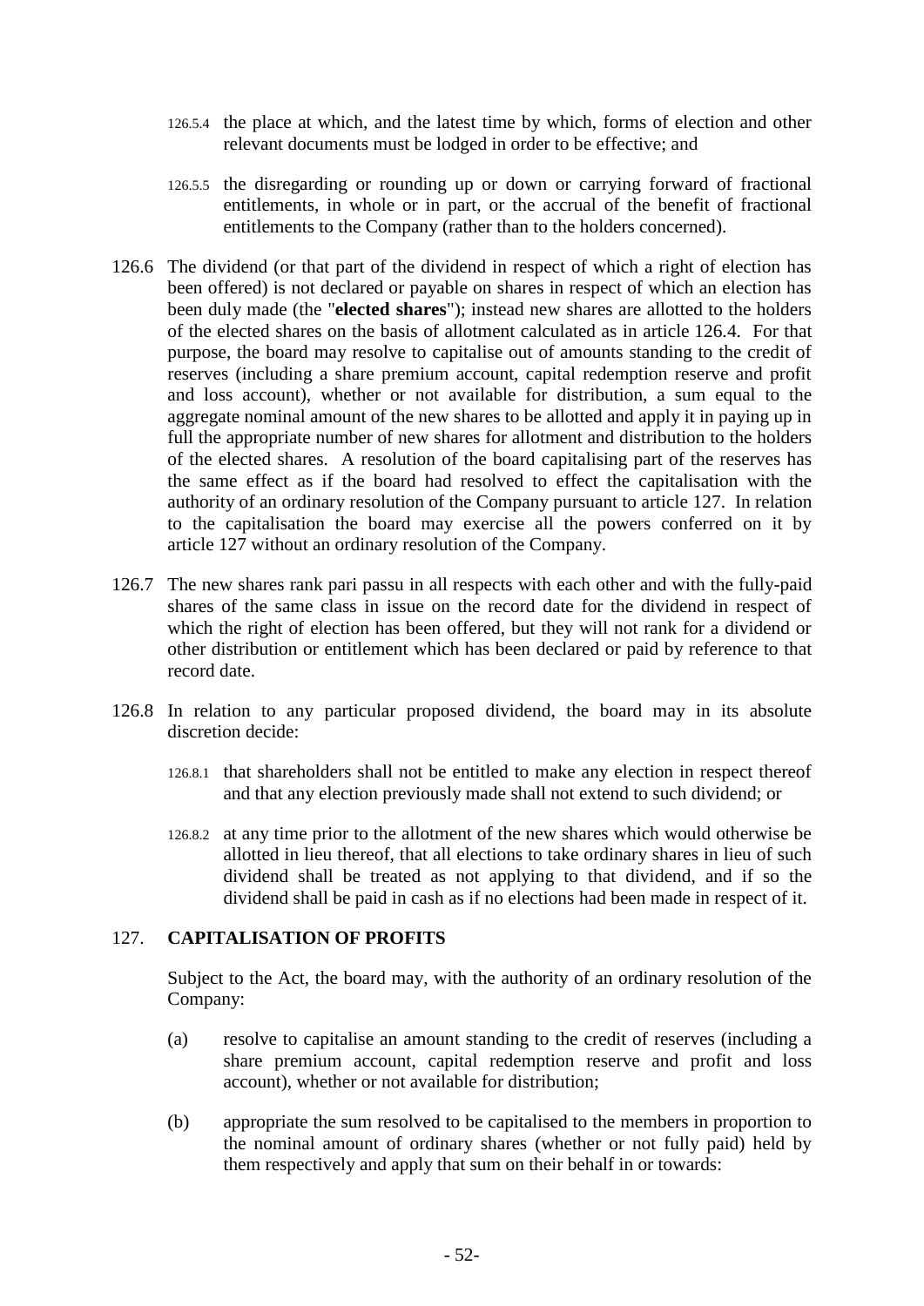126.5.4 the place at which, and the latest time by which, forms of election and other relevant documents must be lodged in order to be effective; and

126.5.5 the disregarding or rounding up or down or carrying forward of fractional entitlements, in whole or in part, or the accrual of the benefit of fractional entitlements to the Company (rather than to the holders concerned).

126.6 The dividend (or that part of the dividend in respect of which a right of election has been offered) is not declared or payable on shares in respect of which an election has been duly made (the "**elected shares**"); instead new shares are allotted to the holders of the elected shares on the basis of allotment calculated as in article 126.4. For that purpose, the board may resolve to capitalise out of amounts standing to the credit of reserves (including a share premium account, capital redemption reserve and profit and loss account), whether or not available for distribution, a sum equal to the aggregate nominal amount of the new shares to be allotted and apply it in paying up in full the appropriate number of new shares for allotment and distribution to the holders of the elected shares. A resolution of the board capitalising part of the reserves has the same effect as if the board had resolved to effect the capitalisation with the authority of an ordinary resolution of the Company pursuant to article 127. In relation to the capitalisation the board may exercise all the powers conferred on it by article 127 without an ordinary resolution of the Company.

126.7 The new shares rank pari passu in all respects with each other and with the fully-paid shares of the same class in issue on the record date for the dividend in respect of which the right of election has been offered, but they will not rank for a dividend or other distribution or entitlement which has been declared or paid by reference to that record date.

126.8 In relation to any particular proposed dividend, the board may in its absolute discretion decide:

126.8.1 that shareholders shall not be entitled to make any election in respect thereof and that any election previously made shall not extend to such dividend; or

126.8.2 at any time prior to the allotment of the new shares which would otherwise be allotted in lieu thereof, that all elections to take ordinary shares in lieu of such dividend shall be treated as not applying to that dividend, and if so the dividend shall be paid in cash as if no elections had been made in respect of it.

## 127. CAPITALISATION OF PROFITS

Subject to the Act, the board may, with the authority of an ordinary resolution of the Company:

(a) resolve to capitalise an amount standing to the credit of reserves (including a share premium account, capital redemption reserve and profit and loss account), whether or not available for distribution;

(b) appropriate the sum resolved to be capitalised to the members in proportion to the nominal amount of ordinary shares (whether or not fully paid) held by them respectively and apply that sum on their behalf in or towards: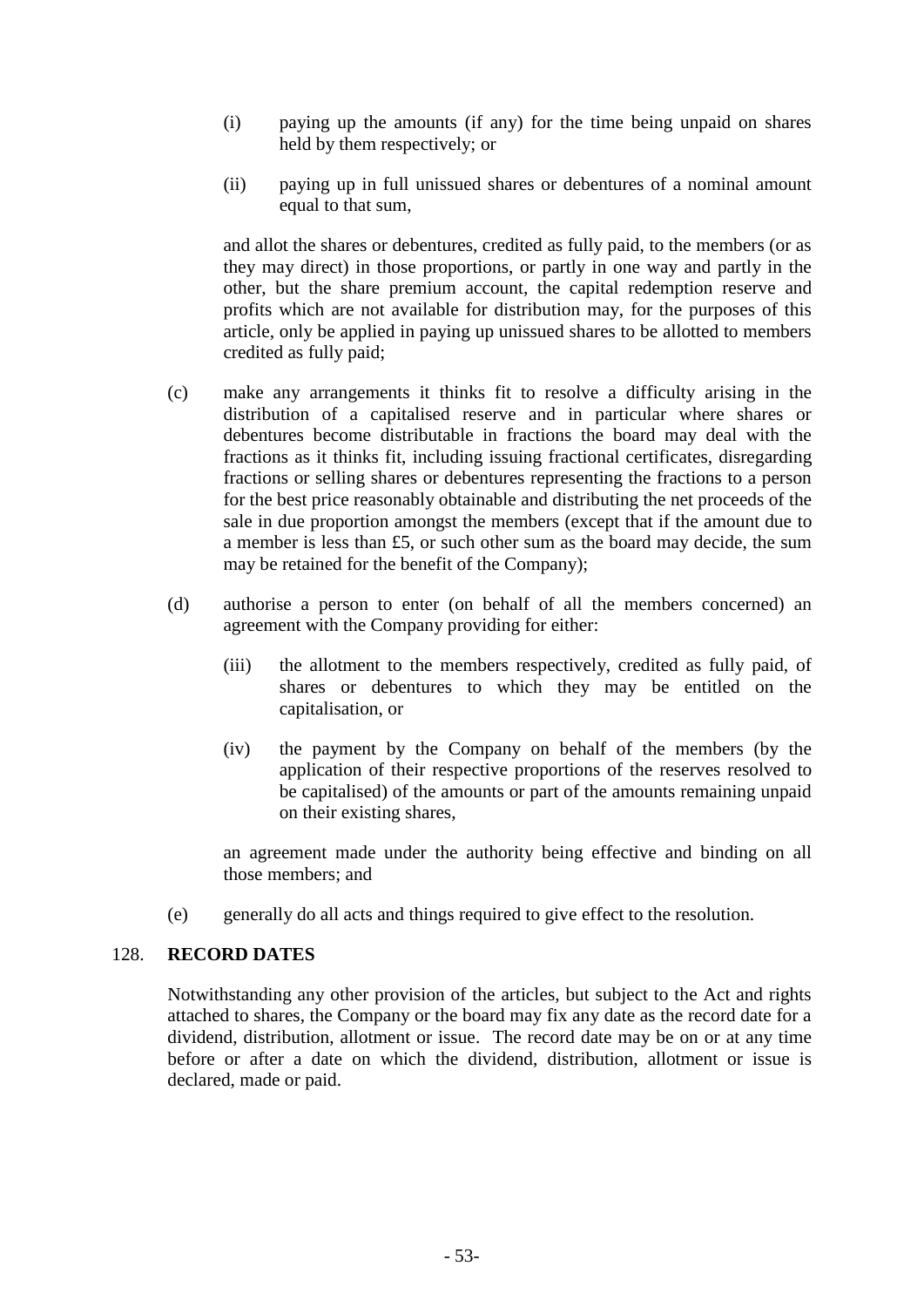(i) paying up the amounts (if any) for the time being unpaid on shares held by them respectively; or

(ii) paying up in full unissued shares or debentures of a nominal amount equal to that sum,

and allot the shares or debentures, credited as fully paid, to the members (or as they may direct) in those proportions, or partly in one way and partly in the other, but the share premium account, the capital redemption reserve and profits which are not available for distribution may, for the purposes of this article, only be applied in paying up unissued shares to be allotted to members credited as fully paid;

(c) make any arrangements it thinks fit to resolve a difficulty arising in the distribution of a capitalised reserve and in particular where shares or debentures become distributable in fractions the board may deal with the fractions as it thinks fit, including issuing fractional certificates, disregarding fractions or selling shares or debentures representing the fractions to a person for the best price reasonably obtainable and distributing the net proceeds of the sale in due proportion amongst the members (except that if the amount due to a member is less than £5, or such other sum as the board may decide, the sum may be retained for the benefit of the Company);

(d) authorise a person to enter (on behalf of all the members concerned) an agreement with the Company providing for either:

(iii) the allotment to the members respectively, credited as fully paid, of shares or debentures to which they may be entitled on the capitalisation, or

(iv) the payment by the Company on behalf of the members (by the application of their respective proportions of the reserves resolved to be capitalised) of the amounts or part of the amounts remaining unpaid on their existing shares,

an agreement made under the authority being effective and binding on all those members; and

(e) generally do all acts and things required to give effect to the resolution.

## 128. RECORD DATES

Notwithstanding any other provision of the articles, but subject to the Act and rights attached to shares, the Company or the board may fix any date as the record date for a dividend, distribution, allotment or issue. The record date may be on or at any time before or after a date on which the dividend, distribution, allotment or issue is declared, made or paid.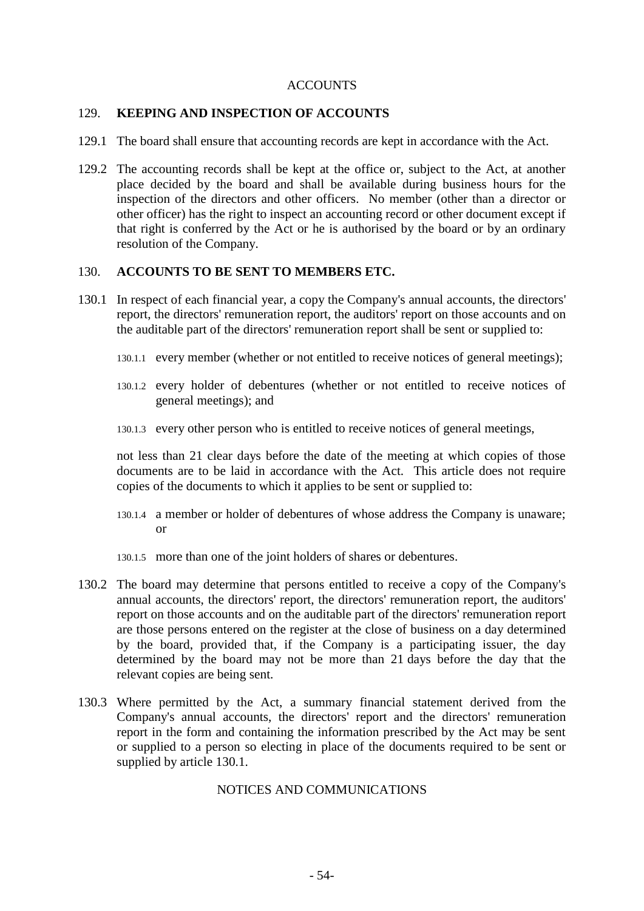## ACCOUNTS

### 129. KEEPING AND INSPECTION OF ACCOUNTS

129.1 The board shall ensure that accounting records are kept in accordance with the Act.

129.2 The accounting records shall be kept at the office or, subject to the Act, at another place decided by the board and shall be available during business hours for the inspection of the directors and other officers. No member (other than a director or other officer) has the right to inspect an accounting record or other document except if that right is conferred by the Act or he is authorised by the board or by an ordinary resolution of the Company.

### 130. ACCOUNTS TO BE SENT TO MEMBERS ETC.

130.1 In respect of each financial year, a copy the Company's annual accounts, the directors' report, the directors' remuneration report, the auditors' report on those accounts and on the auditable part of the directors' remuneration report shall be sent or supplied to:

130.1.1 every member (whether or not entitled to receive notices of general meetings);

130.1.2 every holder of debentures (whether or not entitled to receive notices of general meetings); and

130.1.3 every other person who is entitled to receive notices of general meetings,

not less than 21 clear days before the date of the meeting at which copies of those documents are to be laid in accordance with the Act. This article does not require copies of the documents to which it applies to be sent or supplied to:

130.1.4 a member or holder of debentures of whose address the Company is unaware; or

130.1.5 more than one of the joint holders of shares or debentures.

130.2 The board may determine that persons entitled to receive a copy of the Company's annual accounts, the directors' report, the directors' remuneration report, the auditors' report on those accounts and on the auditable part of the directors' remuneration report are those persons entered on the register at the close of business on a day determined by the board, provided that, if the Company is a participating issuer, the day determined by the board may not be more than 21 days before the day that the relevant copies are being sent.

130.3 Where permitted by the Act, a summary financial statement derived from the Company's annual accounts, the directors' report and the directors' remuneration report in the form and containing the information prescribed by the Act may be sent or supplied to a person so electing in place of the documents required to be sent or supplied by article 130.1.

## NOTICES AND COMMUNICATIONS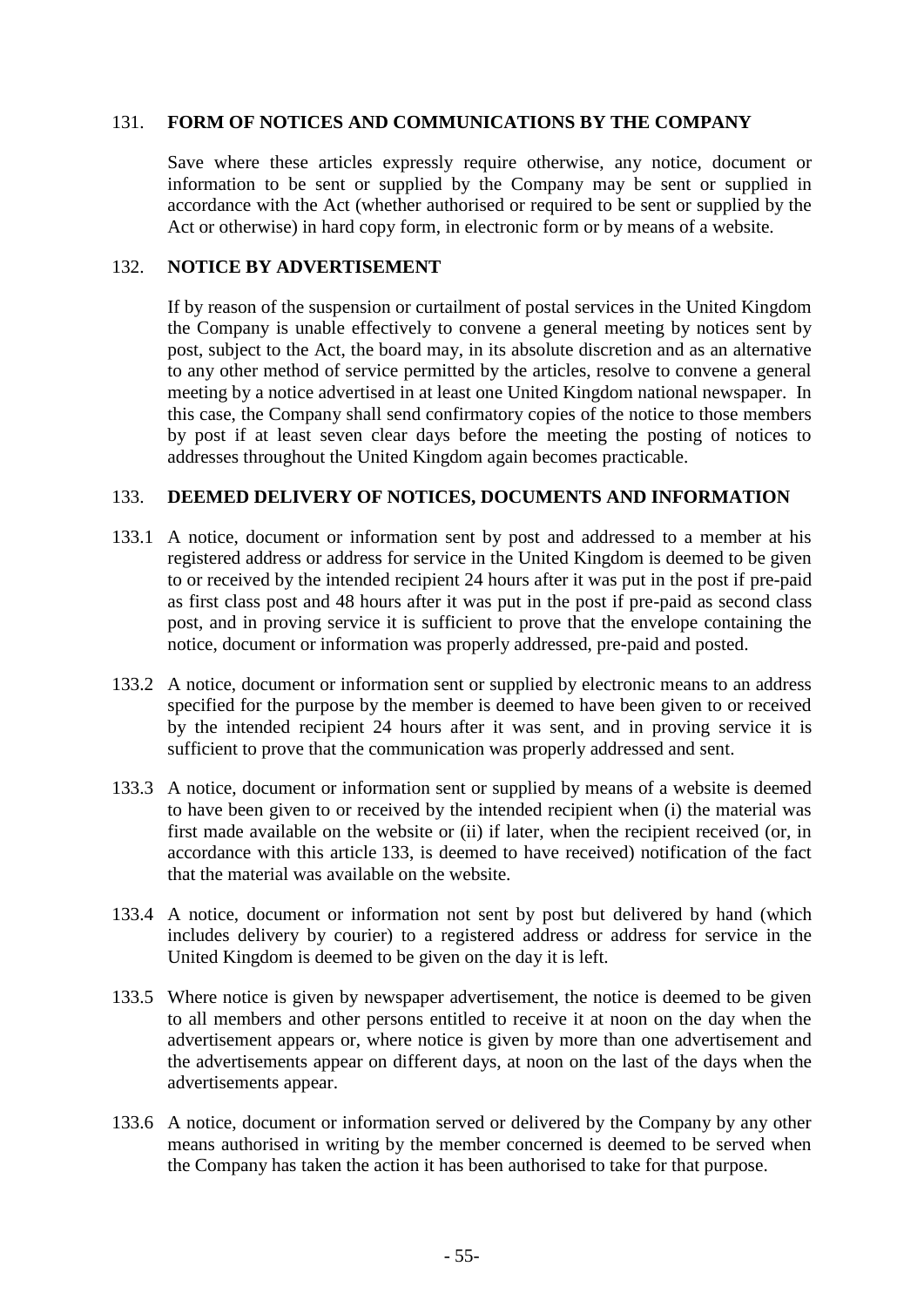## 131. FORM OF NOTICES AND COMMUNICATIONS BY THE COMPANY

Save where these articles expressly require otherwise, any notice, document or information to be sent or supplied by the Company may be sent or supplied in accordance with the Act (whether authorised or required to be sent or supplied by the Act or otherwise) in hard copy form, in electronic form or by means of a website.

## 132. NOTICE BY ADVERTISEMENT

If by reason of the suspension or curtailment of postal services in the United Kingdom the Company is unable effectively to convene a general meeting by notices sent by post, subject to the Act, the board may, in its absolute discretion and as an alternative to any other method of service permitted by the articles, resolve to convene a general meeting by a notice advertised in at least one United Kingdom national newspaper. In this case, the Company shall send confirmatory copies of the notice to those members by post if at least seven clear days before the meeting the posting of notices to addresses throughout the United Kingdom again becomes practicable.

## 133. DEEMED DELIVERY OF NOTICES, DOCUMENTS AND INFORMATION

133.1 A notice, document or information sent by post and addressed to a member at his registered address or address for service in the United Kingdom is deemed to be given to or received by the intended recipient 24 hours after it was put in the post if pre-paid as first class post and 48 hours after it was put in the post if pre-paid as second class post, and in proving service it is sufficient to prove that the envelope containing the notice, document or information was properly addressed, pre-paid and posted.

133.2 A notice, document or information sent or supplied by electronic means to an address specified for the purpose by the member is deemed to have been given to or received by the intended recipient 24 hours after it was sent, and in proving service it is sufficient to prove that the communication was properly addressed and sent.

133.3 A notice, document or information sent or supplied by means of a website is deemed to have been given to or received by the intended recipient when (i) the material was first made available on the website or (ii) if later, when the recipient received (or, in accordance with this article 133, is deemed to have received) notification of the fact that the material was available on the website.

133.4 A notice, document or information not sent by post but delivered by hand (which includes delivery by courier) to a registered address or address for service in the United Kingdom is deemed to be given on the day it is left.

133.5 Where notice is given by newspaper advertisement, the notice is deemed to be given to all members and other persons entitled to receive it at noon on the day when the advertisement appears or, where notice is given by more than one advertisement and the advertisements appear on different days, at noon on the last of the days when the advertisements appear.

133.6 A notice, document or information served or delivered by the Company by any other means authorised in writing by the member concerned is deemed to be served when the Company has taken the action it has been authorised to take for that purpose.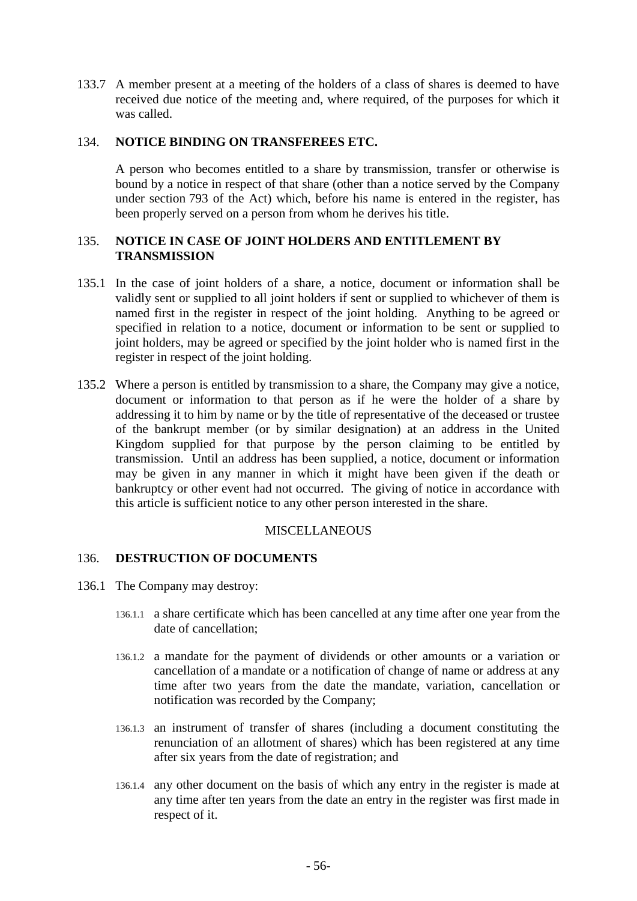133.7 A member present at a meeting of the holders of a class of shares is deemed to have received due notice of the meeting and, where required, of the purposes for which it was called.

### 134. NOTICE BINDING ON TRANSFEREES ETC.

A person who becomes entitled to a share by transmission, transfer or otherwise is bound by a notice in respect of that share (other than a notice served by the Company under section 793 of the Act) which, before his name is entered in the register, has been properly served on a person from whom he derives his title.

### 135. NOTICE IN CASE OF JOINT HOLDERS AND ENTITLEMENT BY TRANSMISSION

135.1 In the case of joint holders of a share, a notice, document or information shall be validly sent or supplied to all joint holders if sent or supplied to whichever of them is named first in the register in respect of the joint holding. Anything to be agreed or specified in relation to a notice, document or information to be sent or supplied to joint holders, may be agreed or specified by the joint holder who is named first in the register in respect of the joint holding.

135.2 Where a person is entitled by transmission to a share, the Company may give a notice, document or information to that person as if he were the holder of a share by addressing it to him by name or by the title of representative of the deceased or trustee of the bankrupt member (or by similar designation) at an address in the United Kingdom supplied for that purpose by the person claiming to be entitled by transmission. Until an address has been supplied, a notice, document or information may be given in any manner in which it might have been given if the death or bankruptcy or other event had not occurred. The giving of notice in accordance with this article is sufficient notice to any other person interested in the share.

MISCELLANEOUS

### 136. DESTRUCTION OF DOCUMENTS

136.1 The Company may destroy:

136.1.1 a share certificate which has been cancelled at any time after one year from the date of cancellation;

136.1.2 a mandate for the payment of dividends or other amounts or a variation or cancellation of a mandate or a notification of change of name or address at any time after two years from the date the mandate, variation, cancellation or notification was recorded by the Company;

136.1.3 an instrument of transfer of shares (including a document constituting the renunciation of an allotment of shares) which has been registered at any time after six years from the date of registration; and

136.1.4 any other document on the basis of which any entry in the register is made at any time after ten years from the date an entry in the register was first made in respect of it.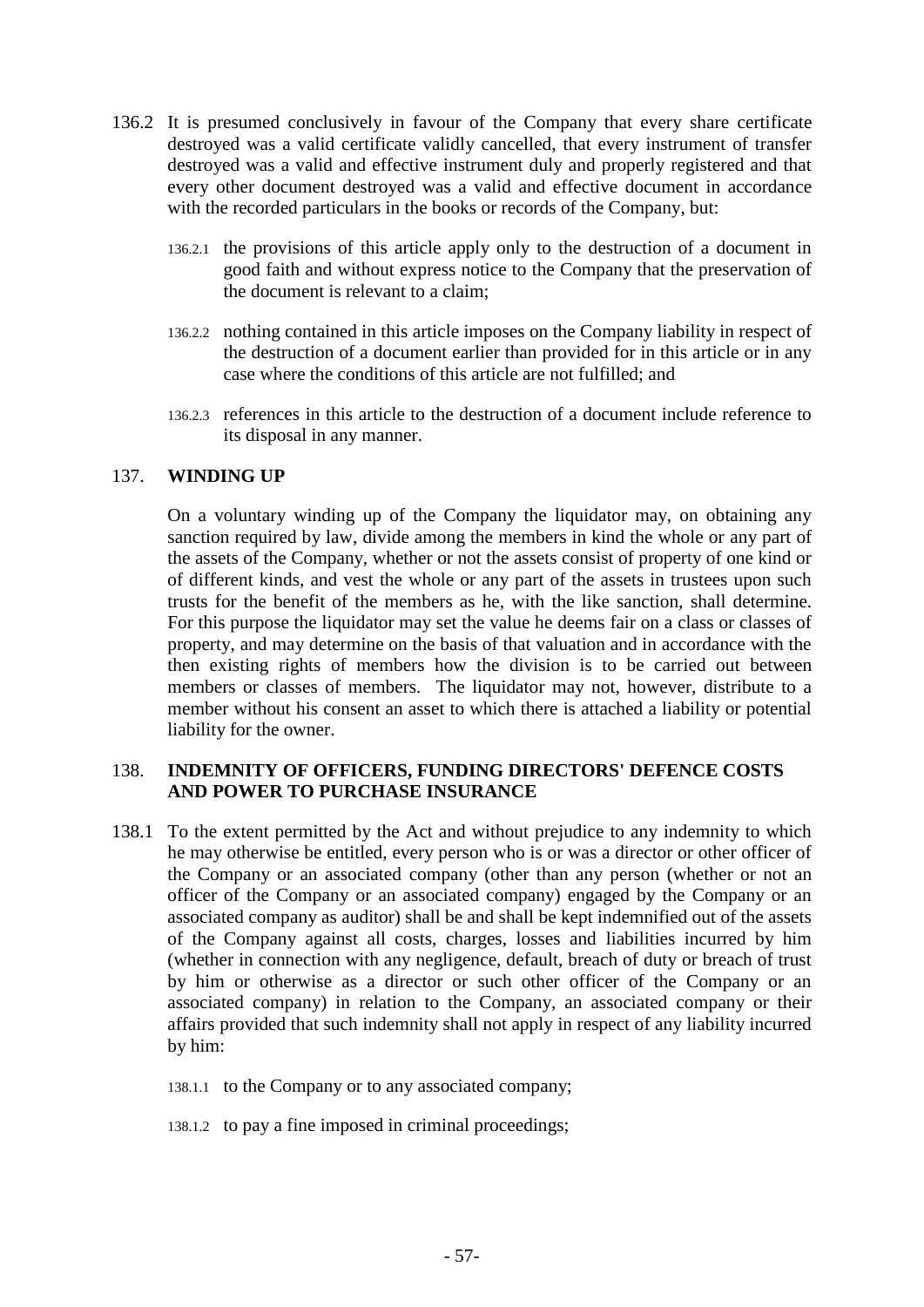136.2 It is presumed conclusively in favour of the Company that every share certificate destroyed was a valid certificate validly cancelled, that every instrument of transfer destroyed was a valid and effective instrument duly and properly registered and that every other document destroyed was a valid and effective document in accordance with the recorded particulars in the books or records of the Company, but:

136.2.1 the provisions of this article apply only to the destruction of a document in good faith and without express notice to the Company that the preservation of the document is relevant to a claim;

136.2.2 nothing contained in this article imposes on the Company liability in respect of the destruction of a document earlier than provided for in this article or in any case where the conditions of this article are not fulfilled; and

136.2.3 references in this article to the destruction of a document include reference to its disposal in any manner.

## 137. WINDING UP

On a voluntary winding up of the Company the liquidator may, on obtaining any sanction required by law, divide among the members in kind the whole or any part of the assets of the Company, whether or not the assets consist of property of one kind or of different kinds, and vest the whole or any part of the assets in trustees upon such trusts for the benefit of the members as he, with the like sanction, shall determine. For this purpose the liquidator may set the value he deems fair on a class or classes of property, and may determine on the basis of that valuation and in accordance with the then existing rights of members how the division is to be carried out between members or classes of members. The liquidator may not, however, distribute to a member without his consent an asset to which there is attached a liability or potential liability for the owner.

## 138. INDEMNITY OF OFFICERS, FUNDING DIRECTORS' DEFENCE COSTS AND POWER TO PURCHASE INSURANCE

138.1 To the extent permitted by the Act and without prejudice to any indemnity to which he may otherwise be entitled, every person who is or was a director or other officer of the Company or an associated company (other than any person (whether or not an officer of the Company or an associated company) engaged by the Company or an associated company as auditor) shall be and shall be kept indemnified out of the assets of the Company against all costs, charges, losses and liabilities incurred by him (whether in connection with any negligence, default, breach of duty or breach of trust by him or otherwise as a director or such other officer of the Company or an associated company) in relation to the Company, an associated company or their affairs provided that such indemnity shall not apply in respect of any liability incurred by him:

138.1.1 to the Company or to any associated company;

138.1.2 to pay a fine imposed in criminal proceedings;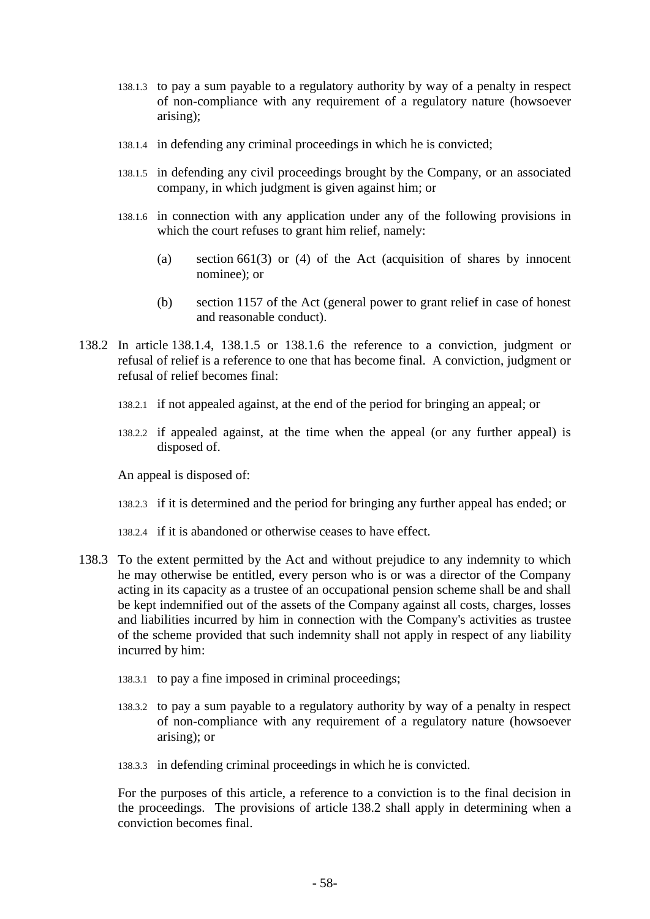138.1.3 to pay a sum payable to a regulatory authority by way of a penalty in respect of non-compliance with any requirement of a regulatory nature (howsoever arising);

138.1.4 in defending any criminal proceedings in which he is convicted;

138.1.5 in defending any civil proceedings brought by the Company, or an associated company, in which judgment is given against him; or

138.1.6 in connection with any application under any of the following provisions in which the court refuses to grant him relief, namely:

(a) section 661(3) or (4) of the Act (acquisition of shares by innocent nominee); or

(b) section 1157 of the Act (general power to grant relief in case of honest and reasonable conduct).

138.2 In article 138.1.4, 138.1.5 or 138.1.6 the reference to a conviction, judgment or refusal of relief is a reference to one that has become final. A conviction, judgment or refusal of relief becomes final:

138.2.1 if not appealed against, at the end of the period for bringing an appeal; or

138.2.2 if appealed against, at the time when the appeal (or any further appeal) is disposed of.

An appeal is disposed of:

138.2.3 if it is determined and the period for bringing any further appeal has ended; or

138.2.4 if it is abandoned or otherwise ceases to have effect.

138.3 To the extent permitted by the Act and without prejudice to any indemnity to which he may otherwise be entitled, every person who is or was a director of the Company acting in its capacity as a trustee of an occupational pension scheme shall be and shall be kept indemnified out of the assets of the Company against all costs, charges, losses and liabilities incurred by him in connection with the Company's activities as trustee of the scheme provided that such indemnity shall not apply in respect of any liability incurred by him:

138.3.1 to pay a fine imposed in criminal proceedings;

138.3.2 to pay a sum payable to a regulatory authority by way of a penalty in respect of non-compliance with any requirement of a regulatory nature (howsoever arising); or

138.3.3 in defending criminal proceedings in which he is convicted.

For the purposes of this article, a reference to a conviction is to the final decision in the proceedings. The provisions of article 138.2 shall apply in determining when a conviction becomes final.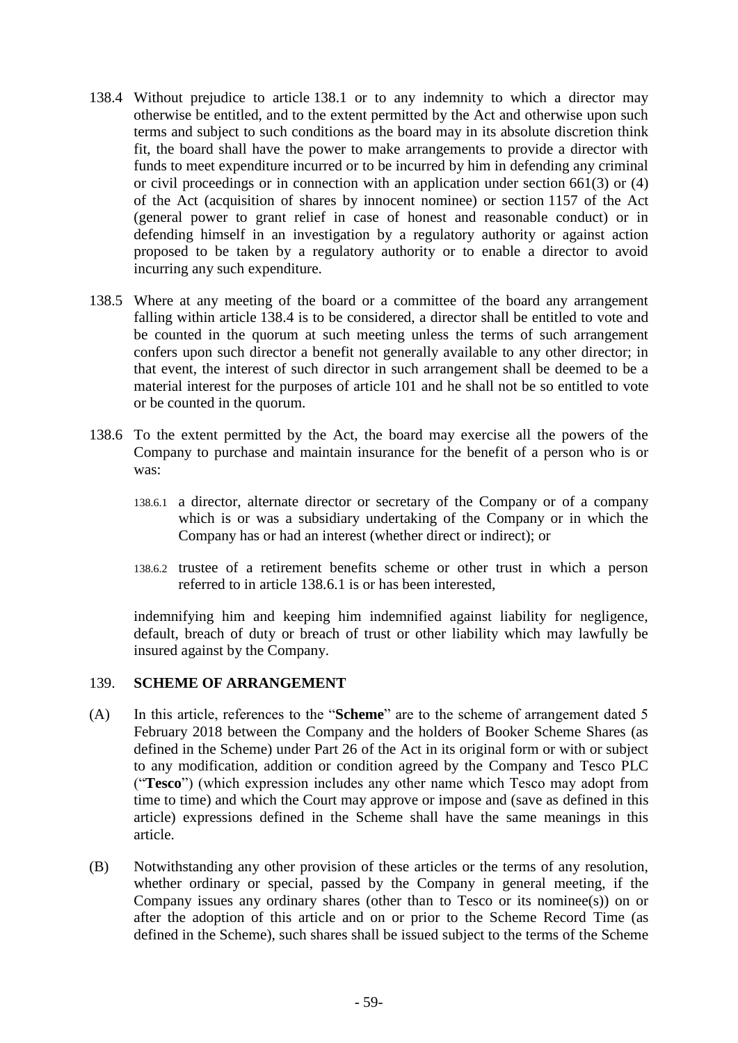138.4 Without prejudice to article 138.1 or to any indemnity to which a director may otherwise be entitled, and to the extent permitted by the Act and otherwise upon such terms and subject to such conditions as the board may in its absolute discretion think fit, the board shall have the power to make arrangements to provide a director with funds to meet expenditure incurred or to be incurred by him in defending any criminal or civil proceedings or in connection with an application under section 661(3) or (4) of the Act (acquisition of shares by innocent nominee) or section 1157 of the Act (general power to grant relief in case of honest and reasonable conduct) or in defending himself in an investigation by a regulatory authority or against action proposed to be taken by a regulatory authority or to enable a director to avoid incurring any such expenditure.

138.5 Where at any meeting of the board or a committee of the board any arrangement falling within article 138.4 is to be considered, a director shall be entitled to vote and be counted in the quorum at such meeting unless the terms of such arrangement confers upon such director a benefit not generally available to any other director; in that event, the interest of such director in such arrangement shall be deemed to be a material interest for the purposes of article 101 and he shall not be so entitled to vote or be counted in the quorum.

138.6 To the extent permitted by the Act, the board may exercise all the powers of the Company to purchase and maintain insurance for the benefit of a person who is or was:

138.6.1 a director, alternate director or secretary of the Company or of a company which is or was a subsidiary undertaking of the Company or in which the Company has or had an interest (whether direct or indirect); or

138.6.2 trustee of a retirement benefits scheme or other trust in which a person referred to in article 138.6.1 is or has been interested,

indemnifying him and keeping him indemnified against liability for negligence, default, breach of duty or breach of trust or other liability which may lawfully be insured against by the Company.

## 139. SCHEME OF ARRANGEMENT

(A) In this article, references to the "**Scheme**" are to the scheme of arrangement dated 5 February 2018 between the Company and the holders of Booker Scheme Shares (as defined in the Scheme) under Part 26 of the Act in its original form or with or subject to any modification, addition or condition agreed by the Company and Tesco PLC ("**Tesco**") (which expression includes any other name which Tesco may adopt from time to time) and which the Court may approve or impose and (save as defined in this article) expressions defined in the Scheme shall have the same meanings in this article.

(B) Notwithstanding any other provision of these articles or the terms of any resolution, whether ordinary or special, passed by the Company in general meeting, if the Company issues any ordinary shares (other than to Tesco or its nominee(s)) on or after the adoption of this article and on or prior to the Scheme Record Time (as defined in the Scheme), such shares shall be issued subject to the terms of the Scheme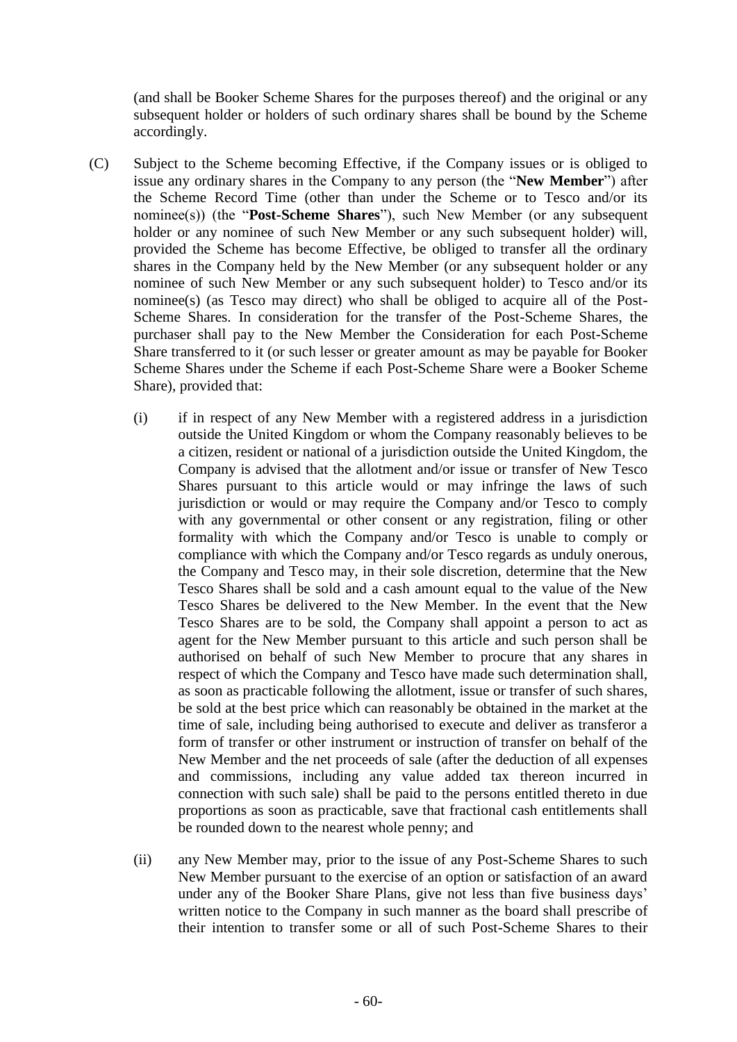(and shall be Booker Scheme Shares for the purposes thereof) and the original or any subsequent holder or holders of such ordinary shares shall be bound by the Scheme accordingly.

(C) Subject to the Scheme becoming Effective, if the Company issues or is obliged to issue any ordinary shares in the Company to any person (the "**New Member**") after the Scheme Record Time (other than under the Scheme or to Tesco and/or its nominee(s)) (the "**Post-Scheme Shares**"), such New Member (or any subsequent holder or any nominee of such New Member or any such subsequent holder) will, provided the Scheme has become Effective, be obliged to transfer all the ordinary shares in the Company held by the New Member (or any subsequent holder or any nominee of such New Member or any such subsequent holder) to Tesco and/or its nominee(s) (as Tesco may direct) who shall be obliged to acquire all of the Post-Scheme Shares. In consideration for the transfer of the Post-Scheme Shares, the purchaser shall pay to the New Member the Consideration for each Post-Scheme Share transferred to it (or such lesser or greater amount as may be payable for Booker Scheme Shares under the Scheme if each Post-Scheme Share were a Booker Scheme Share), provided that:

   (i) if in respect of any New Member with a registered address in a jurisdiction outside the United Kingdom or whom the Company reasonably believes to be a citizen, resident or national of a jurisdiction outside the United Kingdom, the Company is advised that the allotment and/or issue or transfer of New Tesco Shares pursuant to this article would or may infringe the laws of such jurisdiction or would or may require the Company and/or Tesco to comply with any governmental or other consent or any registration, filing or other formality with which the Company and/or Tesco is unable to comply or compliance with which the Company and/or Tesco regards as unduly onerous, the Company and Tesco may, in their sole discretion, determine that the New Tesco Shares shall be sold and a cash amount equal to the value of the New Tesco Shares be delivered to the New Member. In the event that the New Tesco Shares are to be sold, the Company shall appoint a person to act as agent for the New Member pursuant to this article and such person shall be authorised on behalf of such New Member to procure that any shares in respect of which the Company and Tesco have made such determination shall, as soon as practicable following the allotment, issue or transfer of such shares, be sold at the best price which can reasonably be obtained in the market at the time of sale, including being authorised to execute and deliver as transferor a form of transfer or other instrument or instruction of transfer on behalf of the New Member and the net proceeds of sale (after the deduction of all expenses and commissions, including any value added tax thereon incurred in connection with such sale) shall be paid to the persons entitled thereto in due proportions as soon as practicable, save that fractional cash entitlements shall be rounded down to the nearest whole penny; and

   (ii) any New Member may, prior to the issue of any Post-Scheme Shares to such New Member pursuant to the exercise of an option or satisfaction of an award under any of the Booker Share Plans, give not less than five business days' written notice to the Company in such manner as the board shall prescribe of their intention to transfer some or all of such Post-Scheme Shares to their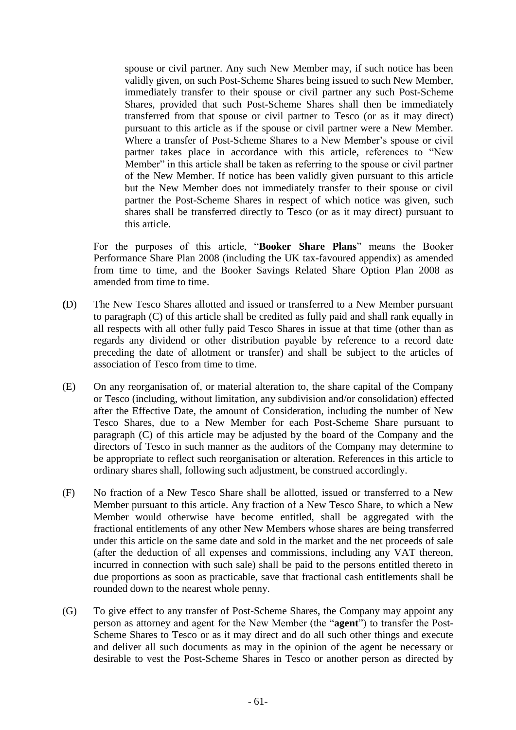spouse or civil partner. Any such New Member may, if such notice has been validly given, on such Post-Scheme Shares being issued to such New Member, immediately transfer to their spouse or civil partner any such Post-Scheme Shares, provided that such Post-Scheme Shares shall then be immediately transferred from that spouse or civil partner to Tesco (or as it may direct) pursuant to this article as if the spouse or civil partner were a New Member. Where a transfer of Post-Scheme Shares to a New Member's spouse or civil partner takes place in accordance with this article, references to "New Member" in this article shall be taken as referring to the spouse or civil partner of the New Member. If notice has been validly given pursuant to this article but the New Member does not immediately transfer to their spouse or civil partner the Post-Scheme Shares in respect of which notice was given, such shares shall be transferred directly to Tesco (or as it may direct) pursuant to this article.

For the purposes of this article, "**Booker Share Plans**" means the Booker Performance Share Plan 2008 (including the UK tax-favoured appendix) as amended from time to time, and the Booker Savings Related Share Option Plan 2008 as amended from time to time.

(D) The New Tesco Shares allotted and issued or transferred to a New Member pursuant to paragraph (C) of this article shall be credited as fully paid and shall rank equally in all respects with all other fully paid Tesco Shares in issue at that time (other than as regards any dividend or other distribution payable by reference to a record date preceding the date of allotment or transfer) and shall be subject to the articles of association of Tesco from time to time.

(E) On any reorganisation of, or material alteration to, the share capital of the Company or Tesco (including, without limitation, any subdivision and/or consolidation) effected after the Effective Date, the amount of Consideration, including the number of New Tesco Shares, due to a New Member for each Post-Scheme Share pursuant to paragraph (C) of this article may be adjusted by the board of the Company and the directors of Tesco in such manner as the auditors of the Company may determine to be appropriate to reflect such reorganisation or alteration. References in this article to ordinary shares shall, following such adjustment, be construed accordingly.

(F) No fraction of a New Tesco Share shall be allotted, issued or transferred to a New Member pursuant to this article. Any fraction of a New Tesco Share, to which a New Member would otherwise have become entitled, shall be aggregated with the fractional entitlements of any other New Members whose shares are being transferred under this article on the same date and sold in the market and the net proceeds of sale (after the deduction of all expenses and commissions, including any VAT thereon, incurred in connection with such sale) shall be paid to the persons entitled thereto in due proportions as soon as practicable, save that fractional cash entitlements shall be rounded down to the nearest whole penny.

(G) To give effect to any transfer of Post-Scheme Shares, the Company may appoint any person as attorney and agent for the New Member (the "**agent**") to transfer the Post-Scheme Shares to Tesco or as it may direct and do all such other things and execute and deliver all such documents as may in the opinion of the agent be necessary or desirable to vest the Post-Scheme Shares in Tesco or another person as directed by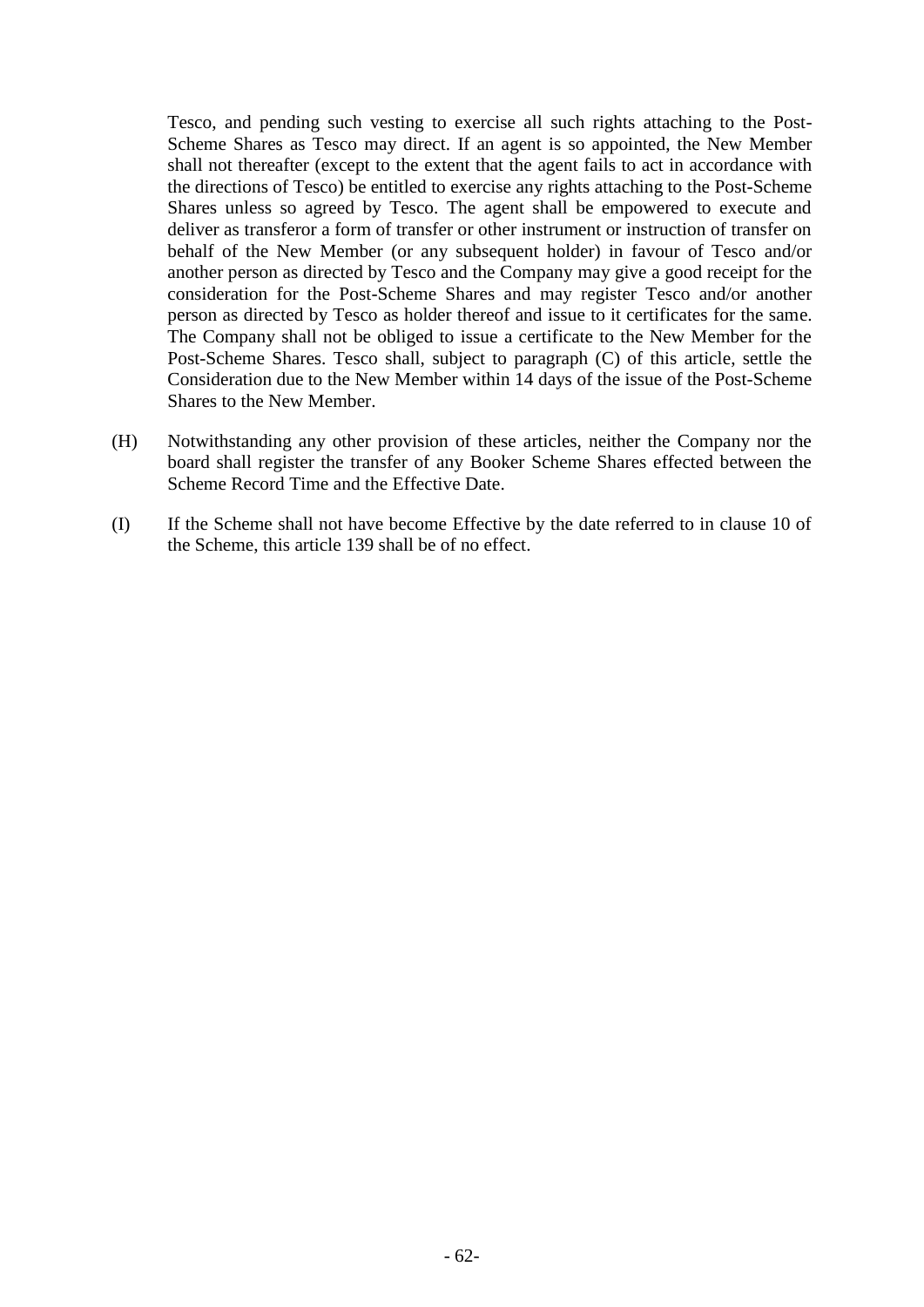Tesco, and pending such vesting to exercise all such rights attaching to the Post-Scheme Shares as Tesco may direct. If an agent is so appointed, the New Member shall not thereafter (except to the extent that the agent fails to act in accordance with the directions of Tesco) be entitled to exercise any rights attaching to the Post-Scheme Shares unless so agreed by Tesco. The agent shall be empowered to execute and deliver as transferor a form of transfer or other instrument or instruction of transfer on behalf of the New Member (or any subsequent holder) in favour of Tesco and/or another person as directed by Tesco and the Company may give a good receipt for the consideration for the Post-Scheme Shares and may register Tesco and/or another person as directed by Tesco as holder thereof and issue to it certificates for the same. The Company shall not be obliged to issue a certificate to the New Member for the Post-Scheme Shares. Tesco shall, subject to paragraph (C) of this article, settle the Consideration due to the New Member within 14 days of the issue of the Post-Scheme Shares to the New Member.

(H) Notwithstanding any other provision of these articles, neither the Company nor the board shall register the transfer of any Booker Scheme Shares effected between the Scheme Record Time and the Effective Date.

(I) If the Scheme shall not have become Effective by the date referred to in clause 10 of the Scheme, this article 139 shall be of no effect.